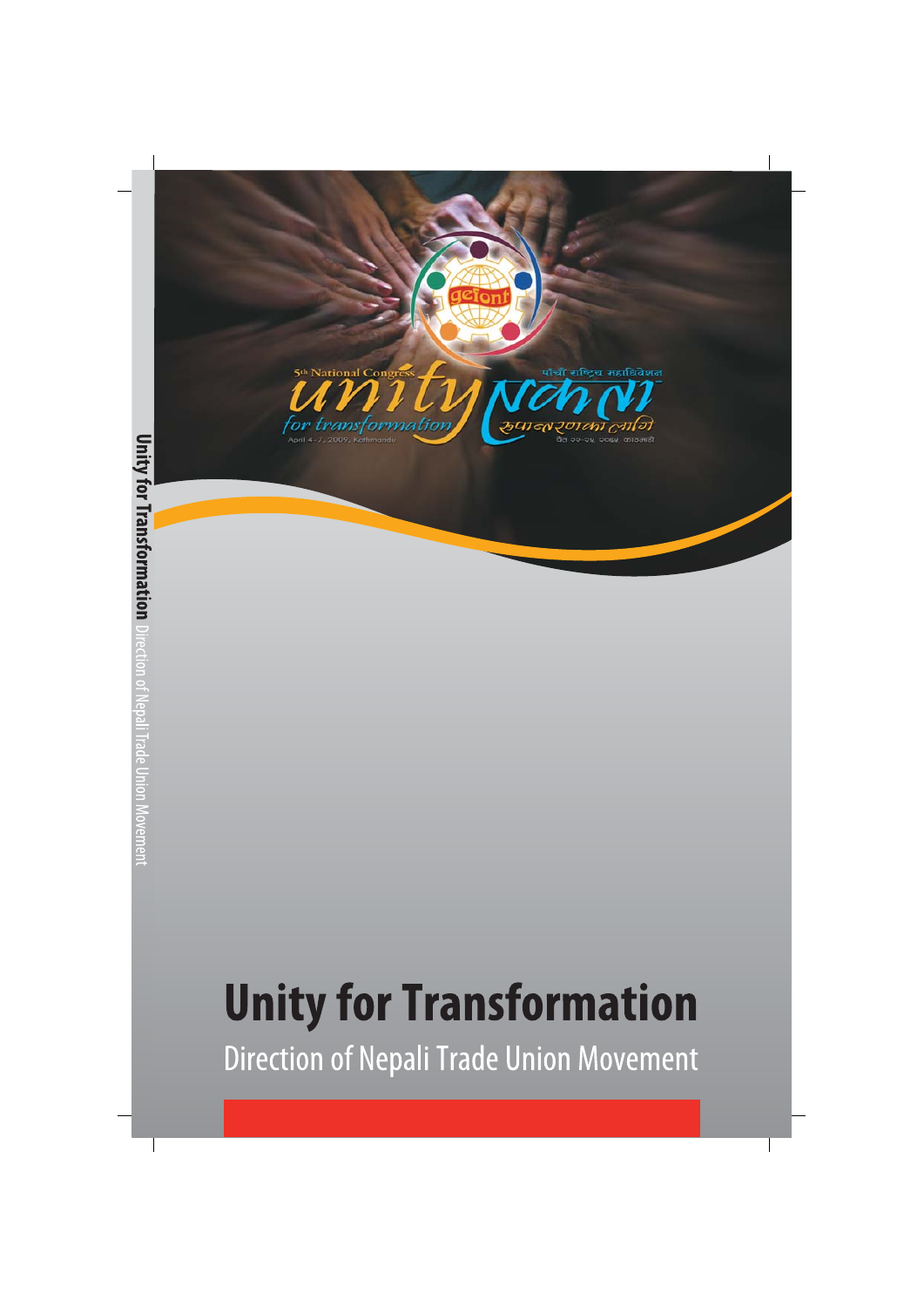5th National Congress

unity एकता

for transformation रूपान्तरणका लागि

April 4 - 7, 2009, Kathmandu

पाँचौं राष्ट्रिय महाधिवेशन

चैत २२-२५, २०६५, काठमाडौं

# Unity for Transformation

## Direction of Nepali Trade Union Movement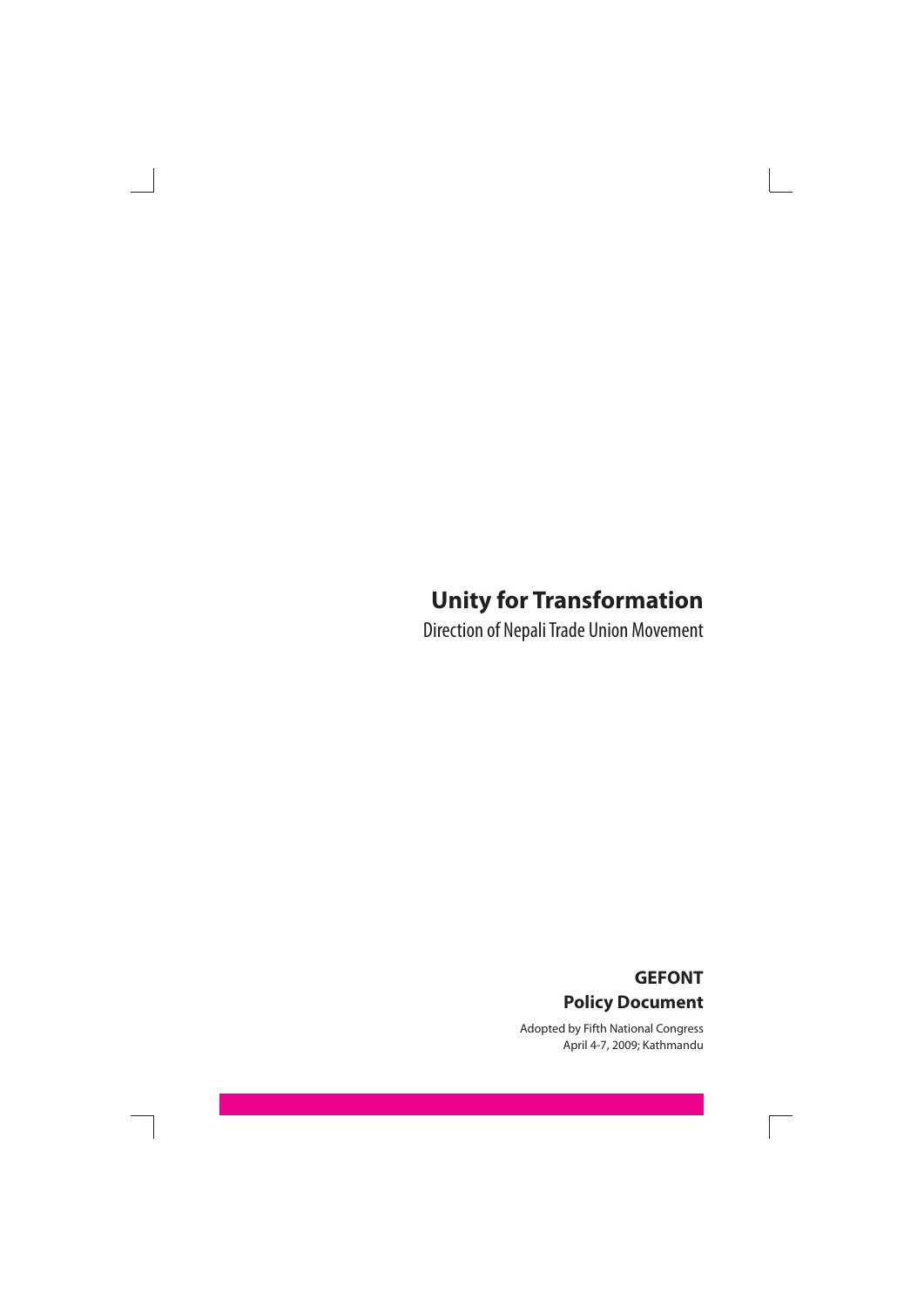# Unity for Transformation

Direction of Nepali Trade Union Movement

**GEFONT**

**Policy Document**

Adopted by Fifth National Congress
April 4-7, 2009; Kathmandu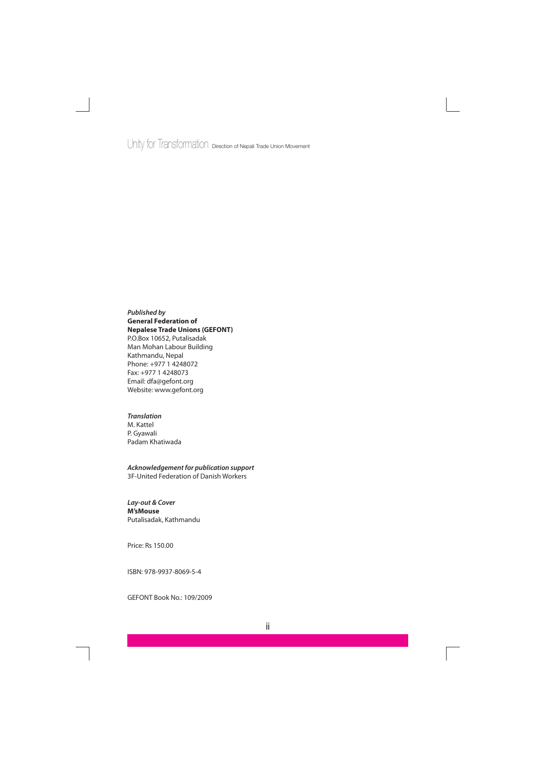Unity for Transformation Direction of Nepali Trade Union Movement

***Published by***
**General Federation of**
**Nepalese Trade Unions (GEFONT)**
P.O.Box 10652, Putalisadak
Man Mohan Labour Building
Kathmandu, Nepal
Phone: +977 1 4248072
Fax: +977 1 4248073
Email: dfa@gefont.org
Website: www.gefont.org

***Translation***
M. Kattel
P. Gyawali
Padam Khatiwada

***Acknowledgement for publication support***
3F-United Federation of Danish Workers

***Lay-out & Cover***
**M'sMouse**
Putalisadak, Kathmandu

Price: Rs 150.00

ISBN: 978-9937-8069-5-4

GEFONT Book No.: 109/2009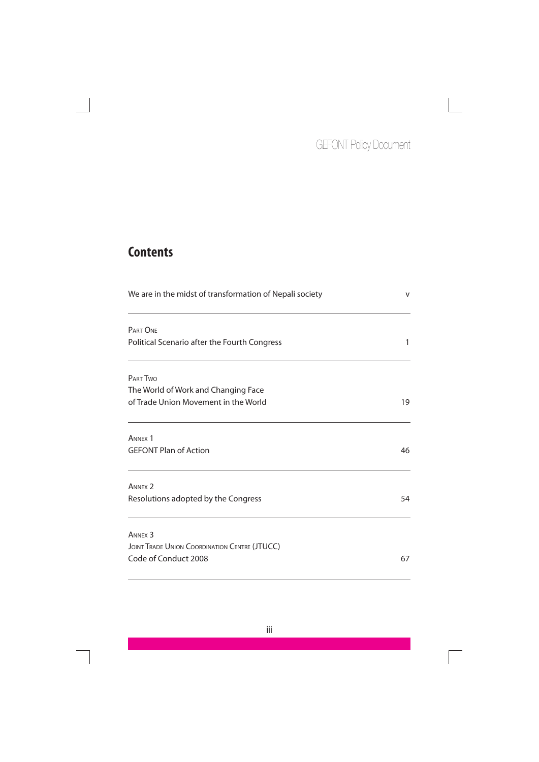## Contents

We are in the midst of transformation of Nepali society ... v

PART ONE
Political Scenario after the Fourth Congress ... 1

PART TWO
The World of Work and Changing Face of Trade Union Movement in the World ... 19

ANNEX 1
GEFONT Plan of Action ... 46

ANNEX 2
Resolutions adopted by the Congress ... 54

ANNEX 3
JOINT TRADE UNION COORDINATION CENTRE (JTUCC)
Code of Conduct 2008 ... 67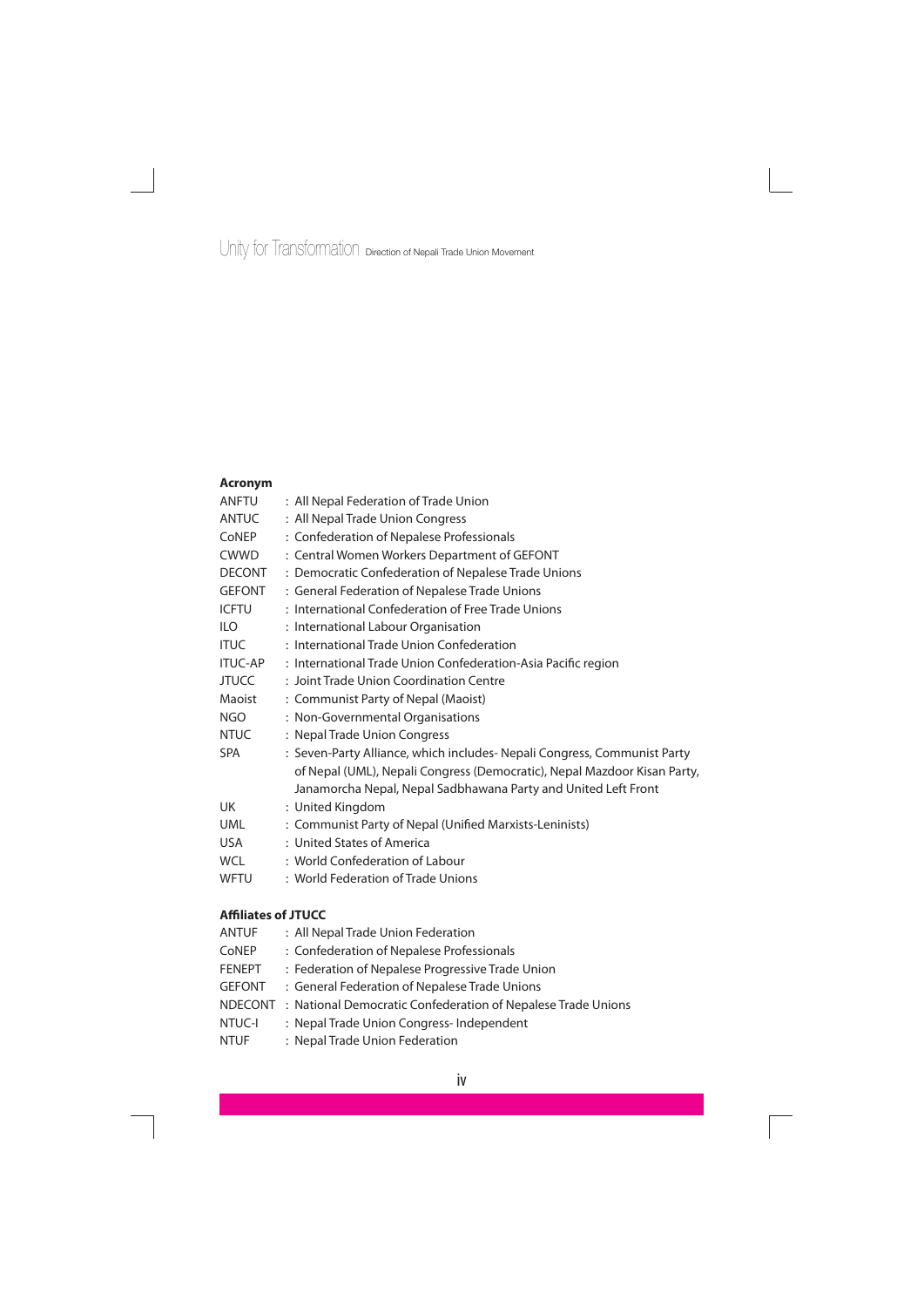**Acronym**

| | |
|---|---|
| ANFTU | : All Nepal Federation of Trade Union |
| ANTUC | : All Nepal Trade Union Congress |
| CoNEP | : Confederation of Nepalese Professionals |
| CWWD | : Central Women Workers Department of GEFONT |
| DECONT | : Democratic Confederation of Nepalese Trade Unions |
| GEFONT | : General Federation of Nepalese Trade Unions |
| ICFTU | : International Confederation of Free Trade Unions |
| ILO | : International Labour Organisation |
| ITUC | : International Trade Union Confederation |
| ITUC-AP | : International Trade Union Confederation-Asia Pacific region |
| JTUCC | : Joint Trade Union Coordination Centre |
| Maoist | : Communist Party of Nepal (Maoist) |
| NGO | : Non-Governmental Organisations |
| NTUC | : Nepal Trade Union Congress |
| SPA | : Seven-Party Alliance, which includes- Nepali Congress, Communist Party of Nepal (UML), Nepali Congress (Democratic), Nepal Mazdoor Kisan Party, Janamorcha Nepal, Nepal Sadbhawana Party and United Left Front |
| UK | : United Kingdom |
| UML | : Communist Party of Nepal (Unified Marxists-Leninists) |
| USA | : United States of America |
| WCL | : World Confederation of Labour |
| WFTU | : World Federation of Trade Unions |

**Affiliates of JTUCC**

| | |
|---|---|
| ANTUF | : All Nepal Trade Union Federation |
| CoNEP | : Confederation of Nepalese Professionals |
| FENEPT | : Federation of Nepalese Progressive Trade Union |
| GEFONT | : General Federation of Nepalese Trade Unions |
| NDECONT | : National Democratic Confederation of Nepalese Trade Unions |
| NTUC-I | : Nepal Trade Union Congress- Independent |
| NTUF | : Nepal Trade Union Federation |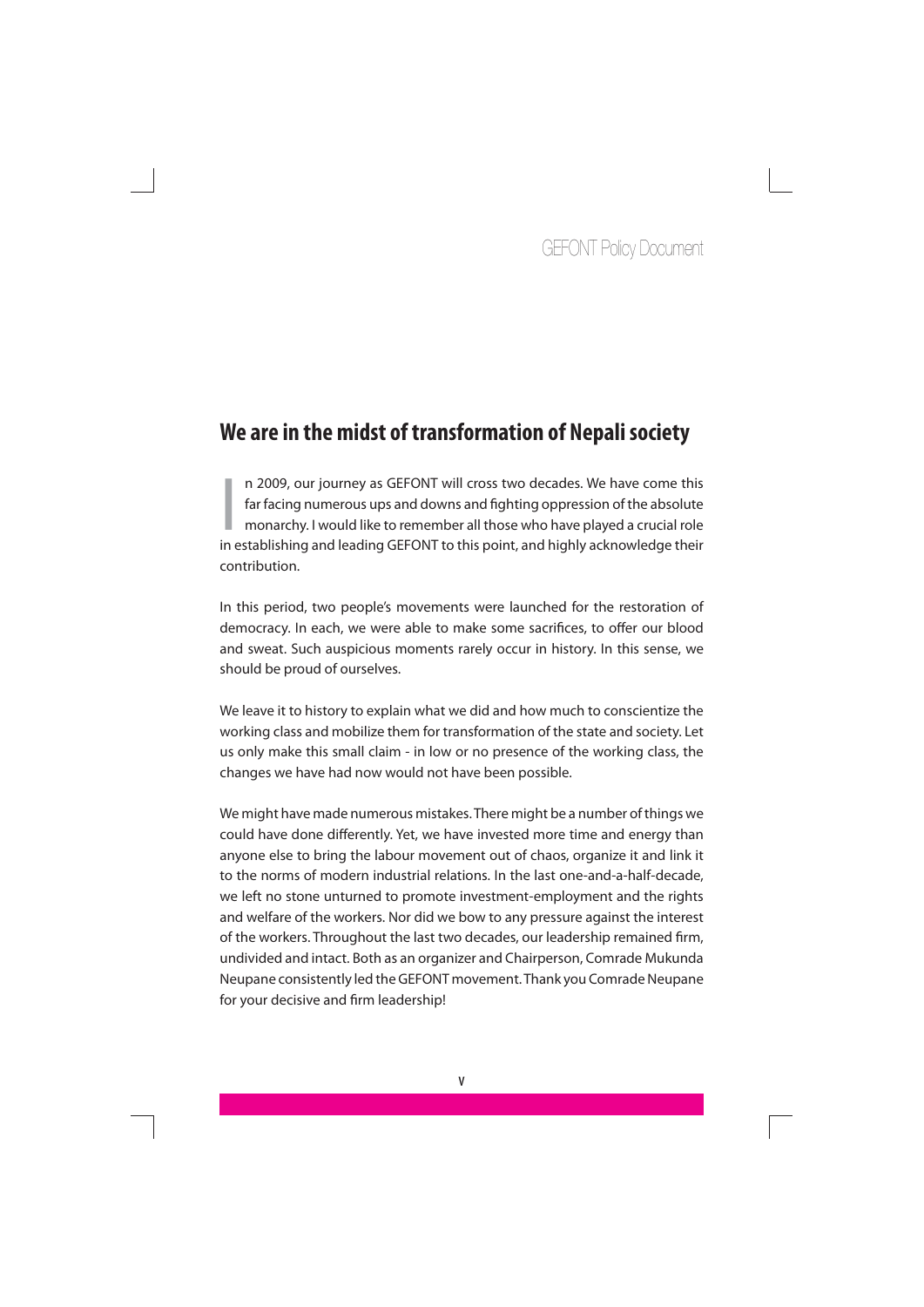## We are in the midst of transformation of Nepali society

In 2009, our journey as GEFONT will cross two decades. We have come this far facing numerous ups and downs and fighting oppression of the absolute monarchy. I would like to remember all those who have played a crucial role in establishing and leading GEFONT to this point, and highly acknowledge their contribution.

In this period, two people's movements were launched for the restoration of democracy. In each, we were able to make some sacrifices, to offer our blood and sweat. Such auspicious moments rarely occur in history. In this sense, we should be proud of ourselves.

We leave it to history to explain what we did and how much to conscientize the working class and mobilize them for transformation of the state and society. Let us only make this small claim - in low or no presence of the working class, the changes we have had now would not have been possible.

We might have made numerous mistakes. There might be a number of things we could have done differently. Yet, we have invested more time and energy than anyone else to bring the labour movement out of chaos, organize it and link it to the norms of modern industrial relations. In the last one-and-a-half-decade, we left no stone unturned to promote investment-employment and the rights and welfare of the workers. Nor did we bow to any pressure against the interest of the workers. Throughout the last two decades, our leadership remained firm, undivided and intact. Both as an organizer and Chairperson, Comrade Mukunda Neupane consistently led the GEFONT movement. Thank you Comrade Neupane for your decisive and firm leadership!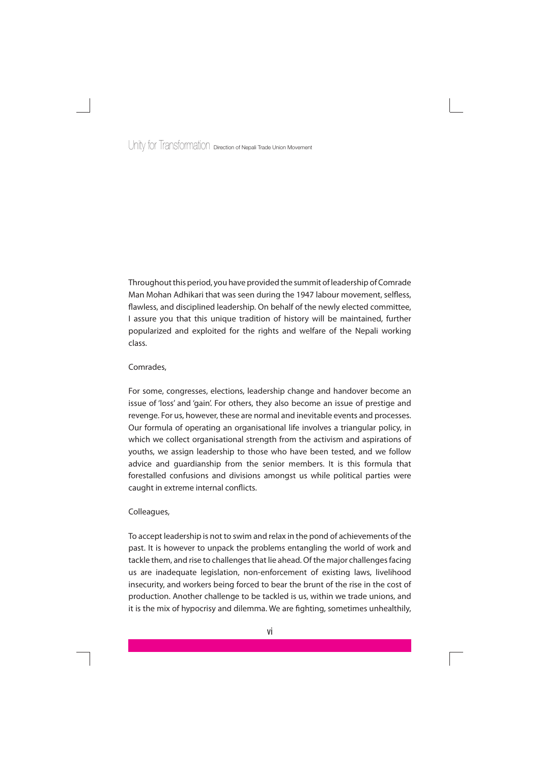Throughout this period, you have provided the summit of leadership of Comrade Man Mohan Adhikari that was seen during the 1947 labour movement, selfless, flawless, and disciplined leadership. On behalf of the newly elected committee, I assure you that this unique tradition of history will be maintained, further popularized and exploited for the rights and welfare of the Nepali working class.

Comrades,

For some, congresses, elections, leadership change and handover become an issue of 'loss' and 'gain'. For others, they also become an issue of prestige and revenge. For us, however, these are normal and inevitable events and processes. Our formula of operating an organisational life involves a triangular policy, in which we collect organisational strength from the activism and aspirations of youths, we assign leadership to those who have been tested, and we follow advice and guardianship from the senior members. It is this formula that forestalled confusions and divisions amongst us while political parties were caught in extreme internal conflicts.

Colleagues,

To accept leadership is not to swim and relax in the pond of achievements of the past. It is however to unpack the problems entangling the world of work and tackle them, and rise to challenges that lie ahead. Of the major challenges facing us are inadequate legislation, non-enforcement of existing laws, livelihood insecurity, and workers being forced to bear the brunt of the rise in the cost of production. Another challenge to be tackled is us, within we trade unions, and it is the mix of hypocrisy and dilemma. We are fighting, sometimes unhealthily,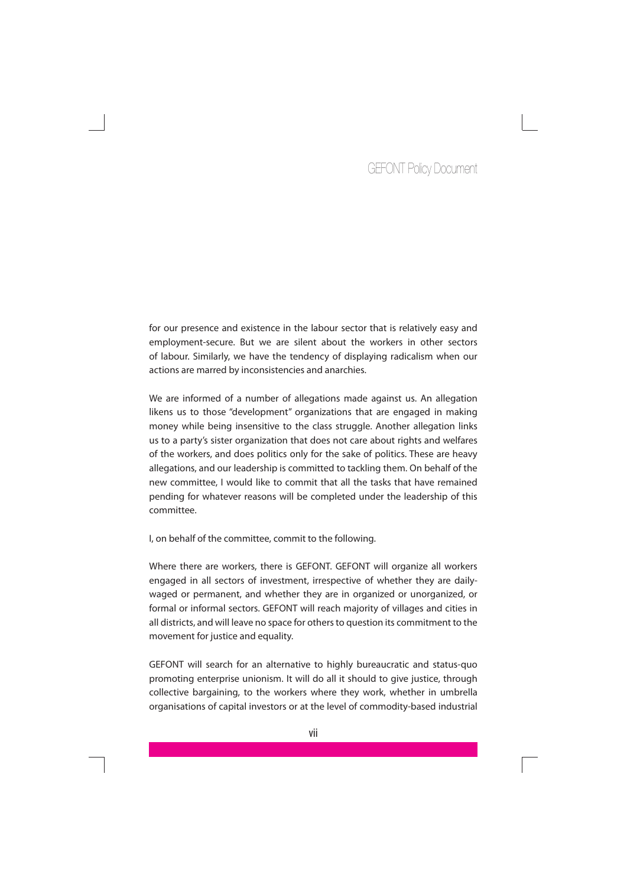for our presence and existence in the labour sector that is relatively easy and employment-secure. But we are silent about the workers in other sectors of labour. Similarly, we have the tendency of displaying radicalism when our actions are marred by inconsistencies and anarchies.

We are informed of a number of allegations made against us. An allegation likens us to those "development" organizations that are engaged in making money while being insensitive to the class struggle. Another allegation links us to a party's sister organization that does not care about rights and welfares of the workers, and does politics only for the sake of politics. These are heavy allegations, and our leadership is committed to tackling them. On behalf of the new committee, I would like to commit that all the tasks that have remained pending for whatever reasons will be completed under the leadership of this committee.

I, on behalf of the committee, commit to the following.

Where there are workers, there is GEFONT. GEFONT will organize all workers engaged in all sectors of investment, irrespective of whether they are daily-waged or permanent, and whether they are in organized or unorganized, or formal or informal sectors. GEFONT will reach majority of villages and cities in all districts, and will leave no space for others to question its commitment to the movement for justice and equality.

GEFONT will search for an alternative to highly bureaucratic and status-quo promoting enterprise unionism. It will do all it should to give justice, through collective bargaining, to the workers where they work, whether in umbrella organisations of capital investors or at the level of commodity-based industrial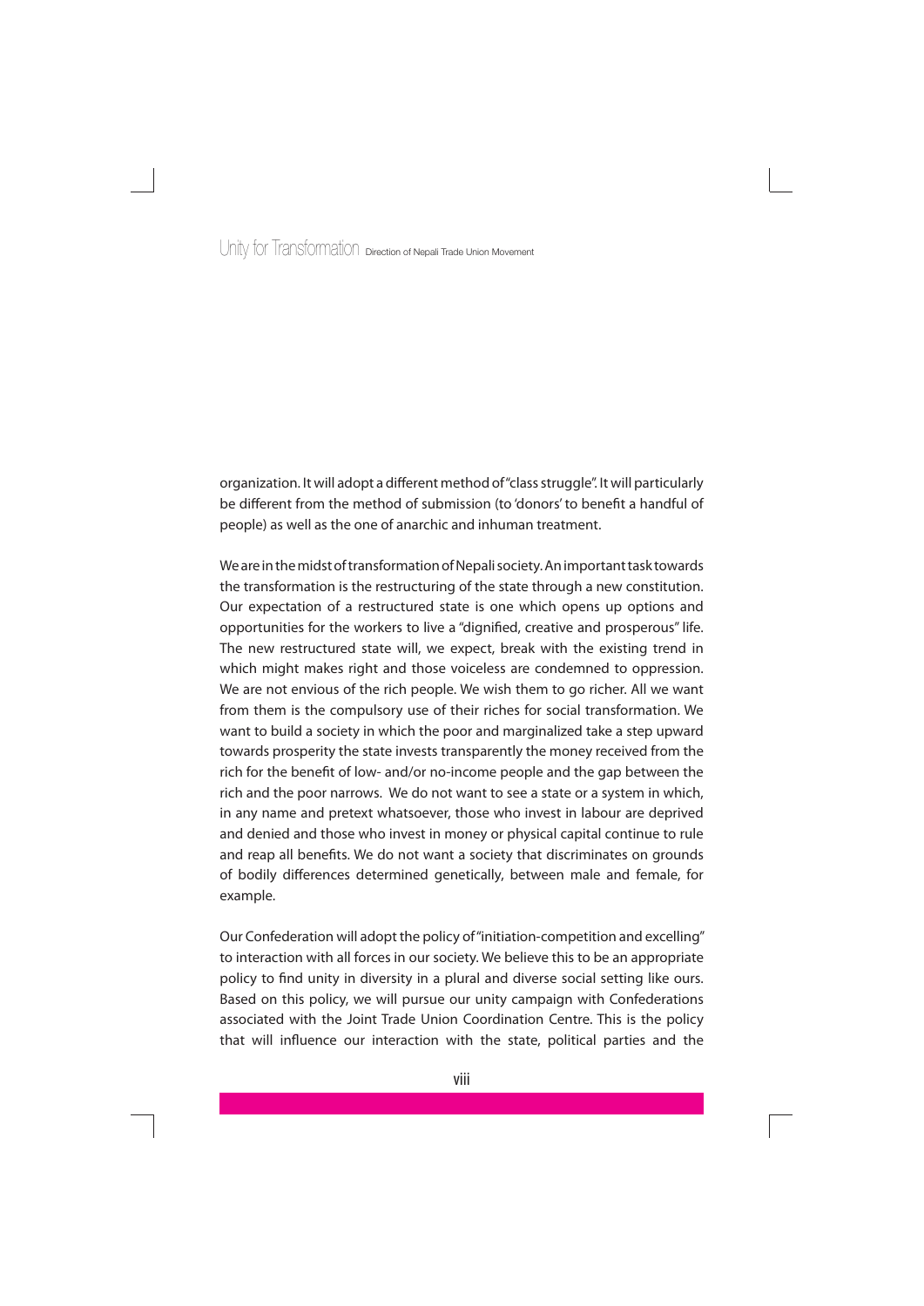organization. It will adopt a different method of "class struggle". It will particularly be different from the method of submission (to 'donors' to benefit a handful of people) as well as the one of anarchic and inhuman treatment.

We are in the midst of transformation of Nepali society. An important task towards the transformation is the restructuring of the state through a new constitution. Our expectation of a restructured state is one which opens up options and opportunities for the workers to live a "dignified, creative and prosperous" life. The new restructured state will, we expect, break with the existing trend in which might makes right and those voiceless are condemned to oppression. We are not envious of the rich people. We wish them to go richer. All we want from them is the compulsory use of their riches for social transformation. We want to build a society in which the poor and marginalized take a step upward towards prosperity the state invests transparently the money received from the rich for the benefit of low- and/or no-income people and the gap between the rich and the poor narrows. We do not want to see a state or a system in which, in any name and pretext whatsoever, those who invest in labour are deprived and denied and those who invest in money or physical capital continue to rule and reap all benefits. We do not want a society that discriminates on grounds of bodily differences determined genetically, between male and female, for example.

Our Confederation will adopt the policy of "initiation-competition and excelling" to interaction with all forces in our society. We believe this to be an appropriate policy to find unity in diversity in a plural and diverse social setting like ours. Based on this policy, we will pursue our unity campaign with Confederations associated with the Joint Trade Union Coordination Centre. This is the policy that will influence our interaction with the state, political parties and the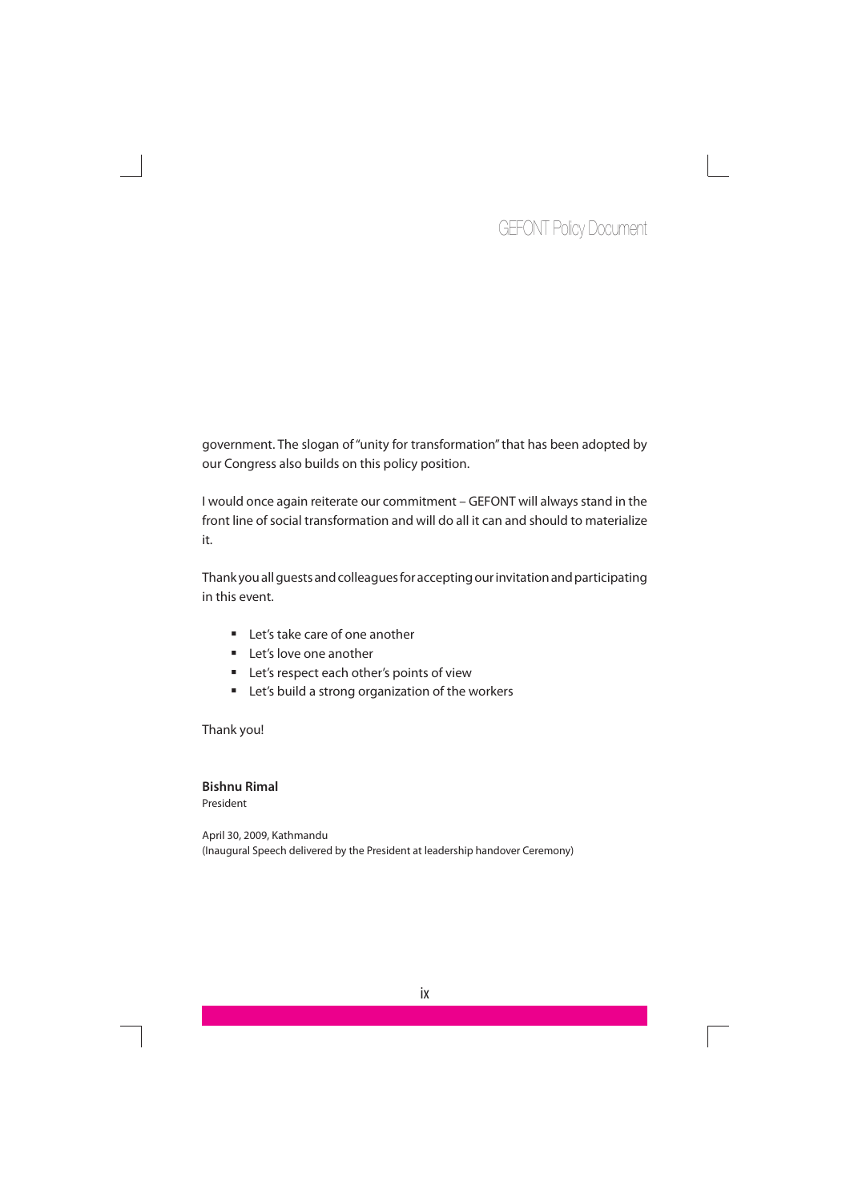government. The slogan of "unity for transformation" that has been adopted by our Congress also builds on this policy position.

I would once again reiterate our commitment – GEFONT will always stand in the front line of social transformation and will do all it can and should to materialize it.

Thank you all guests and colleagues for accepting our invitation and participating in this event.

- Let's take care of one another
- Let's love one another
- Let's respect each other's points of view
- Let's build a strong organization of the workers

Thank you!

**Bishnu Rimal**
President

April 30, 2009, Kathmandu
(Inaugural Speech delivered by the President at leadership handover Ceremony)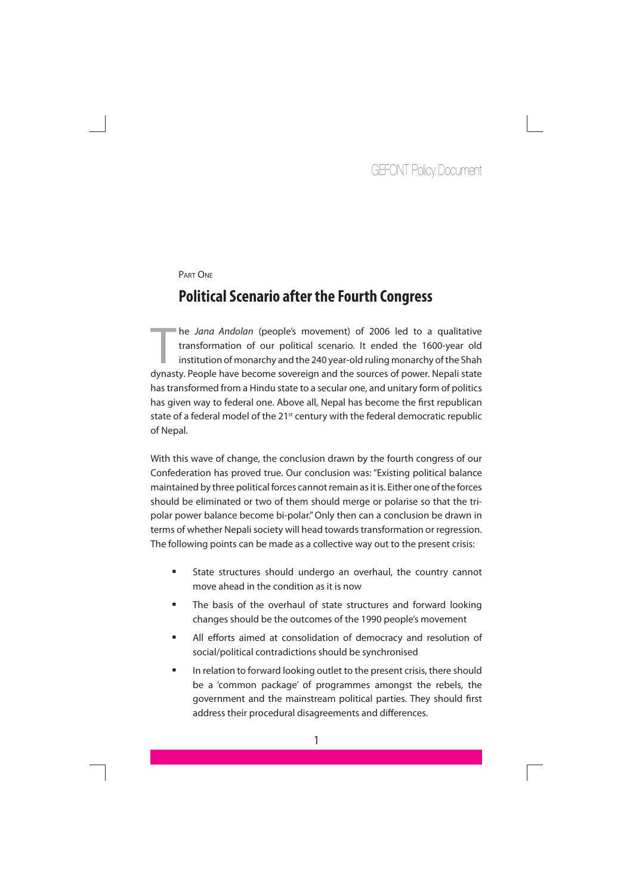PART ONE

## Political Scenario after the Fourth Congress

The *Jana Andolan* (people's movement) of 2006 led to a qualitative transformation of our political scenario. It ended the 1600-year old institution of monarchy and the 240 year-old ruling monarchy of the Shah dynasty. People have become sovereign and the sources of power. Nepali state has transformed from a Hindu state to a secular one, and unitary form of politics has given way to federal one. Above all, Nepal has become the first republican state of a federal model of the 21st century with the federal democratic republic of Nepal.

With this wave of change, the conclusion drawn by the fourth congress of our Confederation has proved true. Our conclusion was: "Existing political balance maintained by three political forces cannot remain as it is. Either one of the forces should be eliminated or two of them should merge or polarise so that the tri-polar power balance become bi-polar." Only then can a conclusion be drawn in terms of whether Nepali society will head towards transformation or regression. The following points can be made as a collective way out to the present crisis:

- State structures should undergo an overhaul, the country cannot move ahead in the condition as it is now
- The basis of the overhaul of state structures and forward looking changes should be the outcomes of the 1990 people's movement
- All efforts aimed at consolidation of democracy and resolution of social/political contradictions should be synchronised
- In relation to forward looking outlet to the present crisis, there should be a 'common package' of programmes amongst the rebels, the government and the mainstream political parties. They should first address their procedural disagreements and differences.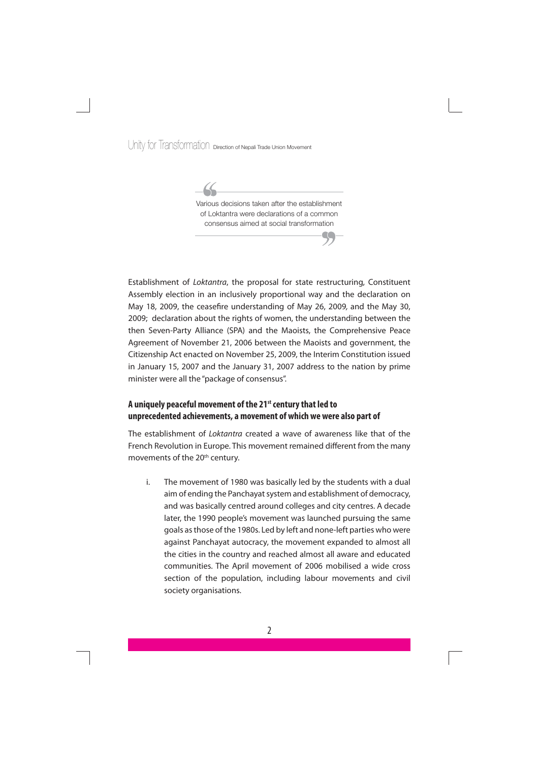> Various decisions taken after the establishment of Loktantra were declarations of a common consensus aimed at social transformation

Establishment of *Loktantra*, the proposal for state restructuring, Constituent Assembly election in an inclusively proportional way and the declaration on May 18, 2009, the ceasefire understanding of May 26, 2009, and the May 30, 2009; declaration about the rights of women, the understanding between the then Seven-Party Alliance (SPA) and the Maoists, the Comprehensive Peace Agreement of November 21, 2006 between the Maoists and government, the Citizenship Act enacted on November 25, 2009, the Interim Constitution issued in January 15, 2007 and the January 31, 2007 address to the nation by prime minister were all the "package of consensus".

### A uniquely peaceful movement of the 21st century that led to unprecedented achievements, a movement of which we were also part of

The establishment of *Loktantra* created a wave of awareness like that of the French Revolution in Europe. This movement remained different from the many movements of the 20th century.

i. The movement of 1980 was basically led by the students with a dual aim of ending the Panchayat system and establishment of democracy, and was basically centred around colleges and city centres. A decade later, the 1990 people's movement was launched pursuing the same goals as those of the 1980s. Led by left and none-left parties who were against Panchayat autocracy, the movement expanded to almost all the cities in the country and reached almost all aware and educated communities. The April movement of 2006 mobilised a wide cross section of the population, including labour movements and civil society organisations.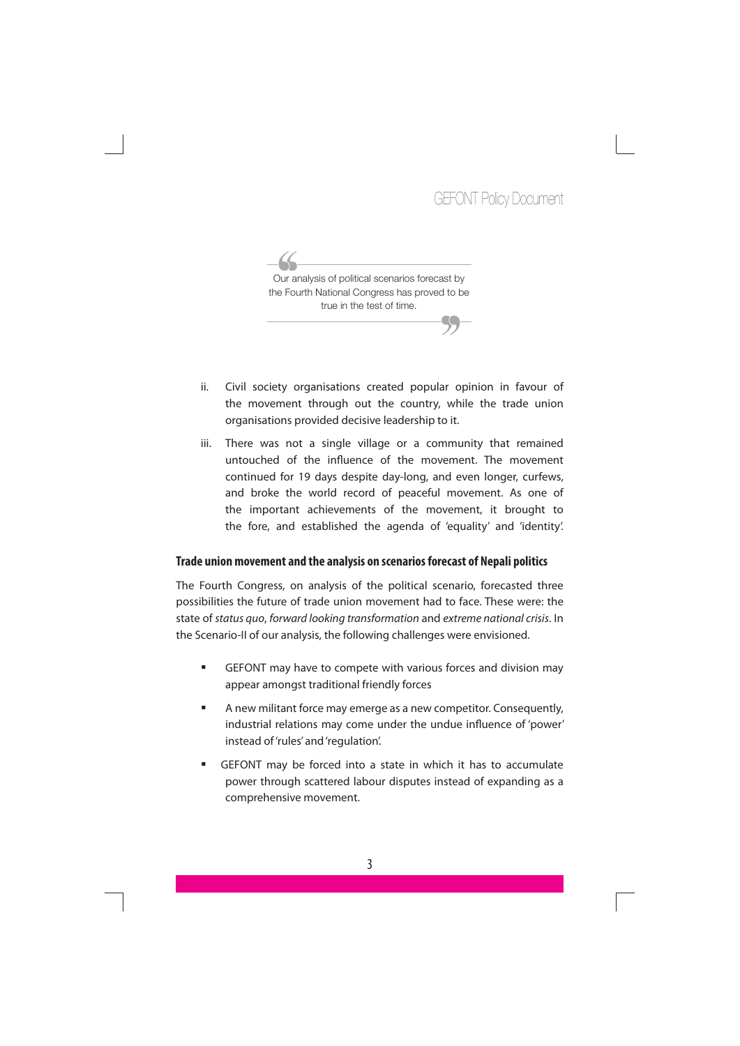> Our analysis of political scenarios forecast by the Fourth National Congress has proved to be true in the test of time.

ii. Civil society organisations created popular opinion in favour of the movement through out the country, while the trade union organisations provided decisive leadership to it.

iii. There was not a single village or a community that remained untouched of the influence of the movement. The movement continued for 19 days despite day-long, and even longer, curfews, and broke the world record of peaceful movement. As one of the important achievements of the movement, it brought to the fore, and established the agenda of 'equality' and 'identity'.

### Trade union movement and the analysis on scenarios forecast of Nepali politics

The Fourth Congress, on analysis of the political scenario, forecasted three possibilities the future of trade union movement had to face. These were: the state of *status quo*, *forward looking transformation* and *extreme national crisis*. In the Scenario-II of our analysis, the following challenges were envisioned.

- GEFONT may have to compete with various forces and division may appear amongst traditional friendly forces
- A new militant force may emerge as a new competitor. Consequently, industrial relations may come under the undue influence of 'power' instead of 'rules' and 'regulation'.
- GEFONT may be forced into a state in which it has to accumulate power through scattered labour disputes instead of expanding as a comprehensive movement.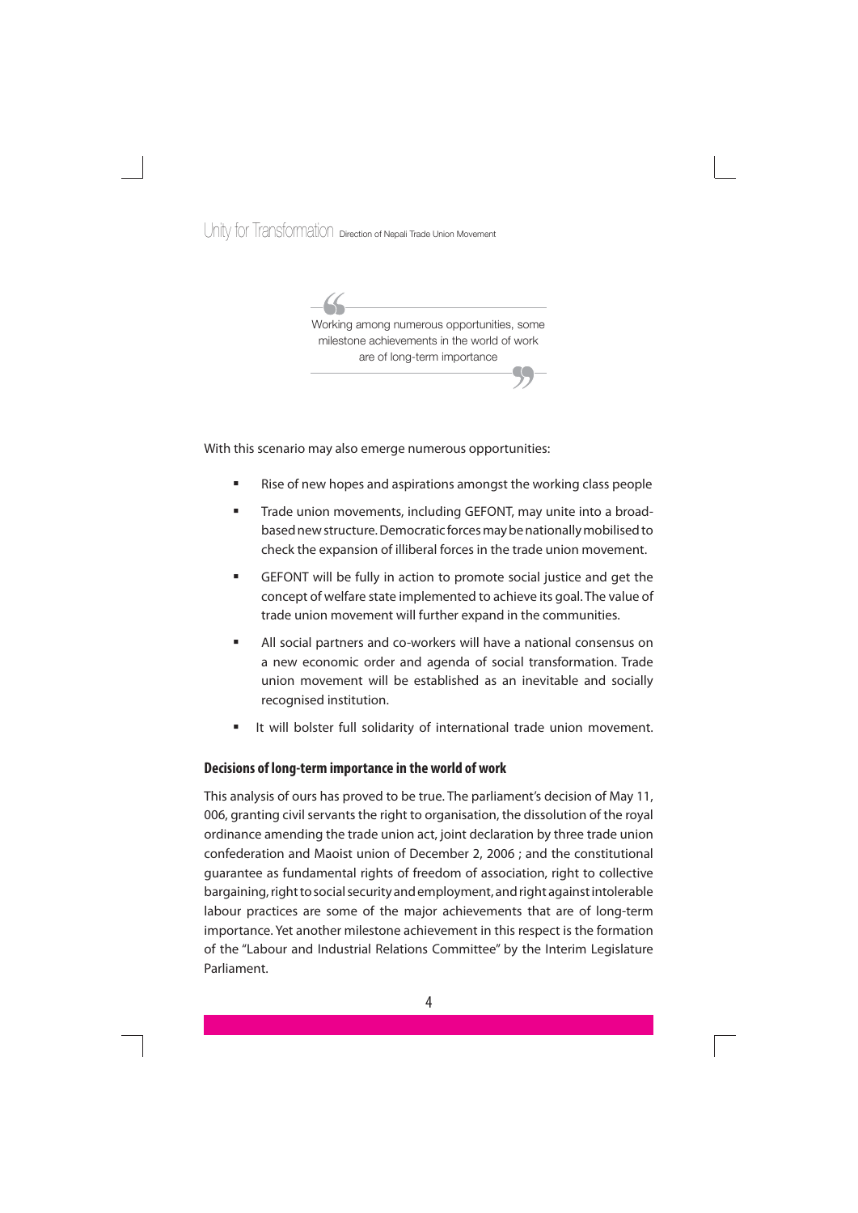> Working among numerous opportunities, some milestone achievements in the world of work are of long-term importance

With this scenario may also emerge numerous opportunities:

- Rise of new hopes and aspirations amongst the working class people
- Trade union movements, including GEFONT, may unite into a broad-based new structure. Democratic forces may be nationally mobilised to check the expansion of illiberal forces in the trade union movement.
- GEFONT will be fully in action to promote social justice and get the concept of welfare state implemented to achieve its goal. The value of trade union movement will further expand in the communities.
- All social partners and co-workers will have a national consensus on a new economic order and agenda of social transformation. Trade union movement will be established as an inevitable and socially recognised institution.
- It will bolster full solidarity of international trade union movement.

### Decisions of long-term importance in the world of work

This analysis of ours has proved to be true. The parliament's decision of May 11, 006, granting civil servants the right to organisation, the dissolution of the royal ordinance amending the trade union act, joint declaration by three trade union confederation and Maoist union of December 2, 2006 ; and the constitutional guarantee as fundamental rights of freedom of association, right to collective bargaining, right to social security and employment, and right against intolerable labour practices are some of the major achievements that are of long-term importance. Yet another milestone achievement in this respect is the formation of the "Labour and Industrial Relations Committee" by the Interim Legislature Parliament.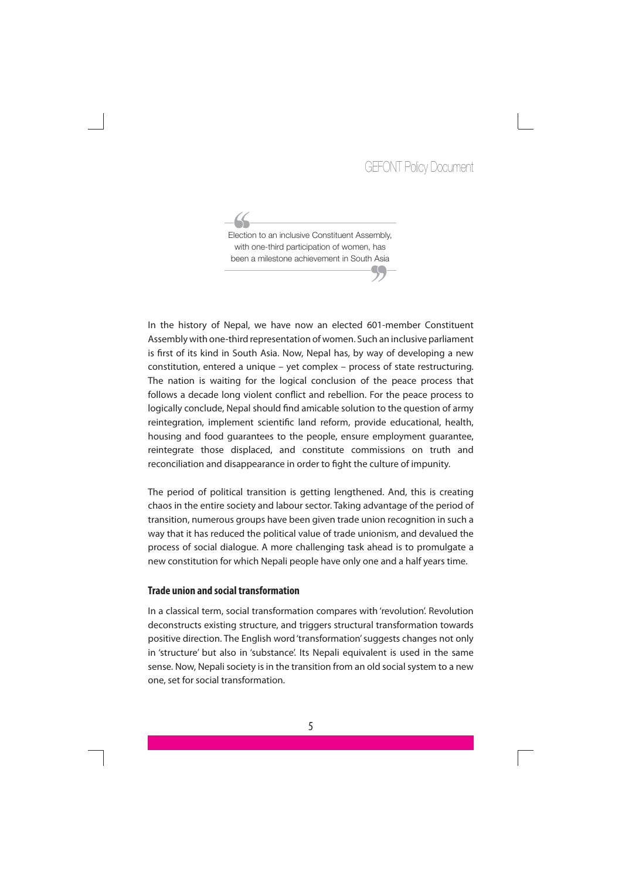> Election to an inclusive Constituent Assembly, with one-third participation of women, has been a milestone achievement in South Asia

In the history of Nepal, we have now an elected 601-member Constituent Assembly with one-third representation of women. Such an inclusive parliament is first of its kind in South Asia. Now, Nepal has, by way of developing a new constitution, entered a unique – yet complex – process of state restructuring. The nation is waiting for the logical conclusion of the peace process that follows a decade long violent conflict and rebellion. For the peace process to logically conclude, Nepal should find amicable solution to the question of army reintegration, implement scientific land reform, provide educational, health, housing and food guarantees to the people, ensure employment guarantee, reintegrate those displaced, and constitute commissions on truth and reconciliation and disappearance in order to fight the culture of impunity.

The period of political transition is getting lengthened. And, this is creating chaos in the entire society and labour sector. Taking advantage of the period of transition, numerous groups have been given trade union recognition in such a way that it has reduced the political value of trade unionism, and devalued the process of social dialogue. A more challenging task ahead is to promulgate a new constitution for which Nepali people have only one and a half years time.

### Trade union and social transformation

In a classical term, social transformation compares with 'revolution'. Revolution deconstructs existing structure, and triggers structural transformation towards positive direction. The English word 'transformation' suggests changes not only in 'structure' but also in 'substance'. Its Nepali equivalent is used in the same sense. Now, Nepali society is in the transition from an old social system to a new one, set for social transformation.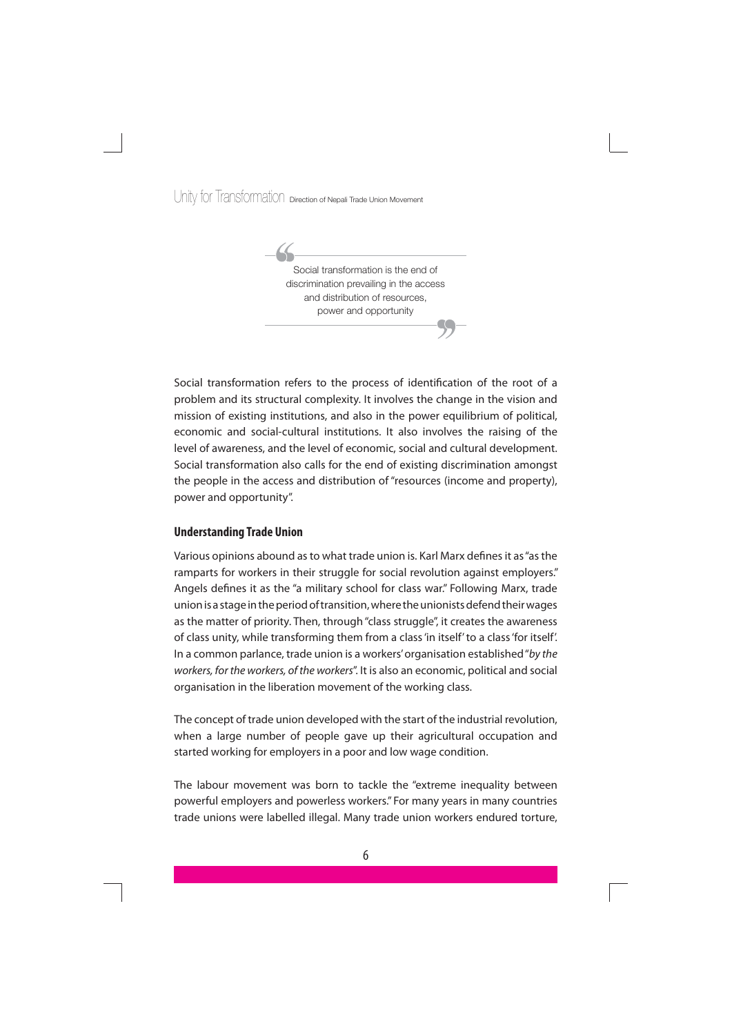> Social transformation is the end of discrimination prevailing in the access and distribution of resources, power and opportunity

Social transformation refers to the process of identification of the root of a problem and its structural complexity. It involves the change in the vision and mission of existing institutions, and also in the power equilibrium of political, economic and social-cultural institutions. It also involves the raising of the level of awareness, and the level of economic, social and cultural development. Social transformation also calls for the end of existing discrimination amongst the people in the access and distribution of "resources (income and property), power and opportunity".

## Understanding Trade Union

Various opinions abound as to what trade union is. Karl Marx defines it as "as the ramparts for workers in their struggle for social revolution against employers." Angels defines it as the "a military school for class war." Following Marx, trade union is a stage in the period of transition, where the unionists defend their wages as the matter of priority. Then, through "class struggle", it creates the awareness of class unity, while transforming them from a class 'in itself' to a class 'for itself'. In a common parlance, trade union is a workers' organisation established "*by the workers, for the workers, of the workers*". It is also an economic, political and social organisation in the liberation movement of the working class.

The concept of trade union developed with the start of the industrial revolution, when a large number of people gave up their agricultural occupation and started working for employers in a poor and low wage condition.

The labour movement was born to tackle the "extreme inequality between powerful employers and powerless workers." For many years in many countries trade unions were labelled illegal. Many trade union workers endured torture,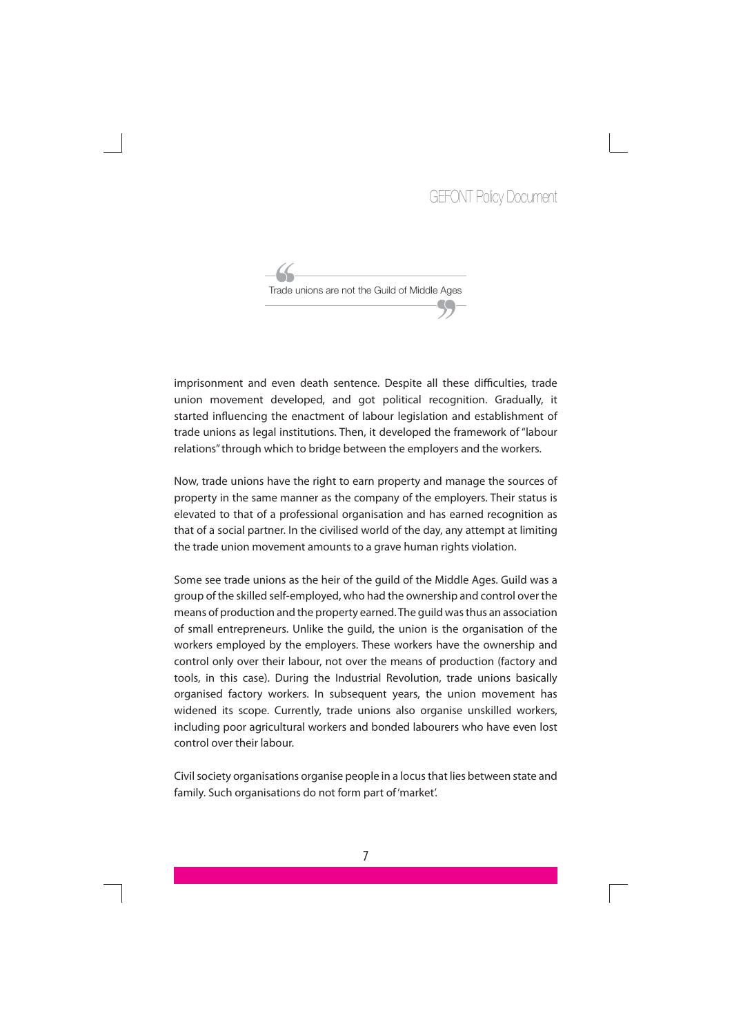> Trade unions are not the Guild of Middle Ages

imprisonment and even death sentence. Despite all these difficulties, trade union movement developed, and got political recognition. Gradually, it started influencing the enactment of labour legislation and establishment of trade unions as legal institutions. Then, it developed the framework of "labour relations" through which to bridge between the employers and the workers.

Now, trade unions have the right to earn property and manage the sources of property in the same manner as the company of the employers. Their status is elevated to that of a professional organisation and has earned recognition as that of a social partner. In the civilised world of the day, any attempt at limiting the trade union movement amounts to a grave human rights violation.

Some see trade unions as the heir of the guild of the Middle Ages. Guild was a group of the skilled self-employed, who had the ownership and control over the means of production and the property earned. The guild was thus an association of small entrepreneurs. Unlike the guild, the union is the organisation of the workers employed by the employers. These workers have the ownership and control only over their labour, not over the means of production (factory and tools, in this case). During the Industrial Revolution, trade unions basically organised factory workers. In subsequent years, the union movement has widened its scope. Currently, trade unions also organise unskilled workers, including poor agricultural workers and bonded labourers who have even lost control over their labour.

Civil society organisations organise people in a locus that lies between state and family. Such organisations do not form part of 'market'.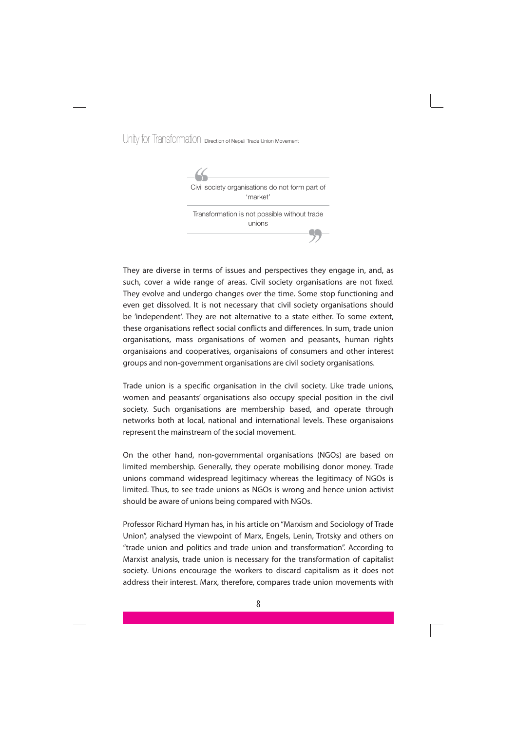> Civil society organisations do not form part of 'market'
>
> Transformation is not possible without trade unions

They are diverse in terms of issues and perspectives they engage in, and, as such, cover a wide range of areas. Civil society organisations are not fixed. They evolve and undergo changes over the time. Some stop functioning and even get dissolved. It is not necessary that civil society organisations should be 'independent'. They are not alternative to a state either. To some extent, these organisations reflect social conflicts and differences. In sum, trade union organisations, mass organisations of women and peasants, human rights organisaions and cooperatives, organisaions of consumers and other interest groups and non-government organisations are civil society organisations.

Trade union is a specific organisation in the civil society. Like trade unions, women and peasants' organisations also occupy special position in the civil society. Such organisations are membership based, and operate through networks both at local, national and international levels. These organisaions represent the mainstream of the social movement.

On the other hand, non-governmental organisations (NGOs) are based on limited membership. Generally, they operate mobilising donor money. Trade unions command widespread legitimacy whereas the legitimacy of NGOs is limited. Thus, to see trade unions as NGOs is wrong and hence union activist should be aware of unions being compared with NGOs.

Professor Richard Hyman has, in his article on "Marxism and Sociology of Trade Union", analysed the viewpoint of Marx, Engels, Lenin, Trotsky and others on "trade union and politics and trade union and transformation". According to Marxist analysis, trade union is necessary for the transformation of capitalist society. Unions encourage the workers to discard capitalism as it does not address their interest. Marx, therefore, compares trade union movements with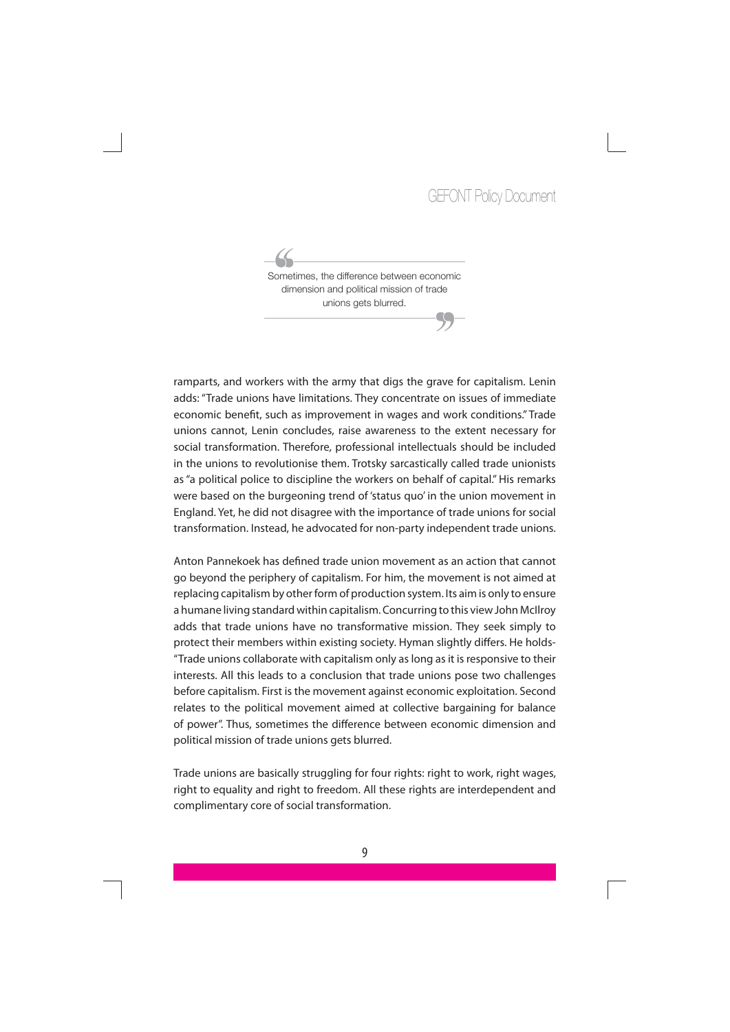> Sometimes, the difference between economic dimension and political mission of trade unions gets blurred.

ramparts, and workers with the army that digs the grave for capitalism. Lenin adds: "Trade unions have limitations. They concentrate on issues of immediate economic benefit, such as improvement in wages and work conditions." Trade unions cannot, Lenin concludes, raise awareness to the extent necessary for social transformation. Therefore, professional intellectuals should be included in the unions to revolutionise them. Trotsky sarcastically called trade unionists as "a political police to discipline the workers on behalf of capital." His remarks were based on the burgeoning trend of 'status quo' in the union movement in England. Yet, he did not disagree with the importance of trade unions for social transformation. Instead, he advocated for non-party independent trade unions.

Anton Pannekoek has defined trade union movement as an action that cannot go beyond the periphery of capitalism. For him, the movement is not aimed at replacing capitalism by other form of production system. Its aim is only to ensure a humane living standard within capitalism. Concurring to this view John McIlroy adds that trade unions have no transformative mission. They seek simply to protect their members within existing society. Hyman slightly differs. He holds- "Trade unions collaborate with capitalism only as long as it is responsive to their interests. All this leads to a conclusion that trade unions pose two challenges before capitalism. First is the movement against economic exploitation. Second relates to the political movement aimed at collective bargaining for balance of power". Thus, sometimes the difference between economic dimension and political mission of trade unions gets blurred.

Trade unions are basically struggling for four rights: right to work, right wages, right to equality and right to freedom. All these rights are interdependent and complimentary core of social transformation.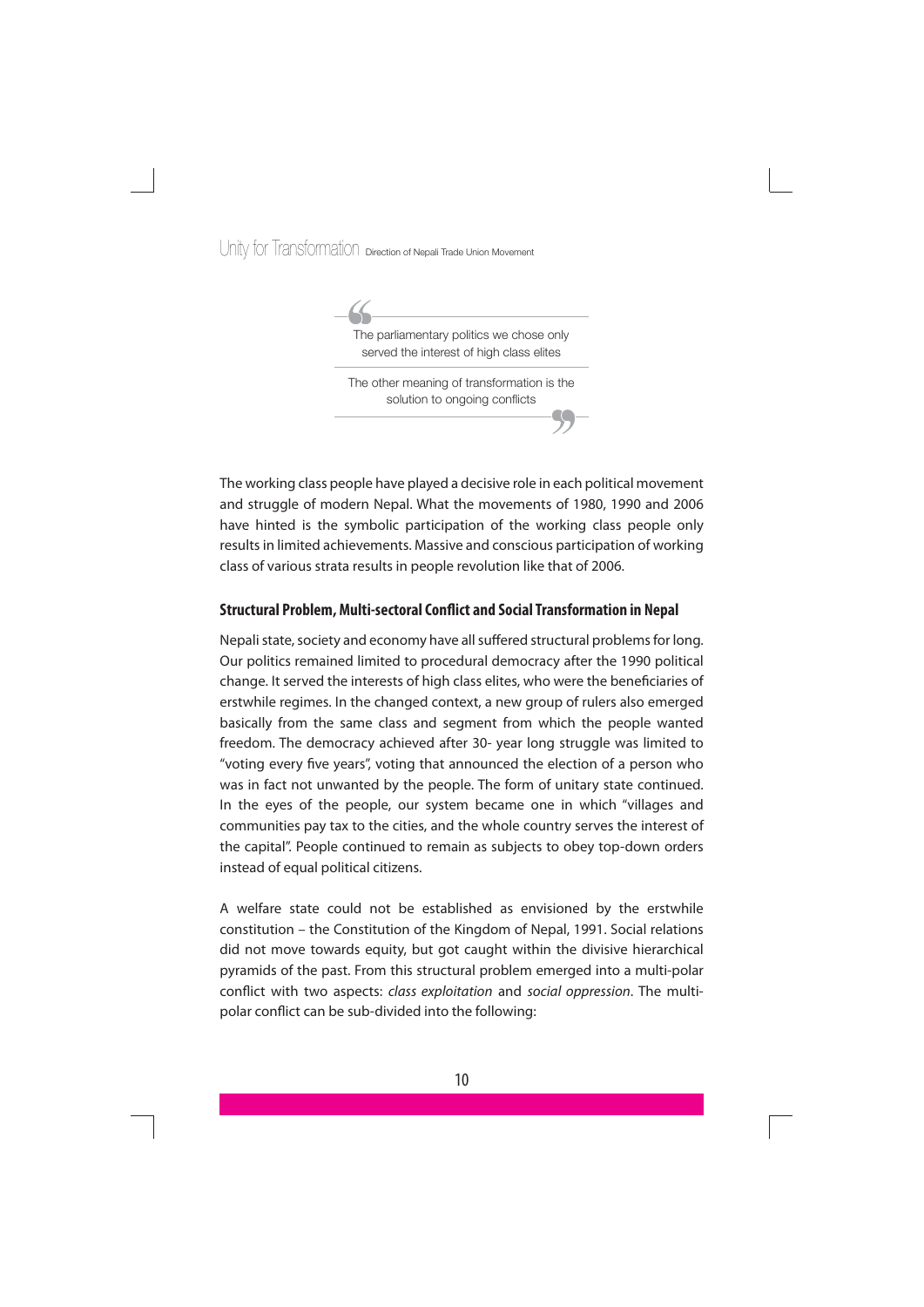> The parliamentary politics we chose only served the interest of high class elites
>
> The other meaning of transformation is the solution to ongoing conflicts

The working class people have played a decisive role in each political movement and struggle of modern Nepal. What the movements of 1980, 1990 and 2006 have hinted is the symbolic participation of the working class people only results in limited achievements. Massive and conscious participation of working class of various strata results in people revolution like that of 2006.

### Structural Problem, Multi-sectoral Conflict and Social Transformation in Nepal

Nepali state, society and economy have all suffered structural problems for long. Our politics remained limited to procedural democracy after the 1990 political change. It served the interests of high class elites, who were the beneficiaries of erstwhile regimes. In the changed context, a new group of rulers also emerged basically from the same class and segment from which the people wanted freedom. The democracy achieved after 30- year long struggle was limited to "voting every five years", voting that announced the election of a person who was in fact not unwanted by the people. The form of unitary state continued. In the eyes of the people, our system became one in which "villages and communities pay tax to the cities, and the whole country serves the interest of the capital". People continued to remain as subjects to obey top-down orders instead of equal political citizens.

A welfare state could not be established as envisioned by the erstwhile constitution – the Constitution of the Kingdom of Nepal, 1991. Social relations did not move towards equity, but got caught within the divisive hierarchical pyramids of the past. From this structural problem emerged into a multi-polar conflict with two aspects: *class exploitation* and *social oppression*. The multi-polar conflict can be sub-divided into the following: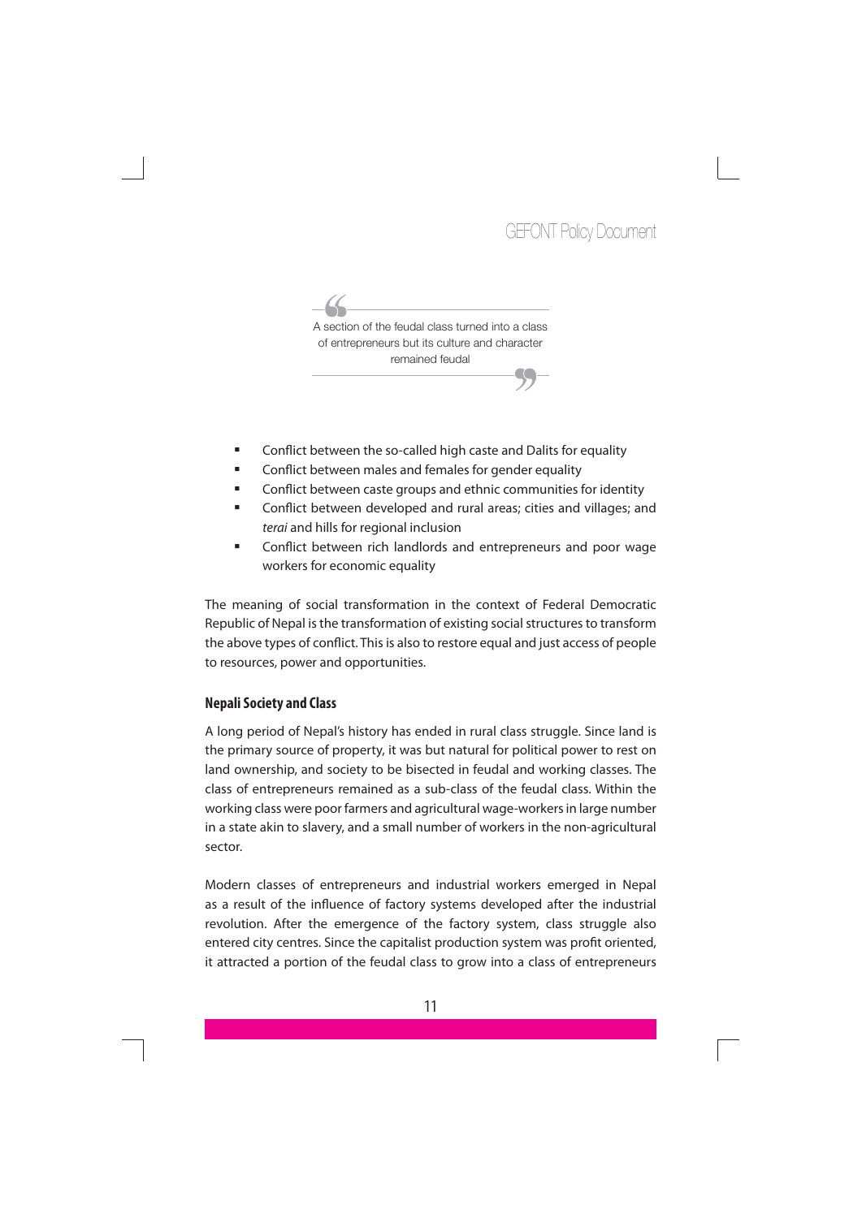> A section of the feudal class turned into a class of entrepreneurs but its culture and character remained feudal

- Conflict between the so-called high caste and Dalits for equality
- Conflict between males and females for gender equality
- Conflict between caste groups and ethnic communities for identity
- Conflict between developed and rural areas; cities and villages; and *terai* and hills for regional inclusion
- Conflict between rich landlords and entrepreneurs and poor wage workers for economic equality

The meaning of social transformation in the context of Federal Democratic Republic of Nepal is the transformation of existing social structures to transform the above types of conflict. This is also to restore equal and just access of people to resources, power and opportunities.

## Nepali Society and Class

A long period of Nepal's history has ended in rural class struggle. Since land is the primary source of property, it was but natural for political power to rest on land ownership, and society to be bisected in feudal and working classes. The class of entrepreneurs remained as a sub-class of the feudal class. Within the working class were poor farmers and agricultural wage-workers in large number in a state akin to slavery, and a small number of workers in the non-agricultural sector.

Modern classes of entrepreneurs and industrial workers emerged in Nepal as a result of the influence of factory systems developed after the industrial revolution. After the emergence of the factory system, class struggle also entered city centres. Since the capitalist production system was profit oriented, it attracted a portion of the feudal class to grow into a class of entrepreneurs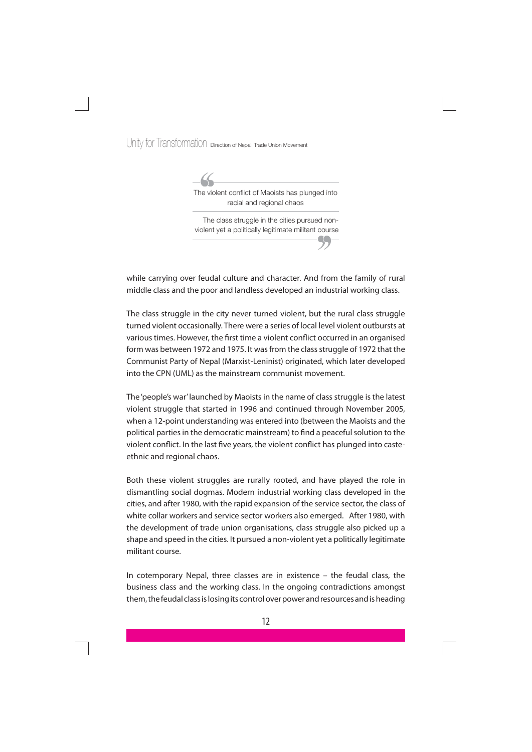> The violent conflict of Maoists has plunged into racial and regional chaos
>
> The class struggle in the cities pursued non-violent yet a politically legitimate militant course

while carrying over feudal culture and character. And from the family of rural middle class and the poor and landless developed an industrial working class.

The class struggle in the city never turned violent, but the rural class struggle turned violent occasionally. There were a series of local level violent outbursts at various times. However, the first time a violent conflict occurred in an organised form was between 1972 and 1975. It was from the class struggle of 1972 that the Communist Party of Nepal (Marxist-Leninist) originated, which later developed into the CPN (UML) as the mainstream communist movement.

The 'people's war' launched by Maoists in the name of class struggle is the latest violent struggle that started in 1996 and continued through November 2005, when a 12-point understanding was entered into (between the Maoists and the political parties in the democratic mainstream) to find a peaceful solution to the violent conflict. In the last five years, the violent conflict has plunged into caste-ethnic and regional chaos.

Both these violent struggles are rurally rooted, and have played the role in dismantling social dogmas. Modern industrial working class developed in the cities, and after 1980, with the rapid expansion of the service sector, the class of white collar workers and service sector workers also emerged. After 1980, with the development of trade union organisations, class struggle also picked up a shape and speed in the cities. It pursued a non-violent yet a politically legitimate militant course.

In cotemporary Nepal, three classes are in existence – the feudal class, the business class and the working class. In the ongoing contradictions amongst them, the feudal class is losing its control over power and resources and is heading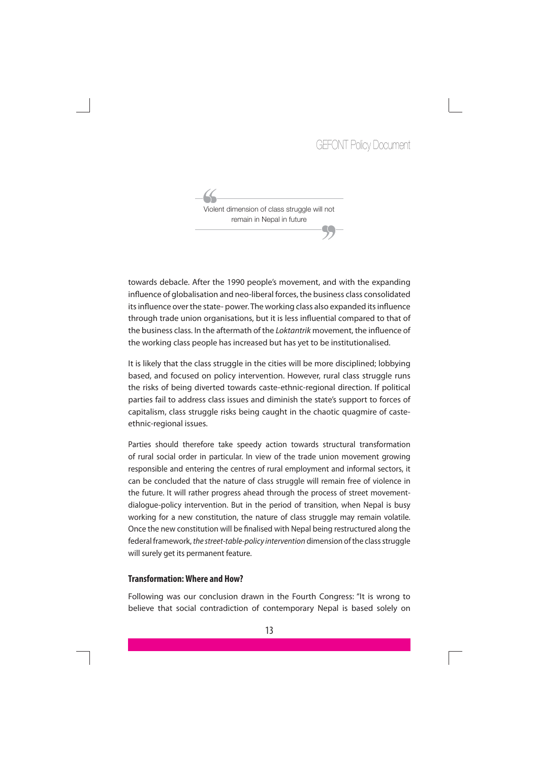> Violent dimension of class struggle will not remain in Nepal in future

towards debacle. After the 1990 people's movement, and with the expanding influence of globalisation and neo-liberal forces, the business class consolidated its influence over the state- power. The working class also expanded its influence through trade union organisations, but it is less influential compared to that of the business class. In the aftermath of the *Loktantrik* movement, the influence of the working class people has increased but has yet to be institutionalised.

It is likely that the class struggle in the cities will be more disciplined; lobbying based, and focused on policy intervention. However, rural class struggle runs the risks of being diverted towards caste-ethnic-regional direction. If political parties fail to address class issues and diminish the state's support to forces of capitalism, class struggle risks being caught in the chaotic quagmire of caste-ethnic-regional issues.

Parties should therefore take speedy action towards structural transformation of rural social order in particular. In view of the trade union movement growing responsible and entering the centres of rural employment and informal sectors, it can be concluded that the nature of class struggle will remain free of violence in the future. It will rather progress ahead through the process of street movement-dialogue-policy intervention. But in the period of transition, when Nepal is busy working for a new constitution, the nature of class struggle may remain volatile. Once the new constitution will be finalised with Nepal being restructured along the federal framework, *the street-table-policy intervention* dimension of the class struggle will surely get its permanent feature.

### Transformation: Where and How?

Following was our conclusion drawn in the Fourth Congress: "It is wrong to believe that social contradiction of contemporary Nepal is based solely on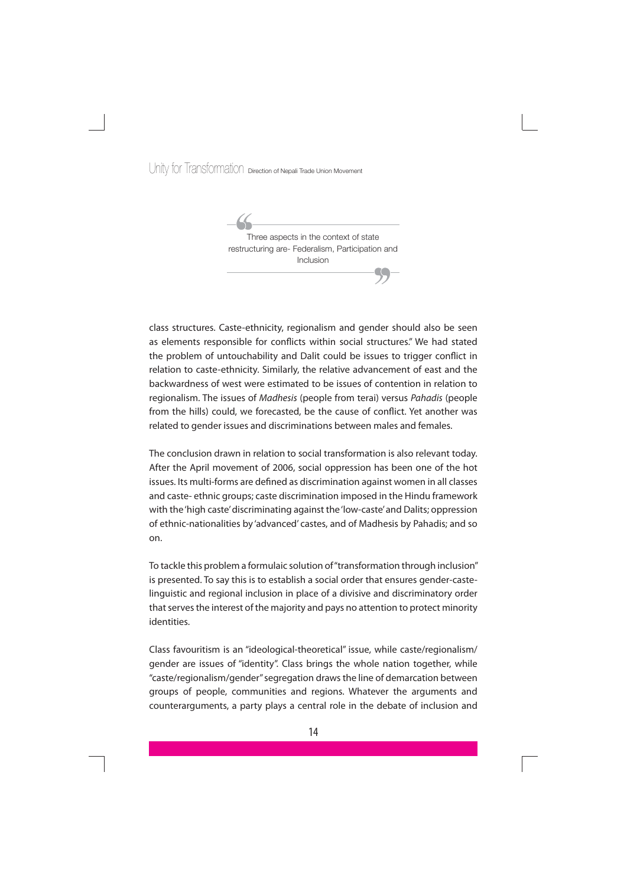> Three aspects in the context of state restructuring are- Federalism, Participation and Inclusion

class structures. Caste-ethnicity, regionalism and gender should also be seen as elements responsible for conflicts within social structures." We had stated the problem of untouchability and Dalit could be issues to trigger conflict in relation to caste-ethnicity. Similarly, the relative advancement of east and the backwardness of west were estimated to be issues of contention in relation to regionalism. The issues of *Madhesis* (people from terai) versus *Pahadis* (people from the hills) could, we forecasted, be the cause of conflict. Yet another was related to gender issues and discriminations between males and females.

The conclusion drawn in relation to social transformation is also relevant today. After the April movement of 2006, social oppression has been one of the hot issues. Its multi-forms are defined as discrimination against women in all classes and caste- ethnic groups; caste discrimination imposed in the Hindu framework with the 'high caste' discriminating against the 'low-caste' and Dalits; oppression of ethnic-nationalities by 'advanced' castes, and of Madhesis by Pahadis; and so on.

To tackle this problem a formulaic solution of "transformation through inclusion" is presented. To say this is to establish a social order that ensures gender-caste-linguistic and regional inclusion in place of a divisive and discriminatory order that serves the interest of the majority and pays no attention to protect minority identities.

Class favouritism is an "ideological-theoretical" issue, while caste/regionalism/gender are issues of "identity". Class brings the whole nation together, while "caste/regionalism/gender" segregation draws the line of demarcation between groups of people, communities and regions. Whatever the arguments and counterarguments, a party plays a central role in the debate of inclusion and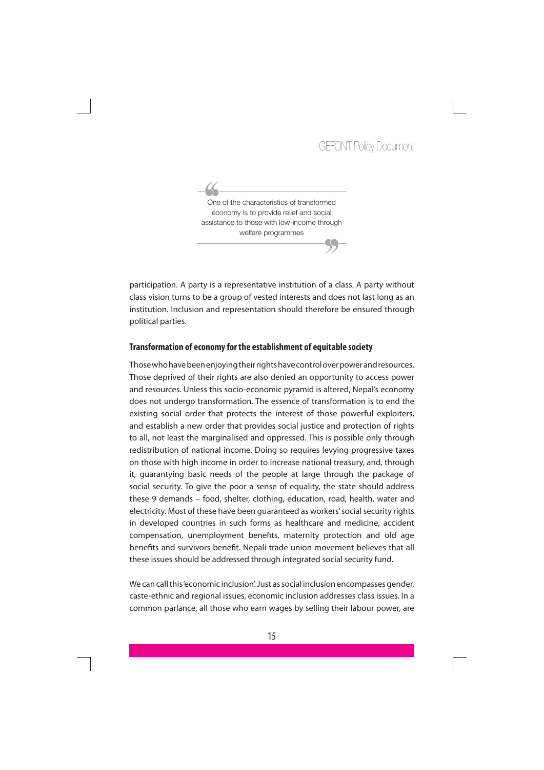> One of the characteristics of transformed economy is to provide relief and social assistance to those with low-income through welfare programmes

participation. A party is a representative institution of a class. A party without class vision turns to be a group of vested interests and does not last long as an institution. Inclusion and representation should therefore be ensured through political parties.

### Transformation of economy for the establishment of equitable society

Those who have been enjoying their rights have control over power and resources. Those deprived of their rights are also denied an opportunity to access power and resources. Unless this socio-economic pyramid is altered, Nepal's economy does not undergo transformation. The essence of transformation is to end the existing social order that protects the interest of those powerful exploiters, and establish a new order that provides social justice and protection of rights to all, not least the marginalised and oppressed. This is possible only through redistribution of national income. Doing so requires levying progressive taxes on those with high income in order to increase national treasury, and, through it, guarantying basic needs of the people at large through the package of social security. To give the poor a sense of equality, the state should address these 9 demands – food, shelter, clothing, education, road, health, water and electricity. Most of these have been guaranteed as workers' social security rights in developed countries in such forms as healthcare and medicine, accident compensation, unemployment benefits, maternity protection and old age benefits and survivors benefit. Nepali trade union movement believes that all these issues should be addressed through integrated social security fund.

We can call this 'economic inclusion'. Just as social inclusion encompasses gender, caste-ethnic and regional issues, economic inclusion addresses class issues. In a common parlance, all those who earn wages by selling their labour power, are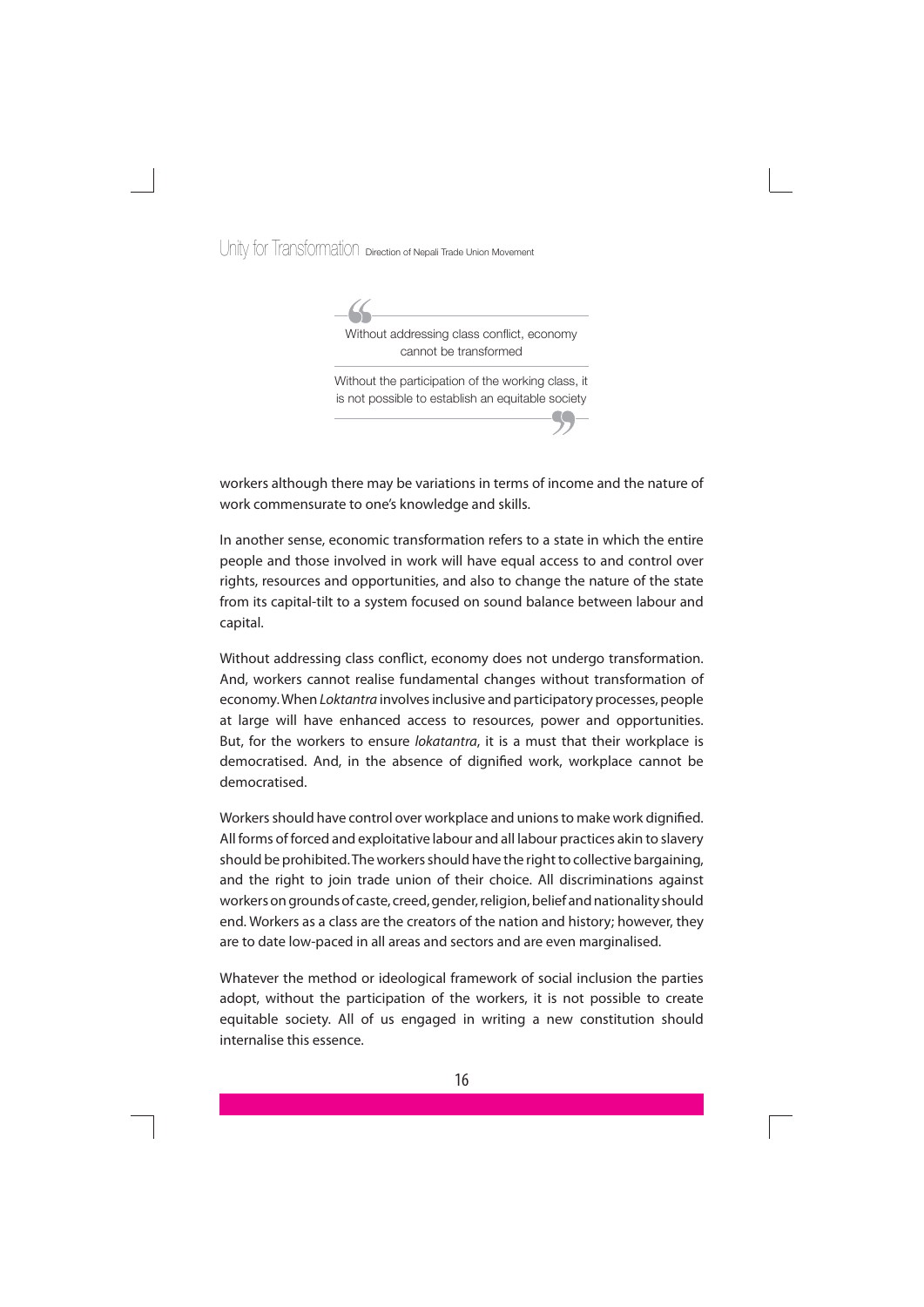> Without addressing class conflict, economy cannot be transformed
>
> Without the participation of the working class, it is not possible to establish an equitable society

workers although there may be variations in terms of income and the nature of work commensurate to one's knowledge and skills.

In another sense, economic transformation refers to a state in which the entire people and those involved in work will have equal access to and control over rights, resources and opportunities, and also to change the nature of the state from its capital-tilt to a system focused on sound balance between labour and capital.

Without addressing class conflict, economy does not undergo transformation. And, workers cannot realise fundamental changes without transformation of economy. When *Loktantra* involves inclusive and participatory processes, people at large will have enhanced access to resources, power and opportunities. But, for the workers to ensure *lokatantra*, it is a must that their workplace is democratised. And, in the absence of dignified work, workplace cannot be democratised.

Workers should have control over workplace and unions to make work dignified. All forms of forced and exploitative labour and all labour practices akin to slavery should be prohibited. The workers should have the right to collective bargaining, and the right to join trade union of their choice. All discriminations against workers on grounds of caste, creed, gender, religion, belief and nationality should end. Workers as a class are the creators of the nation and history; however, they are to date low-paced in all areas and sectors and are even marginalised.

Whatever the method or ideological framework of social inclusion the parties adopt, without the participation of the workers, it is not possible to create equitable society. All of us engaged in writing a new constitution should internalise this essence.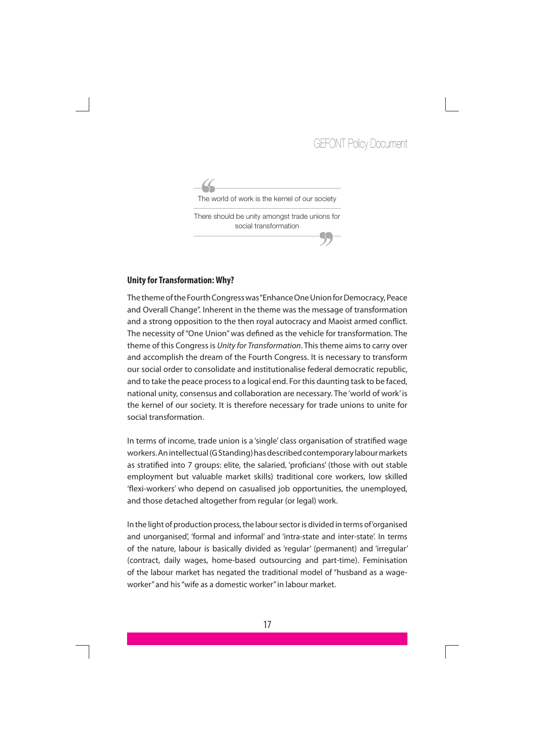> The world of work is the kernel of our society
>
> There should be unity amongst trade unions for social transformation

### Unity for Transformation: Why?

The theme of the Fourth Congress was "Enhance One Union for Democracy, Peace and Overall Change". Inherent in the theme was the message of transformation and a strong opposition to the then royal autocracy and Maoist armed conflict. The necessity of "One Union" was defined as the vehicle for transformation. The theme of this Congress is *Unity for Transformation*. This theme aims to carry over and accomplish the dream of the Fourth Congress. It is necessary to transform our social order to consolidate and institutionalise federal democratic republic, and to take the peace process to a logical end. For this daunting task to be faced, national unity, consensus and collaboration are necessary. The 'world of work' is the kernel of our society. It is therefore necessary for trade unions to unite for social transformation.

In terms of income, trade union is a 'single' class organisation of stratified wage workers. An intellectual (G Standing) has described contemporary labour markets as stratified into 7 groups: elite, the salaried, 'proficians' (those with out stable employment but valuable market skills) traditional core workers, low skilled 'flexi-workers' who depend on casualised job opportunities, the unemployed, and those detached altogether from regular (or legal) work.

In the light of production process, the labour sector is divided in terms of 'organised and unorganised', 'formal and informal' and 'intra-state and inter-state'. In terms of the nature, labour is basically divided as 'regular' (permanent) and 'irregular' (contract, daily wages, home-based outsourcing and part-time). Feminisation of the labour market has negated the traditional model of "husband as a wage-worker" and his "wife as a domestic worker" in labour market.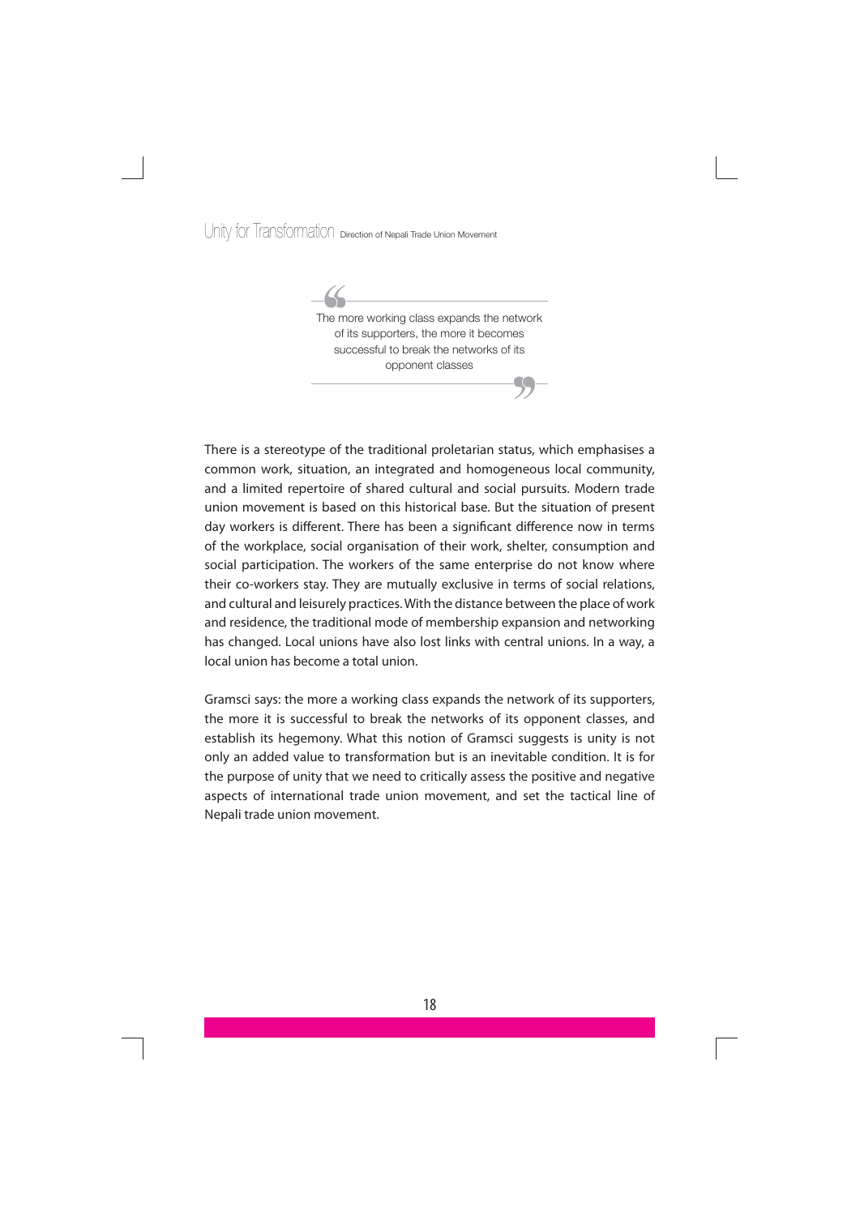> The more working class expands the network of its supporters, the more it becomes successful to break the networks of its opponent classes

There is a stereotype of the traditional proletarian status, which emphasises a common work, situation, an integrated and homogeneous local community, and a limited repertoire of shared cultural and social pursuits. Modern trade union movement is based on this historical base. But the situation of present day workers is different. There has been a significant difference now in terms of the workplace, social organisation of their work, shelter, consumption and social participation. The workers of the same enterprise do not know where their co-workers stay. They are mutually exclusive in terms of social relations, and cultural and leisurely practices. With the distance between the place of work and residence, the traditional mode of membership expansion and networking has changed. Local unions have also lost links with central unions. In a way, a local union has become a total union.

Gramsci says: the more a working class expands the network of its supporters, the more it is successful to break the networks of its opponent classes, and establish its hegemony. What this notion of Gramsci suggests is unity is not only an added value to transformation but is an inevitable condition. It is for the purpose of unity that we need to critically assess the positive and negative aspects of international trade union movement, and set the tactical line of Nepali trade union movement.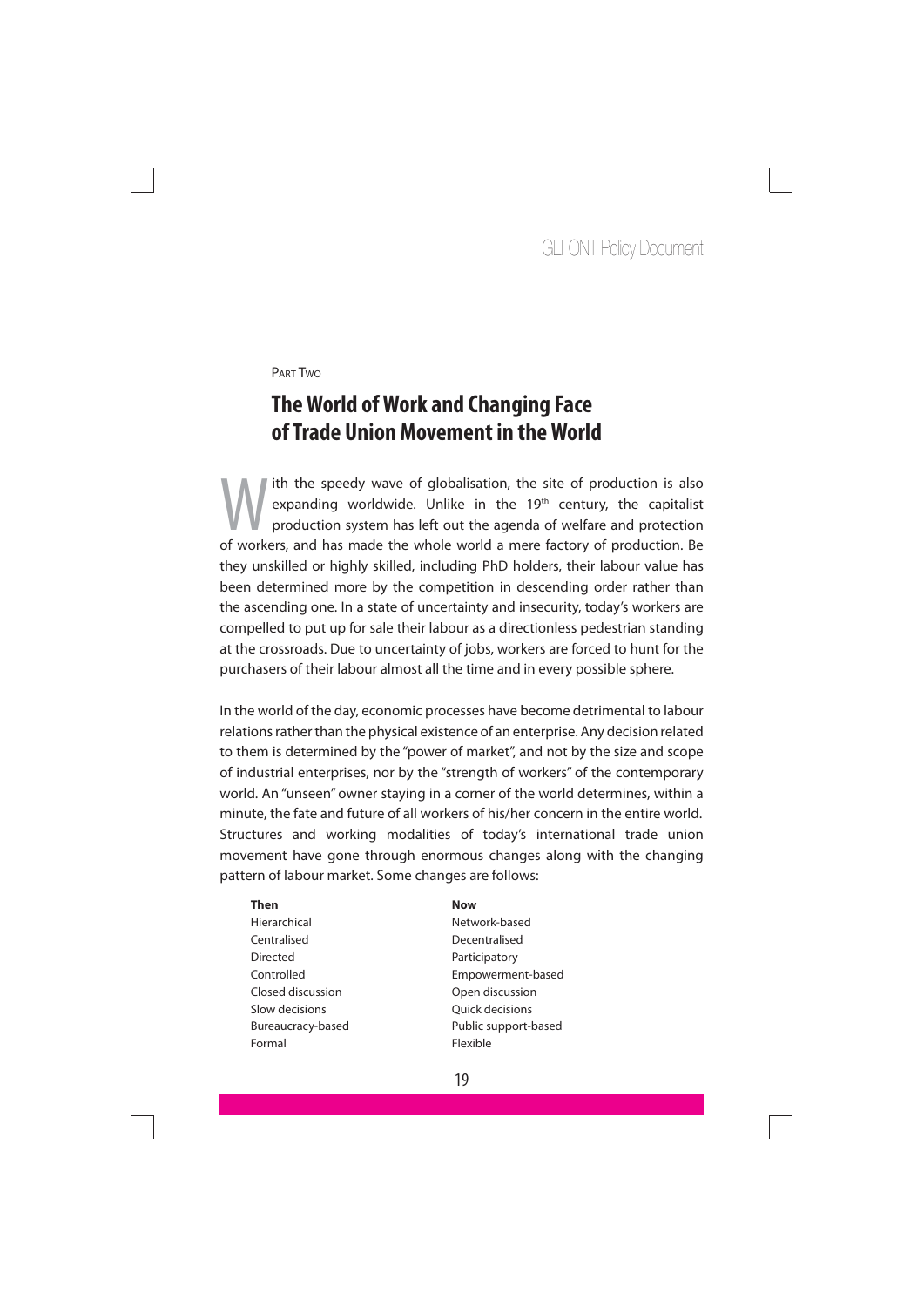Part Two

# The World of Work and Changing Face of Trade Union Movement in the World

With the speedy wave of globalisation, the site of production is also expanding worldwide. Unlike in the 19th century, the capitalist production system has left out the agenda of welfare and protection of workers, and has made the whole world a mere factory of production. Be they unskilled or highly skilled, including PhD holders, their labour value has been determined more by the competition in descending order rather than the ascending one. In a state of uncertainty and insecurity, today's workers are compelled to put up for sale their labour as a directionless pedestrian standing at the crossroads. Due to uncertainty of jobs, workers are forced to hunt for the purchasers of their labour almost all the time and in every possible sphere.

In the world of the day, economic processes have become detrimental to labour relations rather than the physical existence of an enterprise. Any decision related to them is determined by the "power of market", and not by the size and scope of industrial enterprises, nor by the "strength of workers" of the contemporary world. An "unseen" owner staying in a corner of the world determines, within a minute, the fate and future of all workers of his/her concern in the entire world. Structures and working modalities of today's international trade union movement have gone through enormous changes along with the changing pattern of labour market. Some changes are follows:

| Then | Now |
|---|---|
| Hierarchical | Network-based |
| Centralised | Decentralised |
| Directed | Participatory |
| Controlled | Empowerment-based |
| Closed discussion | Open discussion |
| Slow decisions | Quick decisions |
| Bureaucracy-based | Public support-based |
| Formal | Flexible |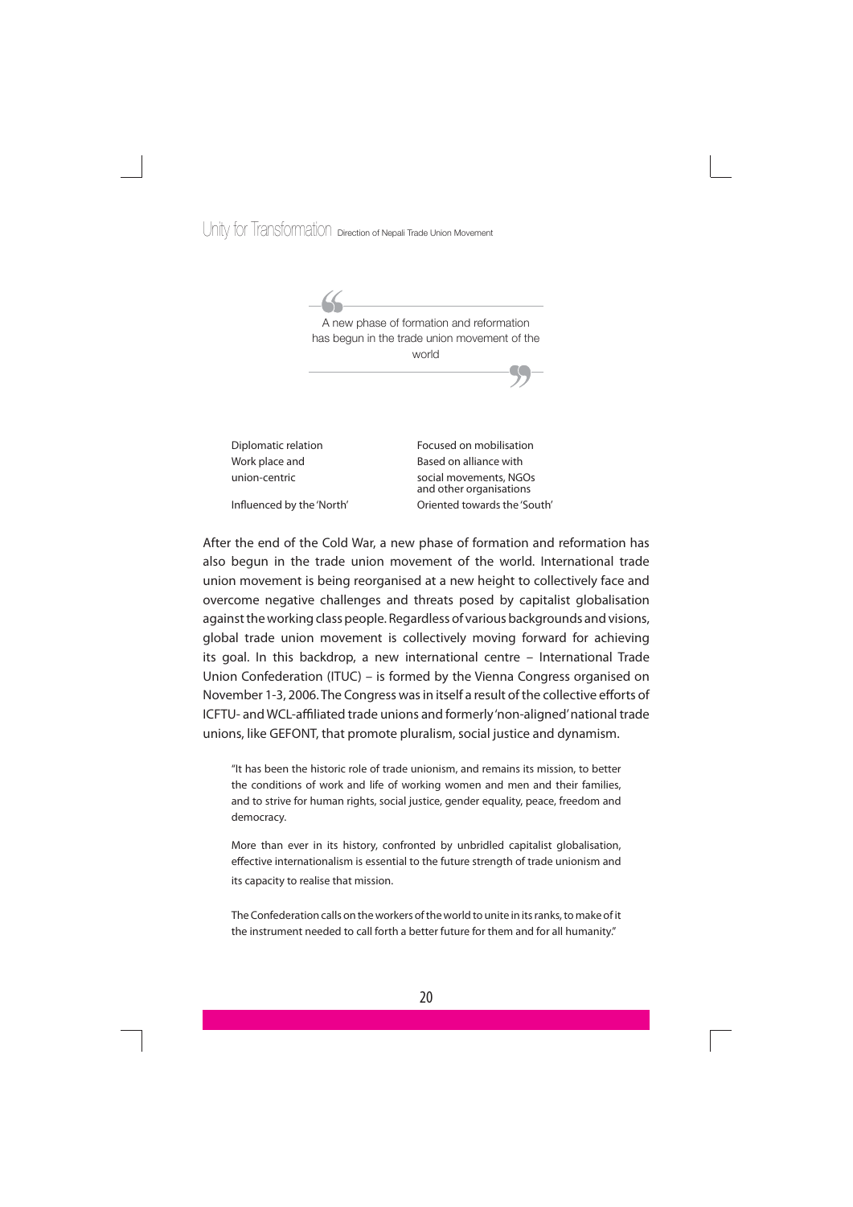> A new phase of formation and reformation has begun in the trade union movement of the world

| | |
|---|---|
| Diplomatic relation | Focused on mobilisation |
| Work place and union-centric | Based on alliance with social movements, NGOs and other organisations |
| Influenced by the 'North' | Oriented towards the 'South' |

After the end of the Cold War, a new phase of formation and reformation has also begun in the trade union movement of the world. International trade union movement is being reorganised at a new height to collectively face and overcome negative challenges and threats posed by capitalist globalisation against the working class people. Regardless of various backgrounds and visions, global trade union movement is collectively moving forward for achieving its goal. In this backdrop, a new international centre – International Trade Union Confederation (ITUC) – is formed by the Vienna Congress organised on November 1-3, 2006. The Congress was in itself a result of the collective efforts of ICFTU- and WCL-affiliated trade unions and formerly 'non-aligned' national trade unions, like GEFONT, that promote pluralism, social justice and dynamism.

> "It has been the historic role of trade unionism, and remains its mission, to better the conditions of work and life of working women and men and their families, and to strive for human rights, social justice, gender equality, peace, freedom and democracy.
>
> More than ever in its history, confronted by unbridled capitalist globalisation, effective internationalism is essential to the future strength of trade unionism and its capacity to realise that mission.
>
> The Confederation calls on the workers of the world to unite in its ranks, to make of it the instrument needed to call forth a better future for them and for all humanity."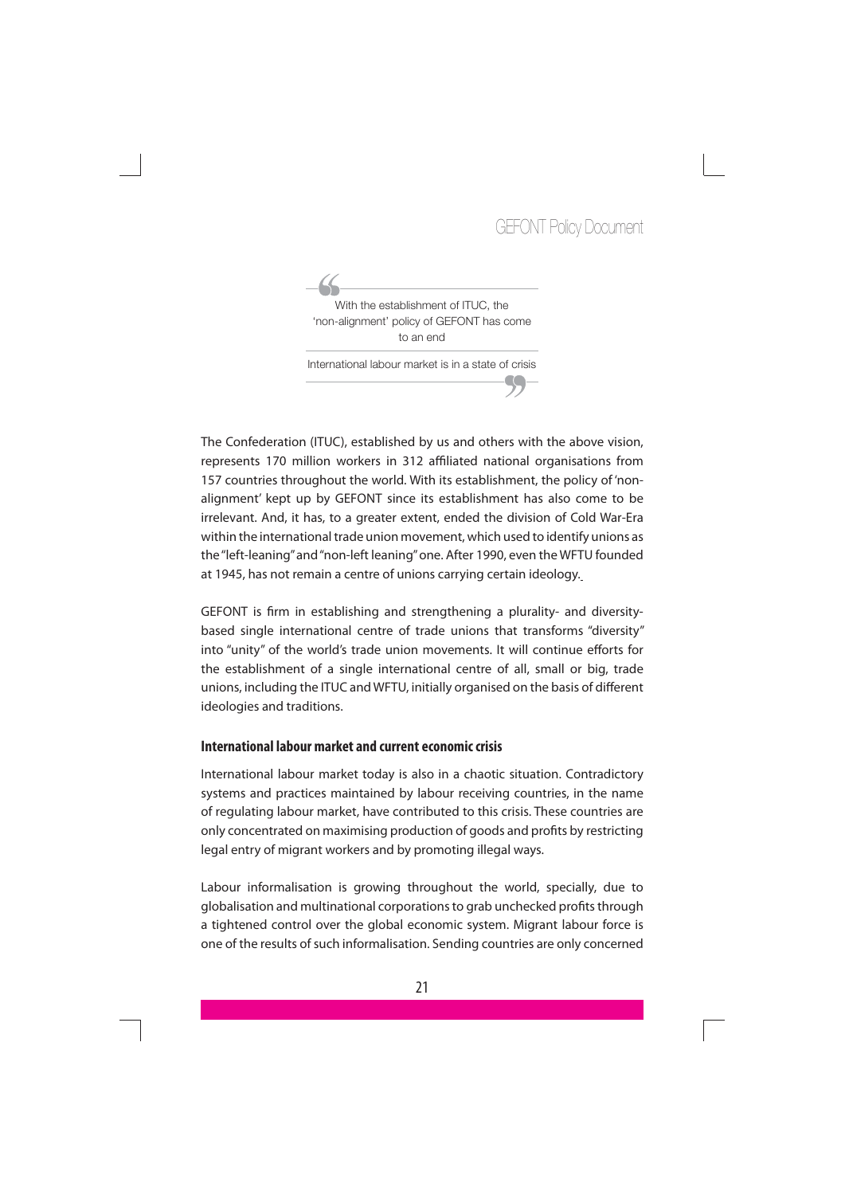> With the establishment of ITUC, the 'non-alignment' policy of GEFONT has come to an end
>
> International labour market is in a state of crisis

The Confederation (ITUC), established by us and others with the above vision, represents 170 million workers in 312 affiliated national organisations from 157 countries throughout the world. With its establishment, the policy of 'non-alignment' kept up by GEFONT since its establishment has also come to be irrelevant. And, it has, to a greater extent, ended the division of Cold War-Era within the international trade union movement, which used to identify unions as the "left-leaning" and "non-left leaning" one. After 1990, even the WFTU founded at 1945, has not remain a centre of unions carrying certain ideology.

GEFONT is firm in establishing and strengthening a plurality- and diversity-based single international centre of trade unions that transforms "diversity" into "unity" of the world's trade union movements. It will continue efforts for the establishment of a single international centre of all, small or big, trade unions, including the ITUC and WFTU, initially organised on the basis of different ideologies and traditions.

### International labour market and current economic crisis

International labour market today is also in a chaotic situation. Contradictory systems and practices maintained by labour receiving countries, in the name of regulating labour market, have contributed to this crisis. These countries are only concentrated on maximising production of goods and profits by restricting legal entry of migrant workers and by promoting illegal ways.

Labour informalisation is growing throughout the world, specially, due to globalisation and multinational corporations to grab unchecked profits through a tightened control over the global economic system. Migrant labour force is one of the results of such informalisation. Sending countries are only concerned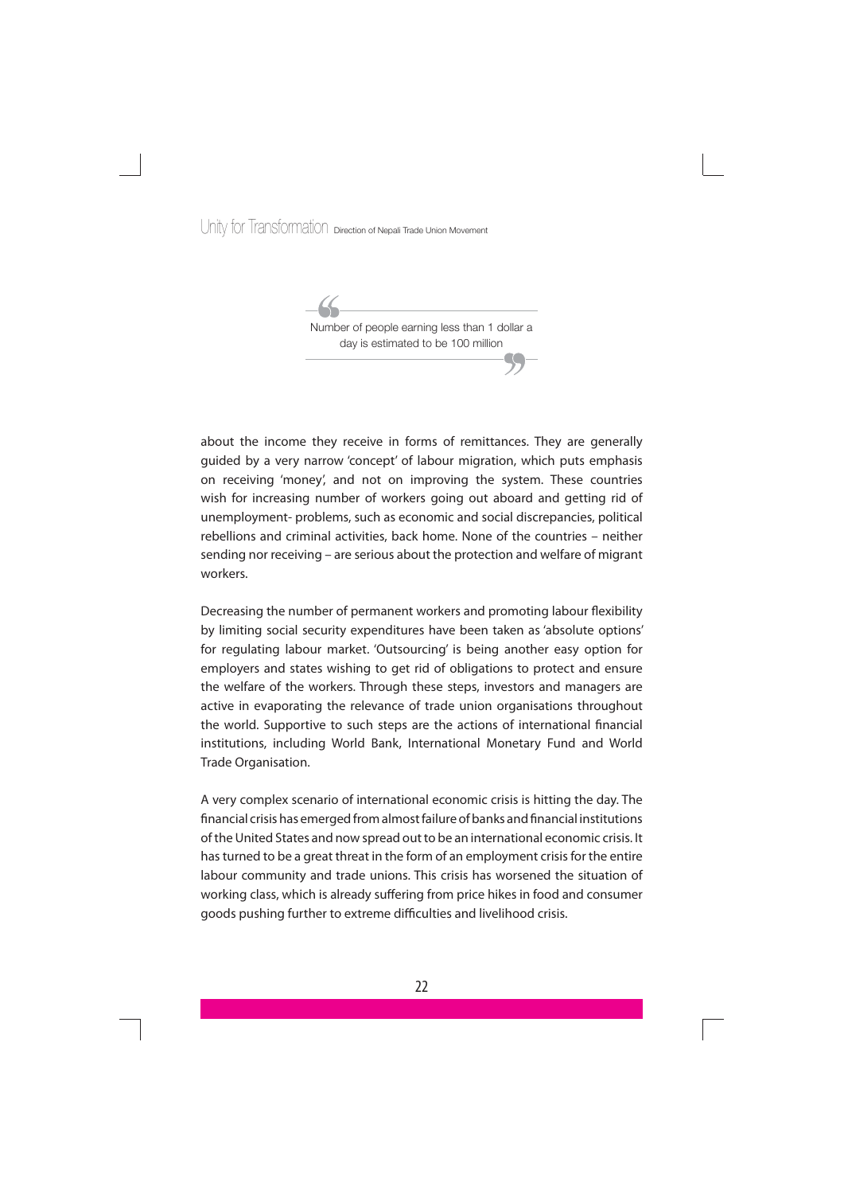> Number of people earning less than 1 dollar a day is estimated to be 100 million

about the income they receive in forms of remittances. They are generally guided by a very narrow 'concept' of labour migration, which puts emphasis on receiving 'money', and not on improving the system. These countries wish for increasing number of workers going out aboard and getting rid of unemployment- problems, such as economic and social discrepancies, political rebellions and criminal activities, back home. None of the countries – neither sending nor receiving – are serious about the protection and welfare of migrant workers.

Decreasing the number of permanent workers and promoting labour flexibility by limiting social security expenditures have been taken as 'absolute options' for regulating labour market. 'Outsourcing' is being another easy option for employers and states wishing to get rid of obligations to protect and ensure the welfare of the workers. Through these steps, investors and managers are active in evaporating the relevance of trade union organisations throughout the world. Supportive to such steps are the actions of international financial institutions, including World Bank, International Monetary Fund and World Trade Organisation.

A very complex scenario of international economic crisis is hitting the day. The financial crisis has emerged from almost failure of banks and financial institutions of the United States and now spread out to be an international economic crisis. It has turned to be a great threat in the form of an employment crisis for the entire labour community and trade unions. This crisis has worsened the situation of working class, which is already suffering from price hikes in food and consumer goods pushing further to extreme difficulties and livelihood crisis.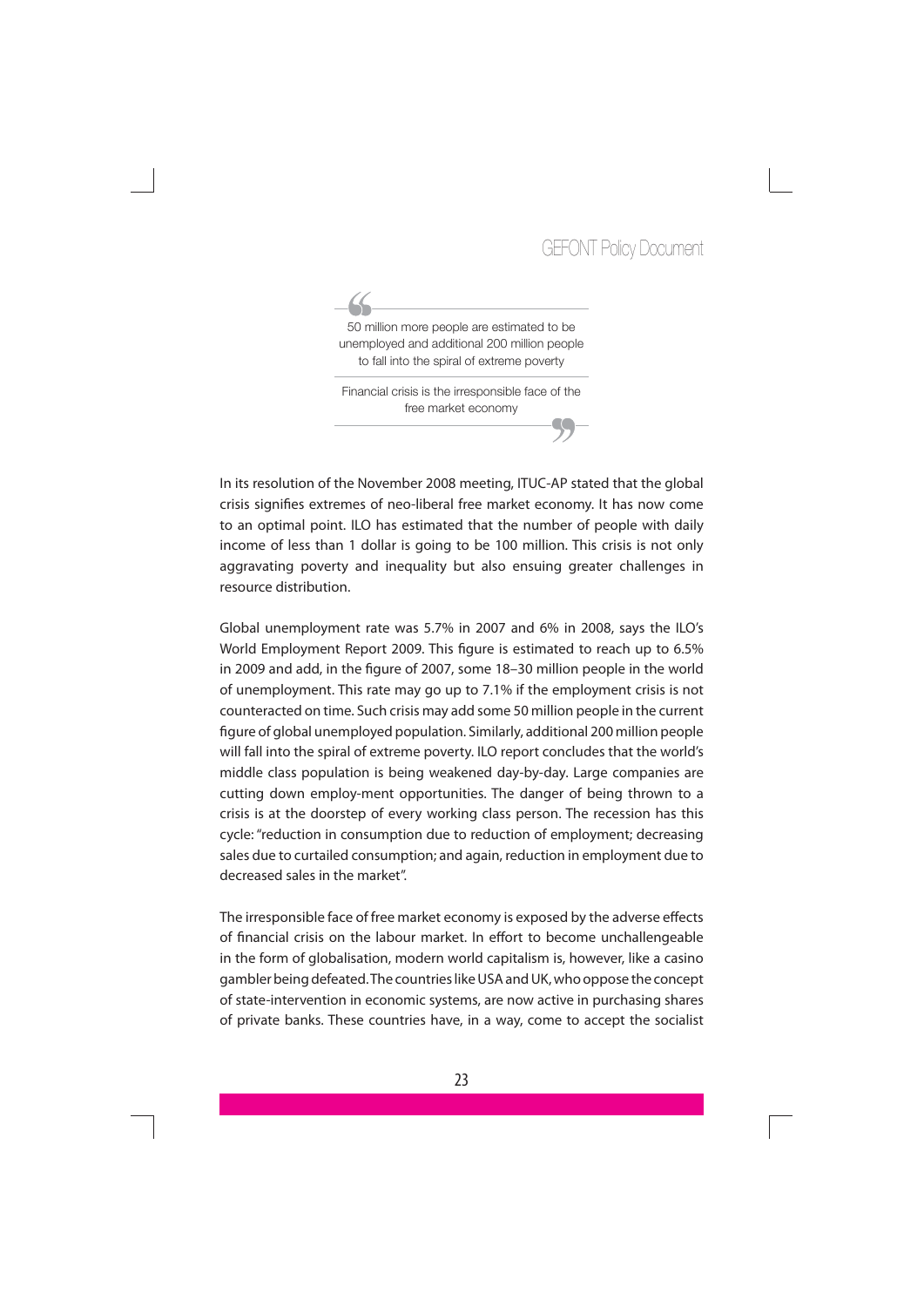> 50 million more people are estimated to be unemployed and additional 200 million people to fall into the spiral of extreme poverty
>
> Financial crisis is the irresponsible face of the free market economy

In its resolution of the November 2008 meeting, ITUC-AP stated that the global crisis signifies extremes of neo-liberal free market economy. It has now come to an optimal point. ILO has estimated that the number of people with daily income of less than 1 dollar is going to be 100 million. This crisis is not only aggravating poverty and inequality but also ensuing greater challenges in resource distribution.

Global unemployment rate was 5.7% in 2007 and 6% in 2008, says the ILO's World Employment Report 2009. This figure is estimated to reach up to 6.5% in 2009 and add, in the figure of 2007, some 18–30 million people in the world of unemployment. This rate may go up to 7.1% if the employment crisis is not counteracted on time. Such crisis may add some 50 million people in the current figure of global unemployed population. Similarly, additional 200 million people will fall into the spiral of extreme poverty. ILO report concludes that the world's middle class population is being weakened day-by-day. Large companies are cutting down employ-ment opportunities. The danger of being thrown to a crisis is at the doorstep of every working class person. The recession has this cycle: "reduction in consumption due to reduction of employment; decreasing sales due to curtailed consumption; and again, reduction in employment due to decreased sales in the market".

The irresponsible face of free market economy is exposed by the adverse effects of financial crisis on the labour market. In effort to become unchallengeable in the form of globalisation, modern world capitalism is, however, like a casino gambler being defeated. The countries like USA and UK, who oppose the concept of state-intervention in economic systems, are now active in purchasing shares of private banks. These countries have, in a way, come to accept the socialist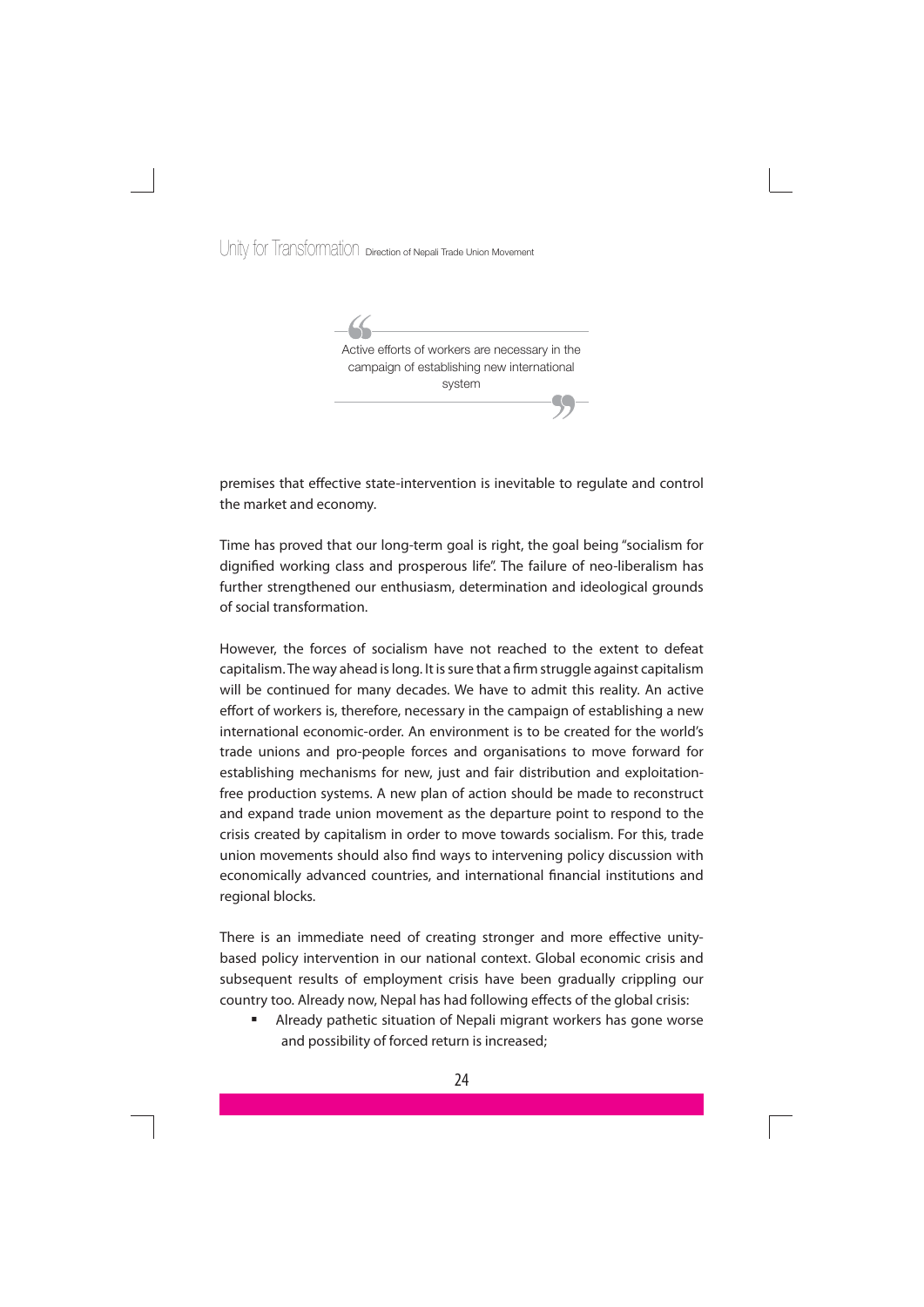> Active efforts of workers are necessary in the campaign of establishing new international system

premises that effective state-intervention is inevitable to regulate and control the market and economy.

Time has proved that our long-term goal is right, the goal being "socialism for dignified working class and prosperous life". The failure of neo-liberalism has further strengthened our enthusiasm, determination and ideological grounds of social transformation.

However, the forces of socialism have not reached to the extent to defeat capitalism. The way ahead is long. It is sure that a firm struggle against capitalism will be continued for many decades. We have to admit this reality. An active effort of workers is, therefore, necessary in the campaign of establishing a new international economic-order. An environment is to be created for the world's trade unions and pro-people forces and organisations to move forward for establishing mechanisms for new, just and fair distribution and exploitation-free production systems. A new plan of action should be made to reconstruct and expand trade union movement as the departure point to respond to the crisis created by capitalism in order to move towards socialism. For this, trade union movements should also find ways to intervening policy discussion with economically advanced countries, and international financial institutions and regional blocks.

There is an immediate need of creating stronger and more effective unity-based policy intervention in our national context. Global economic crisis and subsequent results of employment crisis have been gradually crippling our country too. Already now, Nepal has had following effects of the global crisis:

- Already pathetic situation of Nepali migrant workers has gone worse and possibility of forced return is increased;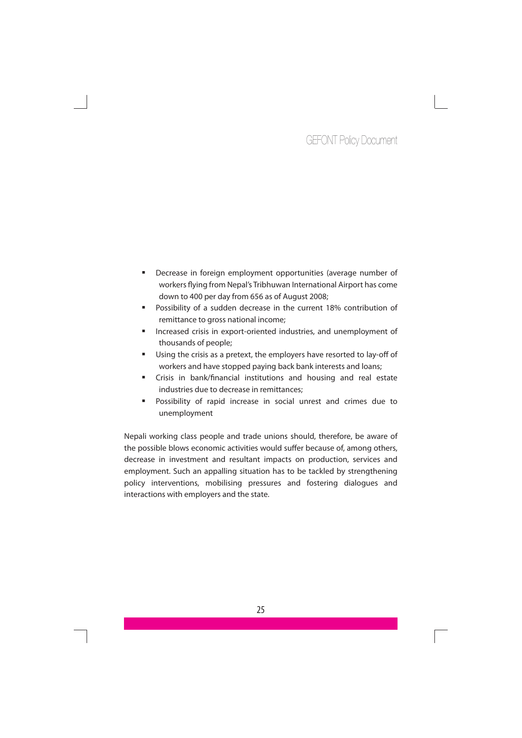- Decrease in foreign employment opportunities (average number of workers flying from Nepal's Tribhuwan International Airport has come down to 400 per day from 656 as of August 2008;
- Possibility of a sudden decrease in the current 18% contribution of remittance to gross national income;
- Increased crisis in export-oriented industries, and unemployment of thousands of people;
- Using the crisis as a pretext, the employers have resorted to lay-off of workers and have stopped paying back bank interests and loans;
- Crisis in bank/financial institutions and housing and real estate industries due to decrease in remittances;
- Possibility of rapid increase in social unrest and crimes due to unemployment

Nepali working class people and trade unions should, therefore, be aware of the possible blows economic activities would suffer because of, among others, decrease in investment and resultant impacts on production, services and employment. Such an appalling situation has to be tackled by strengthening policy interventions, mobilising pressures and fostering dialogues and interactions with employers and the state.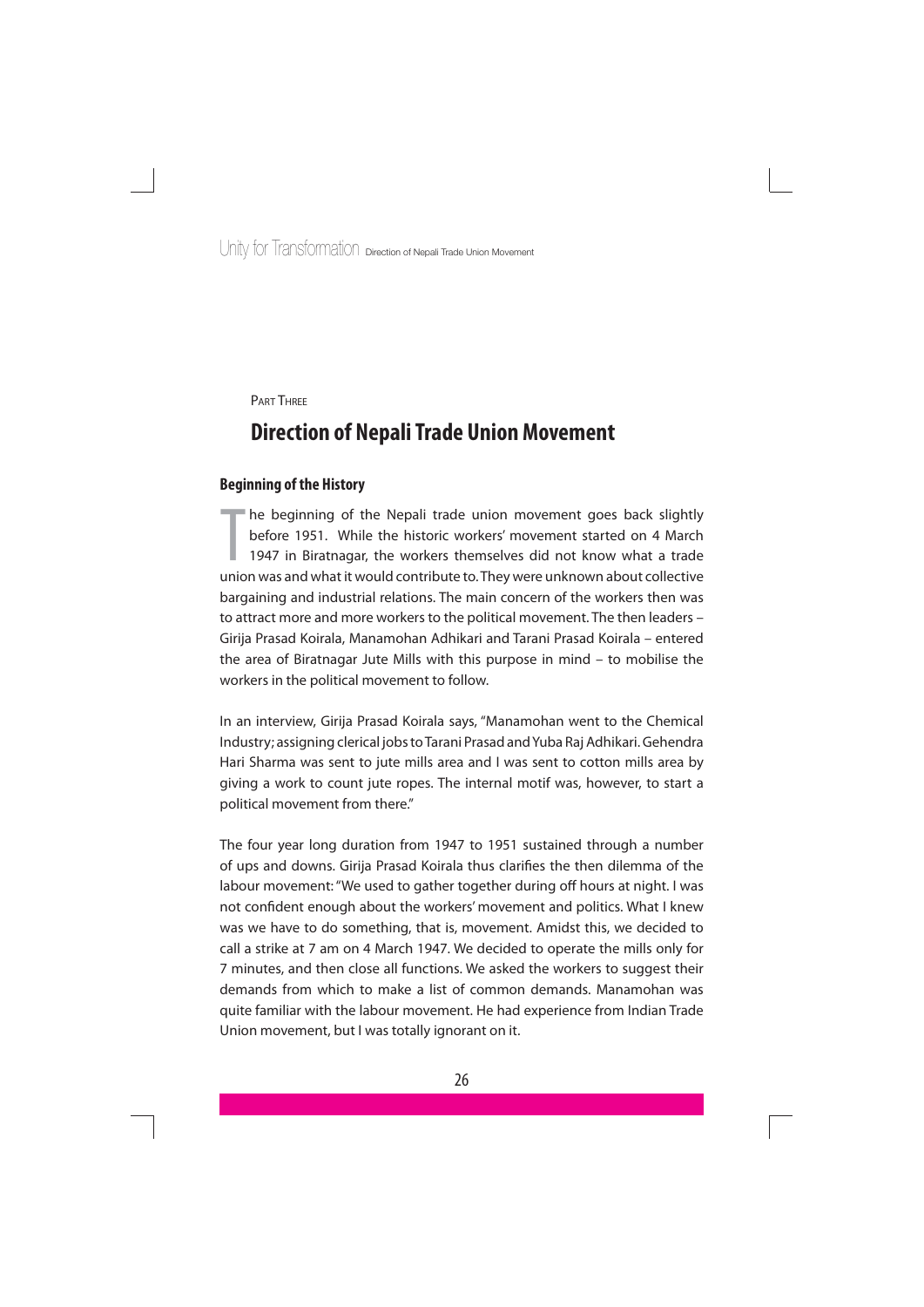PART THREE

# Direction of Nepali Trade Union Movement

## Beginning of the History

The beginning of the Nepali trade union movement goes back slightly before 1951. While the historic workers' movement started on 4 March 1947 in Biratnagar, the workers themselves did not know what a trade union was and what it would contribute to. They were unknown about collective bargaining and industrial relations. The main concern of the workers then was to attract more and more workers to the political movement. The then leaders – Girija Prasad Koirala, Manamohan Adhikari and Tarani Prasad Koirala – entered the area of Biratnagar Jute Mills with this purpose in mind – to mobilise the workers in the political movement to follow.

In an interview, Girija Prasad Koirala says, "Manamohan went to the Chemical Industry; assigning clerical jobs to Tarani Prasad and Yuba Raj Adhikari. Gehendra Hari Sharma was sent to jute mills area and I was sent to cotton mills area by giving a work to count jute ropes. The internal motif was, however, to start a political movement from there."

The four year long duration from 1947 to 1951 sustained through a number of ups and downs. Girija Prasad Koirala thus clarifies the then dilemma of the labour movement: "We used to gather together during off hours at night. I was not confident enough about the workers' movement and politics. What I knew was we have to do something, that is, movement. Amidst this, we decided to call a strike at 7 am on 4 March 1947. We decided to operate the mills only for 7 minutes, and then close all functions. We asked the workers to suggest their demands from which to make a list of common demands. Manamohan was quite familiar with the labour movement. He had experience from Indian Trade Union movement, but I was totally ignorant on it.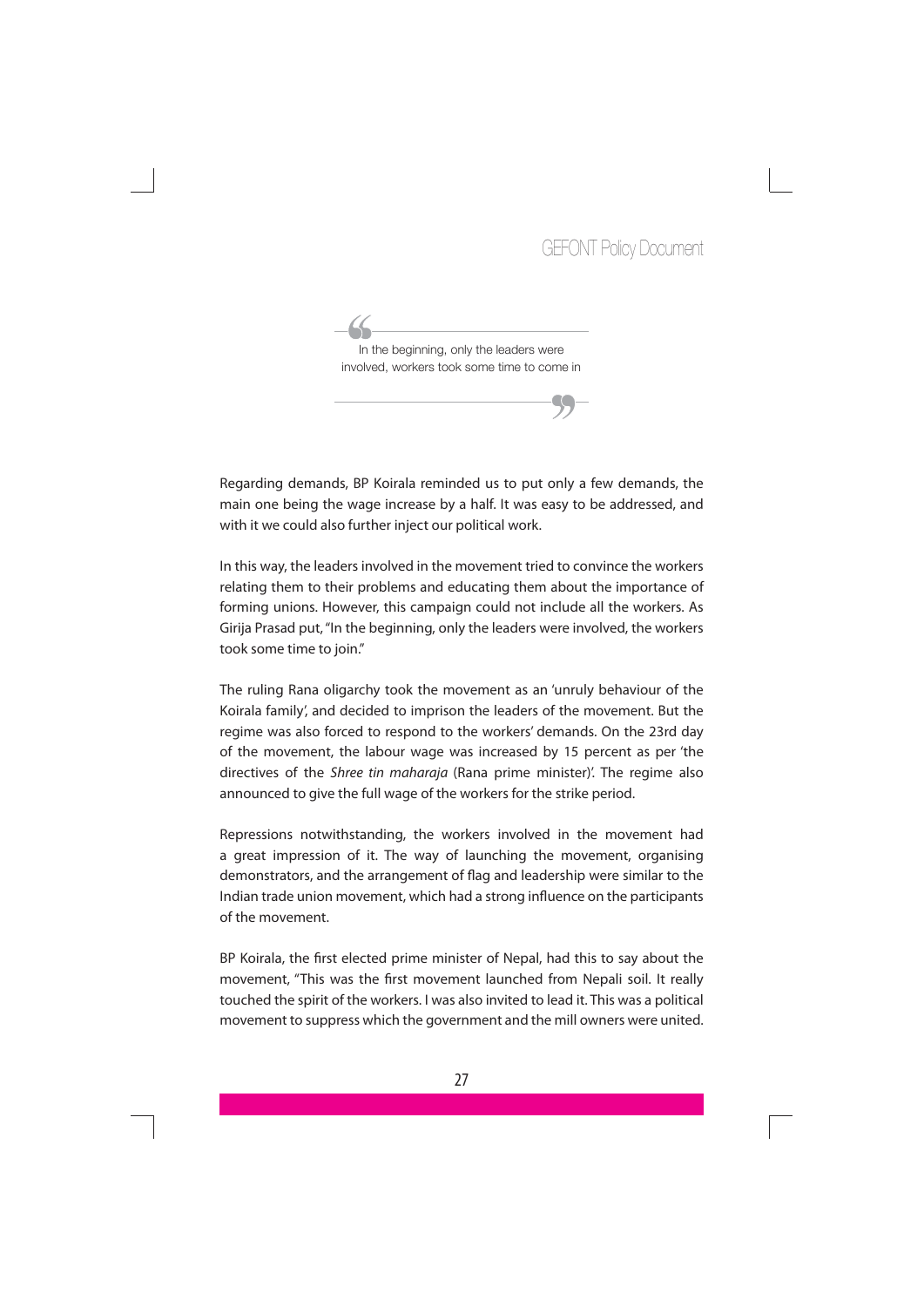> In the beginning, only the leaders were involved, workers took some time to come in

Regarding demands, BP Koirala reminded us to put only a few demands, the main one being the wage increase by a half. It was easy to be addressed, and with it we could also further inject our political work.

In this way, the leaders involved in the movement tried to convince the workers relating them to their problems and educating them about the importance of forming unions. However, this campaign could not include all the workers. As Girija Prasad put, "In the beginning, only the leaders were involved, the workers took some time to join."

The ruling Rana oligarchy took the movement as an 'unruly behaviour of the Koirala family', and decided to imprison the leaders of the movement. But the regime was also forced to respond to the workers' demands. On the 23rd day of the movement, the labour wage was increased by 15 percent as per 'the directives of the *Shree tin maharaja* (Rana prime minister)'. The regime also announced to give the full wage of the workers for the strike period.

Repressions notwithstanding, the workers involved in the movement had a great impression of it. The way of launching the movement, organising demonstrators, and the arrangement of flag and leadership were similar to the Indian trade union movement, which had a strong influence on the participants of the movement.

BP Koirala, the first elected prime minister of Nepal, had this to say about the movement, "This was the first movement launched from Nepali soil. It really touched the spirit of the workers. I was also invited to lead it. This was a political movement to suppress which the government and the mill owners were united.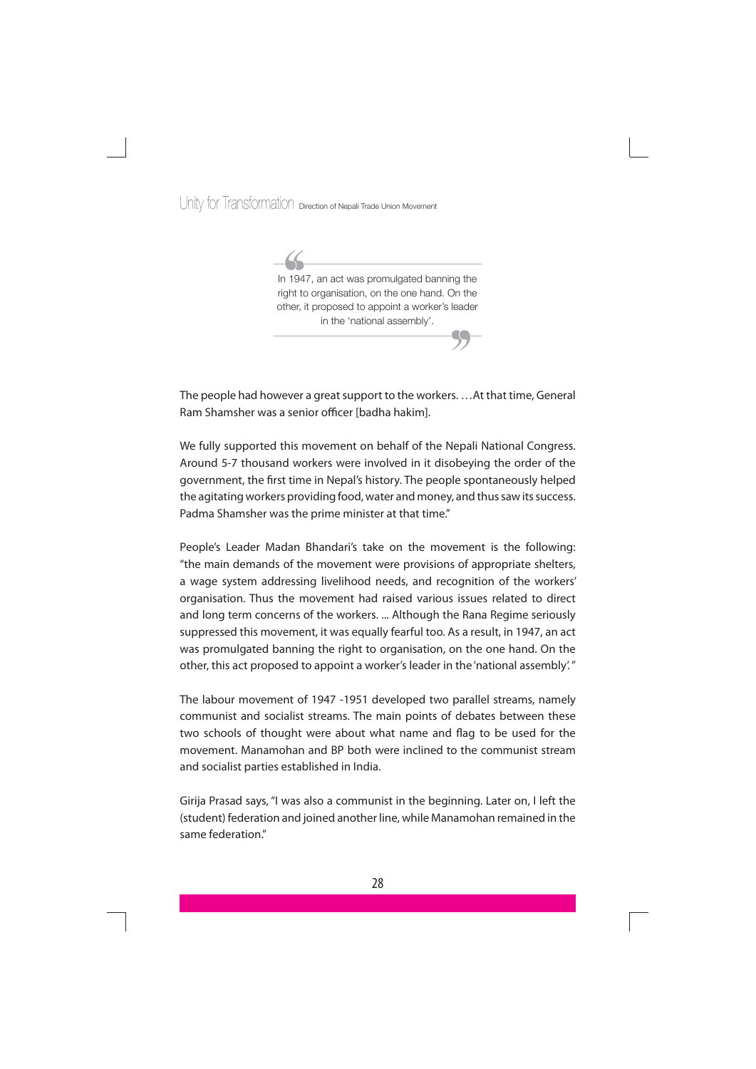> In 1947, an act was promulgated banning the right to organisation, on the one hand. On the other, it proposed to appoint a worker's leader in the 'national assembly'.

The people had however a great support to the workers. …At that time, General Ram Shamsher was a senior officer [badha hakim].

We fully supported this movement on behalf of the Nepali National Congress. Around 5-7 thousand workers were involved in it disobeying the order of the government, the first time in Nepal's history. The people spontaneously helped the agitating workers providing food, water and money, and thus saw its success. Padma Shamsher was the prime minister at that time."

People's Leader Madan Bhandari's take on the movement is the following: "the main demands of the movement were provisions of appropriate shelters, a wage system addressing livelihood needs, and recognition of the workers' organisation. Thus the movement had raised various issues related to direct and long term concerns of the workers. ... Although the Rana Regime seriously suppressed this movement, it was equally fearful too. As a result, in 1947, an act was promulgated banning the right to organisation, on the one hand. On the other, this act proposed to appoint a worker's leader in the 'national assembly'."

The labour movement of 1947 -1951 developed two parallel streams, namely communist and socialist streams. The main points of debates between these two schools of thought were about what name and flag to be used for the movement. Manamohan and BP both were inclined to the communist stream and socialist parties established in India.

Girija Prasad says, "I was also a communist in the beginning. Later on, I left the (student) federation and joined another line, while Manamohan remained in the same federation."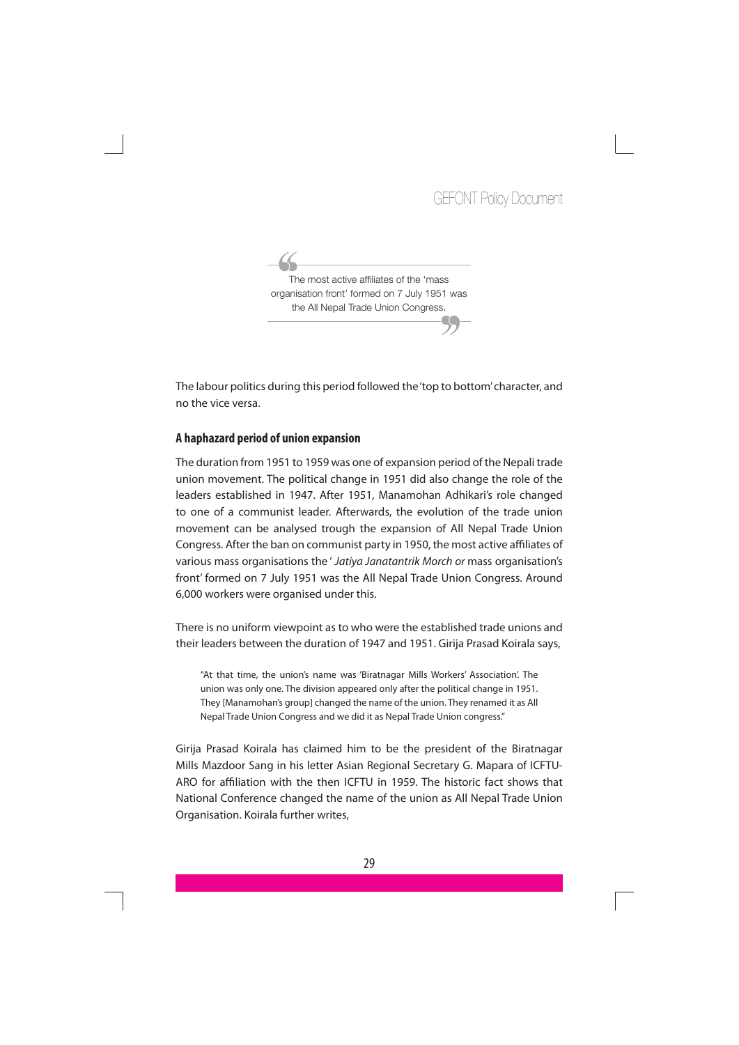> The most active affiliates of the 'mass organisation front' formed on 7 July 1951 was the All Nepal Trade Union Congress.

The labour politics during this period followed the 'top to bottom' character, and no the vice versa.

## A haphazard period of union expansion

The duration from 1951 to 1959 was one of expansion period of the Nepali trade union movement. The political change in 1951 did also change the role of the leaders established in 1947. After 1951, Manamohan Adhikari's role changed to one of a communist leader. Afterwards, the evolution of the trade union movement can be analysed trough the expansion of All Nepal Trade Union Congress. After the ban on communist party in 1950, the most active affiliates of various mass organisations the ' *Jatiya Janatantrik Morch or* mass organisation's front' formed on 7 July 1951 was the All Nepal Trade Union Congress. Around 6,000 workers were organised under this.

There is no uniform viewpoint as to who were the established trade unions and their leaders between the duration of 1947 and 1951. Girija Prasad Koirala says,

> "At that time, the union's name was 'Biratnagar Mills Workers' Association'. The union was only one. The division appeared only after the political change in 1951. They [Manamohan's group] changed the name of the union. They renamed it as All Nepal Trade Union Congress and we did it as Nepal Trade Union congress."

Girija Prasad Koirala has claimed him to be the president of the Biratnagar Mills Mazdoor Sang in his letter Asian Regional Secretary G. Mapara of ICFTU-ARO for affiliation with the then ICFTU in 1959. The historic fact shows that National Conference changed the name of the union as All Nepal Trade Union Organisation. Koirala further writes,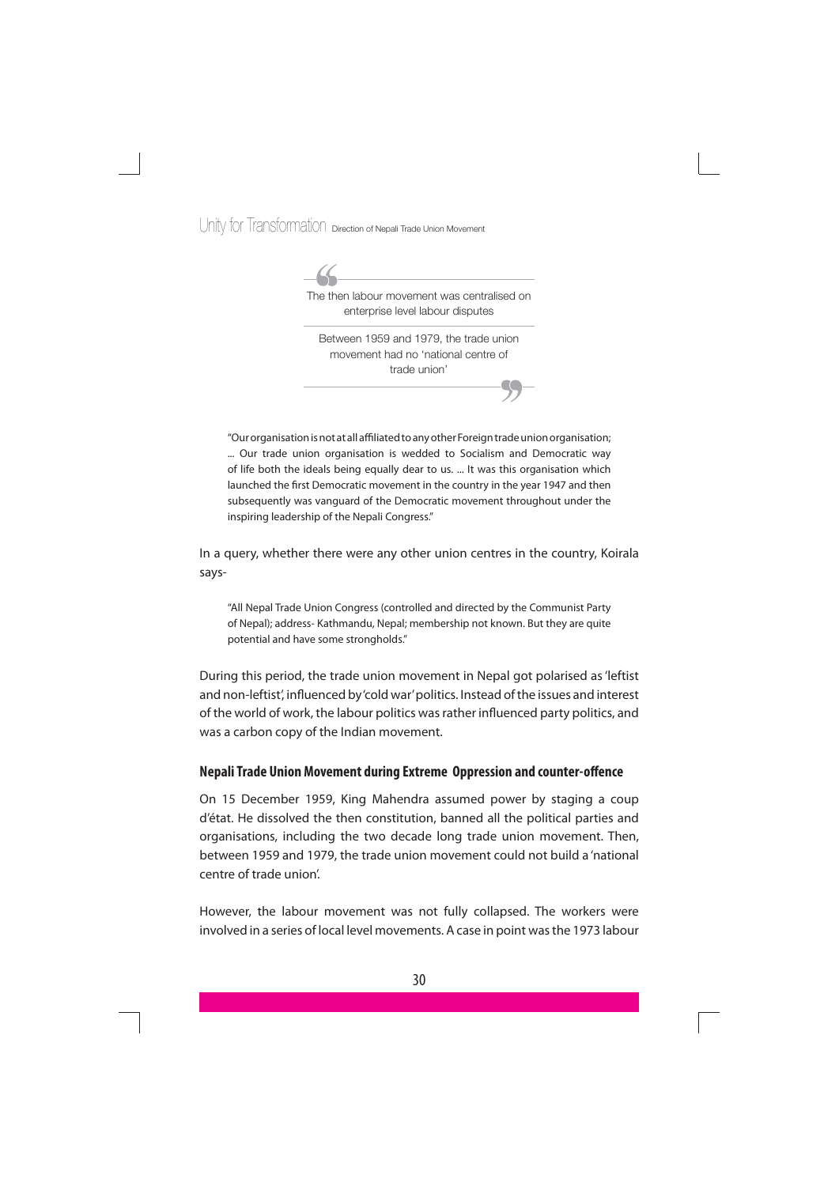> The then labour movement was centralised on enterprise level labour disputes
>
> Between 1959 and 1979, the trade union movement had no 'national centre of trade union'

"Our organisation is not at all affiliated to any other Foreign trade union organisation; ... Our trade union organisation is wedded to Socialism and Democratic way of life both the ideals being equally dear to us. ... It was this organisation which launched the first Democratic movement in the country in the year 1947 and then subsequently was vanguard of the Democratic movement throughout under the inspiring leadership of the Nepali Congress."

In a query, whether there were any other union centres in the country, Koirala says-

"All Nepal Trade Union Congress (controlled and directed by the Communist Party of Nepal); address- Kathmandu, Nepal; membership not known. But they are quite potential and have some strongholds."

During this period, the trade union movement in Nepal got polarised as 'leftist and non-leftist', influenced by 'cold war' politics. Instead of the issues and interest of the world of work, the labour politics was rather influenced party politics, and was a carbon copy of the Indian movement.

### Nepali Trade Union Movement during Extreme Oppression and counter-offence

On 15 December 1959, King Mahendra assumed power by staging a coup d'état. He dissolved the then constitution, banned all the political parties and organisations, including the two decade long trade union movement. Then, between 1959 and 1979, the trade union movement could not build a 'national centre of trade union'.

However, the labour movement was not fully collapsed. The workers were involved in a series of local level movements. A case in point was the 1973 labour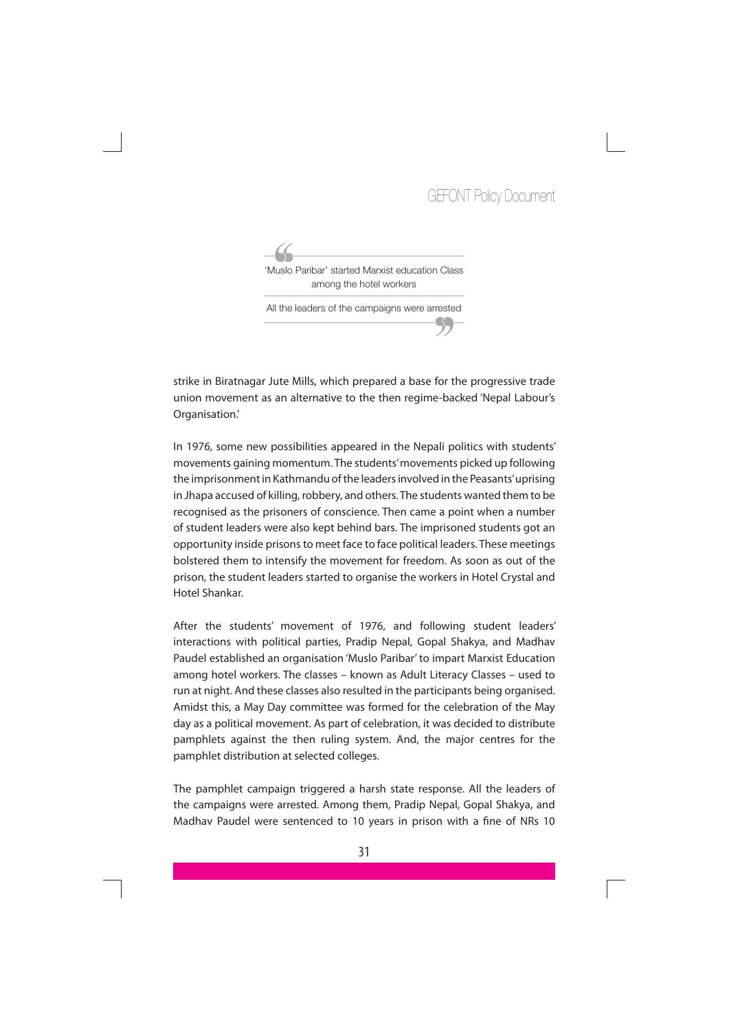> 'Muslo Paribar' started Marxist education Class among the hotel workers
>
> All the leaders of the campaigns were arrested

strike in Biratnagar Jute Mills, which prepared a base for the progressive trade union movement as an alternative to the then regime-backed 'Nepal Labour's Organisation.'

In 1976, some new possibilities appeared in the Nepali politics with students' movements gaining momentum. The students' movements picked up following the imprisonment in Kathmandu of the leaders involved in the Peasants' uprising in Jhapa accused of killing, robbery, and others. The students wanted them to be recognised as the prisoners of conscience. Then came a point when a number of student leaders were also kept behind bars. The imprisoned students got an opportunity inside prisons to meet face to face political leaders. These meetings bolstered them to intensify the movement for freedom. As soon as out of the prison, the student leaders started to organise the workers in Hotel Crystal and Hotel Shankar.

After the students' movement of 1976, and following student leaders' interactions with political parties, Pradip Nepal, Gopal Shakya, and Madhav Paudel established an organisation 'Muslo Paribar' to impart Marxist Education among hotel workers. The classes – known as Adult Literacy Classes – used to run at night. And these classes also resulted in the participants being organised. Amidst this, a May Day committee was formed for the celebration of the May day as a political movement. As part of celebration, it was decided to distribute pamphlets against the then ruling system. And, the major centres for the pamphlet distribution at selected colleges.

The pamphlet campaign triggered a harsh state response. All the leaders of the campaigns were arrested. Among them, Pradip Nepal, Gopal Shakya, and Madhav Paudel were sentenced to 10 years in prison with a fine of NRs 10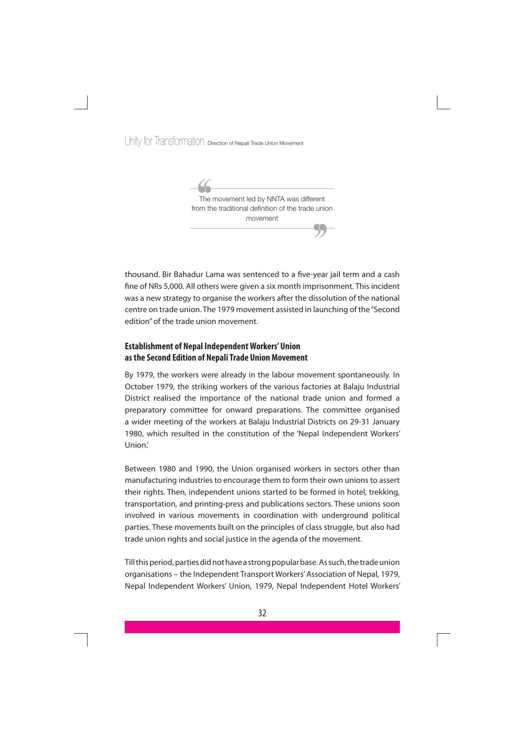> The movement led by NNTA was different from the traditional definition of the trade union movement

thousand. Bir Bahadur Lama was sentenced to a five-year jail term and a cash fine of NRs 5,000. All others were given a six month imprisonment. This incident was a new strategy to organise the workers after the dissolution of the national centre on trade union. The 1979 movement assisted in launching of the "Second edition" of the trade union movement.

### Establishment of Nepal Independent Workers' Union as the Second Edition of Nepali Trade Union Movement

By 1979, the workers were already in the labour movement spontaneously. In October 1979, the striking workers of the various factories at Balaju Industrial District realised the importance of the national trade union and formed a preparatory committee for onward preparations. The committee organised a wider meeting of the workers at Balaju Industrial Districts on 29-31 January 1980, which resulted in the constitution of the 'Nepal Independent Workers' Union.'

Between 1980 and 1990, the Union organised workers in sectors other than manufacturing industries to encourage them to form their own unions to assert their rights. Then, independent unions started to be formed in hotel, trekking, transportation, and printing-press and publications sectors. These unions soon involved in various movements in coordination with underground political parties. These movements built on the principles of class struggle, but also had trade union rights and social justice in the agenda of the movement.

Till this period, parties did not have a strong popular base. As such, the trade union organisations – the Independent Transport Workers' Association of Nepal, 1979, Nepal Independent Workers' Union, 1979, Nepal Independent Hotel Workers'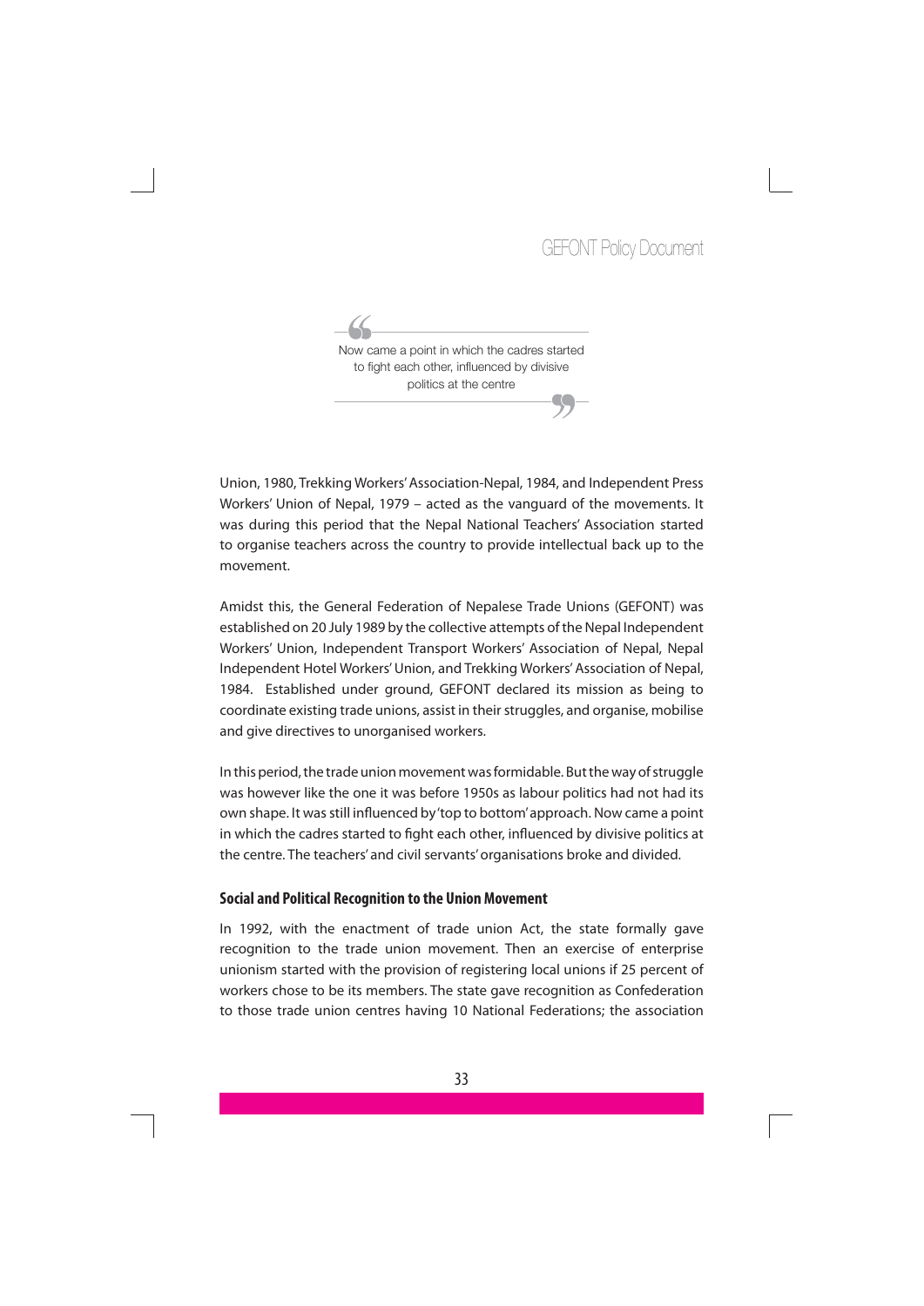> Now came a point in which the cadres started to fight each other, influenced by divisive politics at the centre

Union, 1980, Trekking Workers' Association-Nepal, 1984, and Independent Press Workers' Union of Nepal, 1979 – acted as the vanguard of the movements. It was during this period that the Nepal National Teachers' Association started to organise teachers across the country to provide intellectual back up to the movement.

Amidst this, the General Federation of Nepalese Trade Unions (GEFONT) was established on 20 July 1989 by the collective attempts of the Nepal Independent Workers' Union, Independent Transport Workers' Association of Nepal, Nepal Independent Hotel Workers' Union, and Trekking Workers' Association of Nepal, 1984. Established under ground, GEFONT declared its mission as being to coordinate existing trade unions, assist in their struggles, and organise, mobilise and give directives to unorganised workers.

In this period, the trade union movement was formidable. But the way of struggle was however like the one it was before 1950s as labour politics had not had its own shape. It was still influenced by 'top to bottom' approach. Now came a point in which the cadres started to fight each other, influenced by divisive politics at the centre. The teachers' and civil servants' organisations broke and divided.

### Social and Political Recognition to the Union Movement

In 1992, with the enactment of trade union Act, the state formally gave recognition to the trade union movement. Then an exercise of enterprise unionism started with the provision of registering local unions if 25 percent of workers chose to be its members. The state gave recognition as Confederation to those trade union centres having 10 National Federations; the association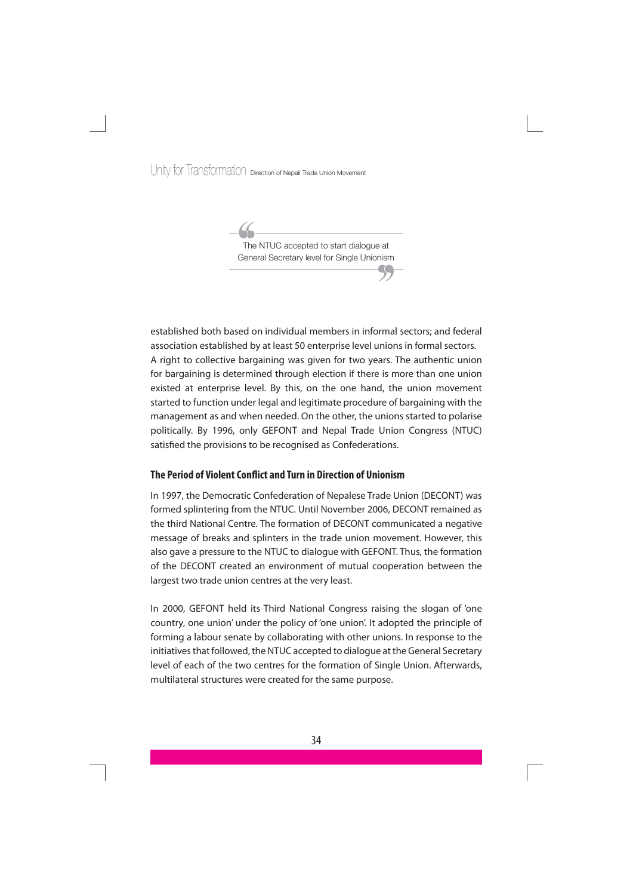> The NTUC accepted to start dialogue at General Secretary level for Single Unionism

established both based on individual members in informal sectors; and federal association established by at least 50 enterprise level unions in formal sectors. A right to collective bargaining was given for two years. The authentic union for bargaining is determined through election if there is more than one union existed at enterprise level. By this, on the one hand, the union movement started to function under legal and legitimate procedure of bargaining with the management as and when needed. On the other, the unions started to polarise politically. By 1996, only GEFONT and Nepal Trade Union Congress (NTUC) satisfied the provisions to be recognised as Confederations.

### The Period of Violent Conflict and Turn in Direction of Unionism

In 1997, the Democratic Confederation of Nepalese Trade Union (DECONT) was formed splintering from the NTUC. Until November 2006, DECONT remained as the third National Centre. The formation of DECONT communicated a negative message of breaks and splinters in the trade union movement. However, this also gave a pressure to the NTUC to dialogue with GEFONT. Thus, the formation of the DECONT created an environment of mutual cooperation between the largest two trade union centres at the very least.

In 2000, GEFONT held its Third National Congress raising the slogan of 'one country, one union' under the policy of 'one union'. It adopted the principle of forming a labour senate by collaborating with other unions. In response to the initiatives that followed, the NTUC accepted to dialogue at the General Secretary level of each of the two centres for the formation of Single Union. Afterwards, multilateral structures were created for the same purpose.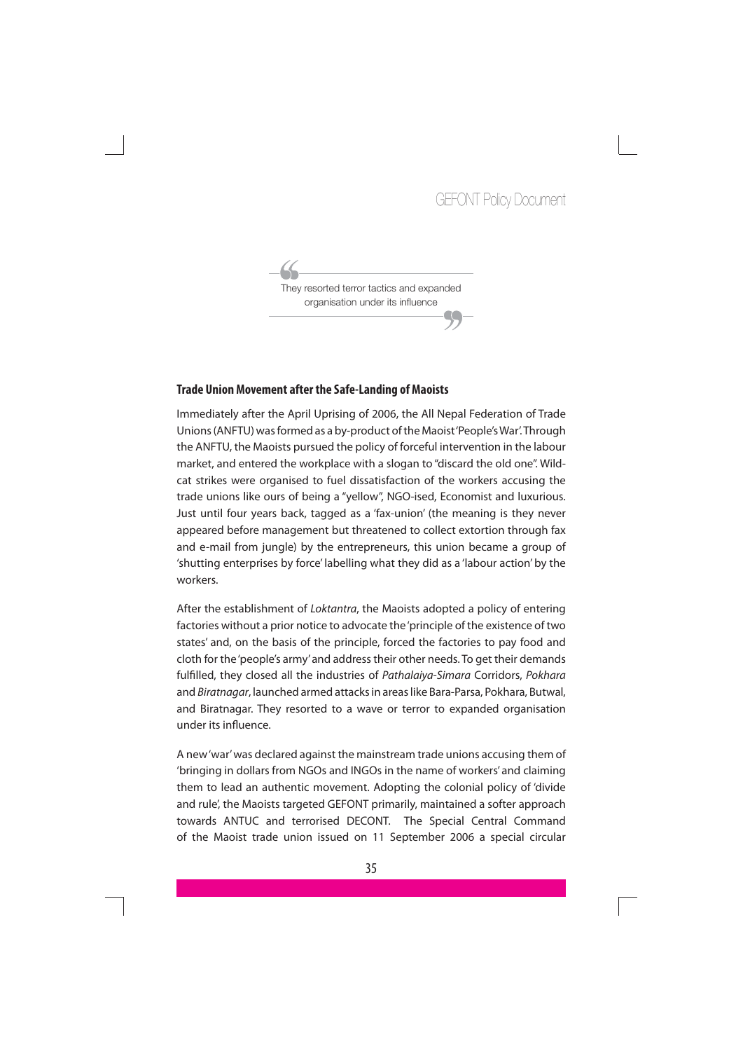> They resorted terror tactics and expanded organisation under its influence

### Trade Union Movement after the Safe-Landing of Maoists

Immediately after the April Uprising of 2006, the All Nepal Federation of Trade Unions (ANFTU) was formed as a by-product of the Maoist 'People's War'. Through the ANFTU, the Maoists pursued the policy of forceful intervention in the labour market, and entered the workplace with a slogan to "discard the old one". Wild-cat strikes were organised to fuel dissatisfaction of the workers accusing the trade unions like ours of being a "yellow", NGO-ised, Economist and luxurious. Just until four years back, tagged as a 'fax-union' (the meaning is they never appeared before management but threatened to collect extortion through fax and e-mail from jungle) by the entrepreneurs, this union became a group of 'shutting enterprises by force' labelling what they did as a 'labour action' by the workers.

After the establishment of *Loktantra*, the Maoists adopted a policy of entering factories without a prior notice to advocate the 'principle of the existence of two states' and, on the basis of the principle, forced the factories to pay food and cloth for the 'people's army' and address their other needs. To get their demands fulfilled, they closed all the industries of *Pathalaiya-Simara* Corridors, *Pokhara* and *Biratnagar*, launched armed attacks in areas like Bara-Parsa, Pokhara, Butwal, and Biratnagar. They resorted to a wave or terror to expanded organisation under its influence.

A new 'war' was declared against the mainstream trade unions accusing them of 'bringing in dollars from NGOs and INGOs in the name of workers' and claiming them to lead an authentic movement. Adopting the colonial policy of 'divide and rule', the Maoists targeted GEFONT primarily, maintained a softer approach towards ANTUC and terrorised DECONT. The Special Central Command of the Maoist trade union issued on 11 September 2006 a special circular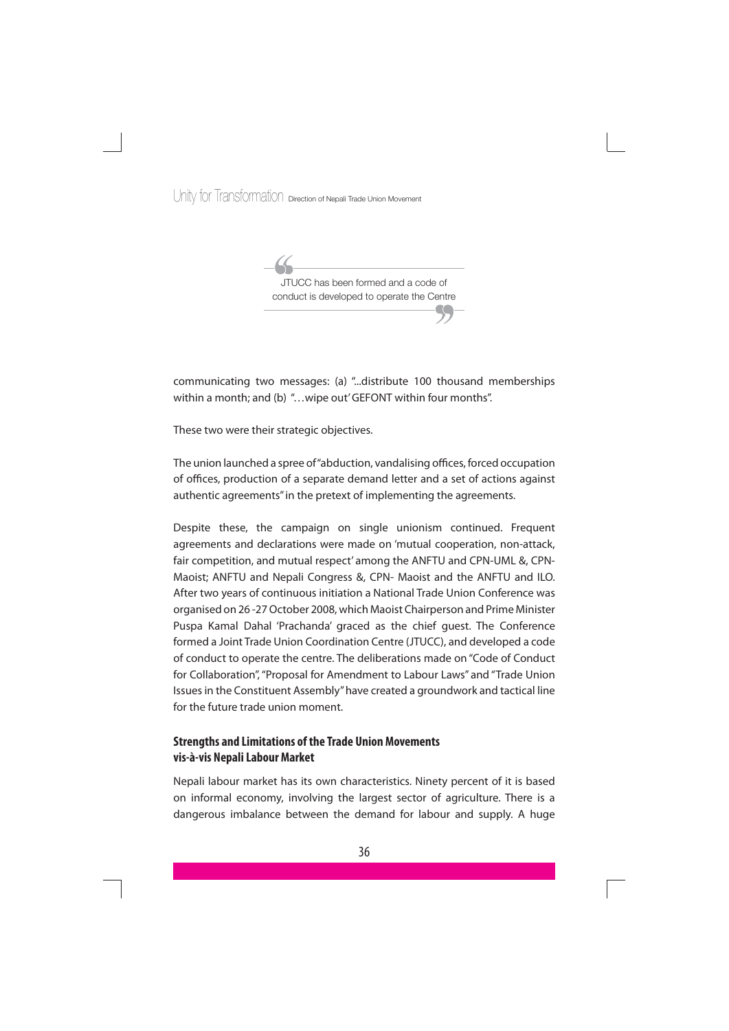> JTUCC has been formed and a code of conduct is developed to operate the Centre

communicating two messages: (a) "...distribute 100 thousand memberships within a month; and (b) "…wipe out' GEFONT within four months".

These two were their strategic objectives.

The union launched a spree of "abduction, vandalising offices, forced occupation of offices, production of a separate demand letter and a set of actions against authentic agreements" in the pretext of implementing the agreements.

Despite these, the campaign on single unionism continued. Frequent agreements and declarations were made on 'mutual cooperation, non-attack, fair competition, and mutual respect' among the ANFTU and CPN-UML &, CPN-Maoist; ANFTU and Nepali Congress &, CPN- Maoist and the ANFTU and ILO. After two years of continuous initiation a National Trade Union Conference was organised on 26 -27 October 2008, which Maoist Chairperson and Prime Minister Puspa Kamal Dahal 'Prachanda' graced as the chief guest. The Conference formed a Joint Trade Union Coordination Centre (JTUCC), and developed a code of conduct to operate the centre. The deliberations made on "Code of Conduct for Collaboration", "Proposal for Amendment to Labour Laws" and "Trade Union Issues in the Constituent Assembly" have created a groundwork and tactical line for the future trade union moment.

## Strengths and Limitations of the Trade Union Movements vis-à-vis Nepali Labour Market

Nepali labour market has its own characteristics. Ninety percent of it is based on informal economy, involving the largest sector of agriculture. There is a dangerous imbalance between the demand for labour and supply. A huge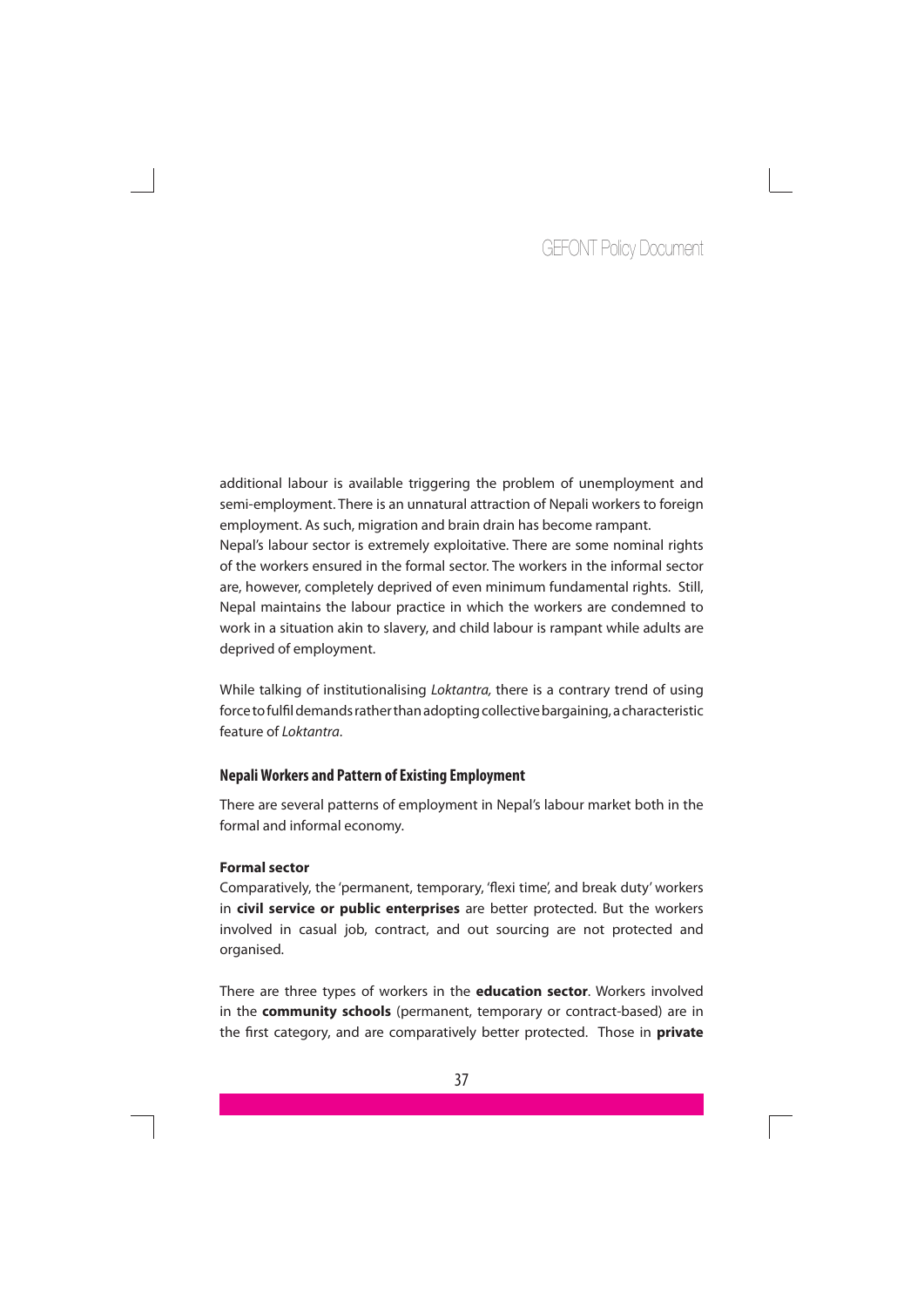additional labour is available triggering the problem of unemployment and semi-employment. There is an unnatural attraction of Nepali workers to foreign employment. As such, migration and brain drain has become rampant.

Nepal's labour sector is extremely exploitative. There are some nominal rights of the workers ensured in the formal sector. The workers in the informal sector are, however, completely deprived of even minimum fundamental rights. Still, Nepal maintains the labour practice in which the workers are condemned to work in a situation akin to slavery, and child labour is rampant while adults are deprived of employment.

While talking of institutionalising *Loktantra,* there is a contrary trend of using force to fulfil demands rather than adopting collective bargaining, a characteristic feature of *Loktantra*.

### Nepali Workers and Pattern of Existing Employment

There are several patterns of employment in Nepal's labour market both in the formal and informal economy.

**Formal sector**

Comparatively, the 'permanent, temporary, 'flexi time', and break duty' workers in **civil service or public enterprises** are better protected. But the workers involved in casual job, contract, and out sourcing are not protected and organised.

There are three types of workers in the **education sector**. Workers involved in the **community schools** (permanent, temporary or contract-based) are in the first category, and are comparatively better protected. Those in **private**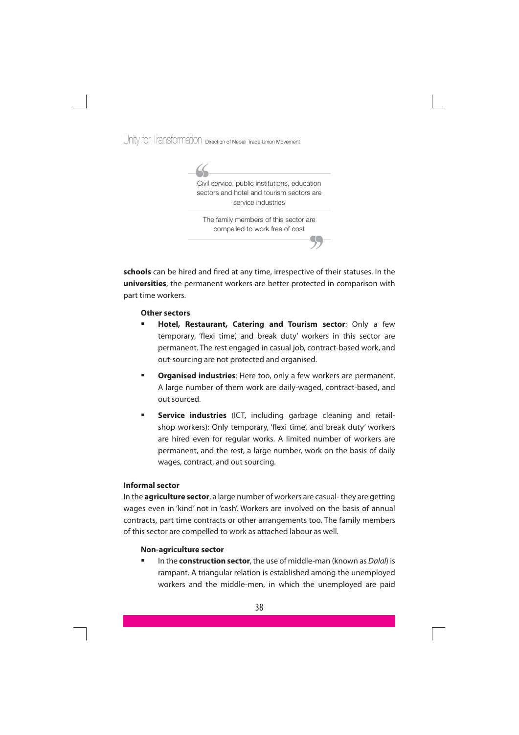> Civil service, public institutions, education sectors and hotel and tourism sectors are service industries
>
> The family members of this sector are compelled to work free of cost

**schools** can be hired and fired at any time, irrespective of their statuses. In the **universities**, the permanent workers are better protected in comparison with part time workers.

**Other sectors**

- **Hotel, Restaurant, Catering and Tourism sector**: Only a few temporary, 'flexi time', and break duty' workers in this sector are permanent. The rest engaged in casual job, contract-based work, and out-sourcing are not protected and organised.
- **Organised industries**: Here too, only a few workers are permanent. A large number of them work are daily-waged, contract-based, and out sourced.
- **Service industries** (ICT, including garbage cleaning and retail-shop workers): Only temporary, 'flexi time', and break duty' workers are hired even for regular works. A limited number of workers are permanent, and the rest, a large number, work on the basis of daily wages, contract, and out sourcing.

**Informal sector**

In the **agriculture sector**, a large number of workers are casual- they are getting wages even in 'kind' not in 'cash'. Workers are involved on the basis of annual contracts, part time contracts or other arrangements too. The family members of this sector are compelled to work as attached labour as well.

**Non-agriculture sector**

- In the **construction sector**, the use of middle-man (known as *Dalal*) is rampant. A triangular relation is established among the unemployed workers and the middle-men, in which the unemployed are paid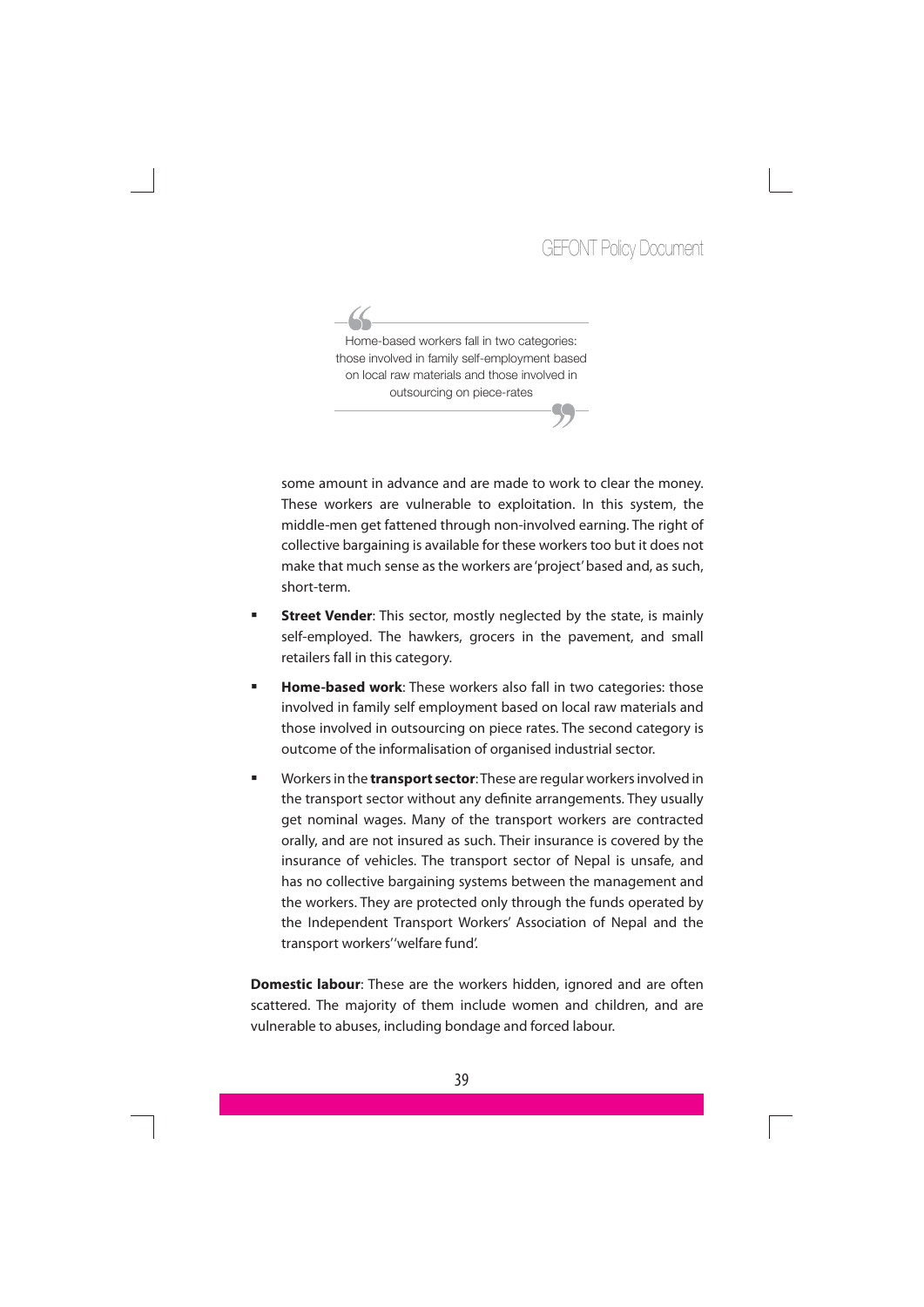> Home-based workers fall in two categories: those involved in family self-employment based on local raw materials and those involved in outsourcing on piece-rates

some amount in advance and are made to work to clear the money. These workers are vulnerable to exploitation. In this system, the middle-men get fattened through non-involved earning. The right of collective bargaining is available for these workers too but it does not make that much sense as the workers are 'project' based and, as such, short-term.

- **Street Vender**: This sector, mostly neglected by the state, is mainly self-employed. The hawkers, grocers in the pavement, and small retailers fall in this category.
- **Home-based work**: These workers also fall in two categories: those involved in family self employment based on local raw materials and those involved in outsourcing on piece rates. The second category is outcome of the informalisation of organised industrial sector.
- Workers in the **transport sector**: These are regular workers involved in the transport sector without any definite arrangements. They usually get nominal wages. Many of the transport workers are contracted orally, and are not insured as such. Their insurance is covered by the insurance of vehicles. The transport sector of Nepal is unsafe, and has no collective bargaining systems between the management and the workers. They are protected only through the funds operated by the Independent Transport Workers' Association of Nepal and the transport workers' 'welfare fund'.

**Domestic labour**: These are the workers hidden, ignored and are often scattered. The majority of them include women and children, and are vulnerable to abuses, including bondage and forced labour.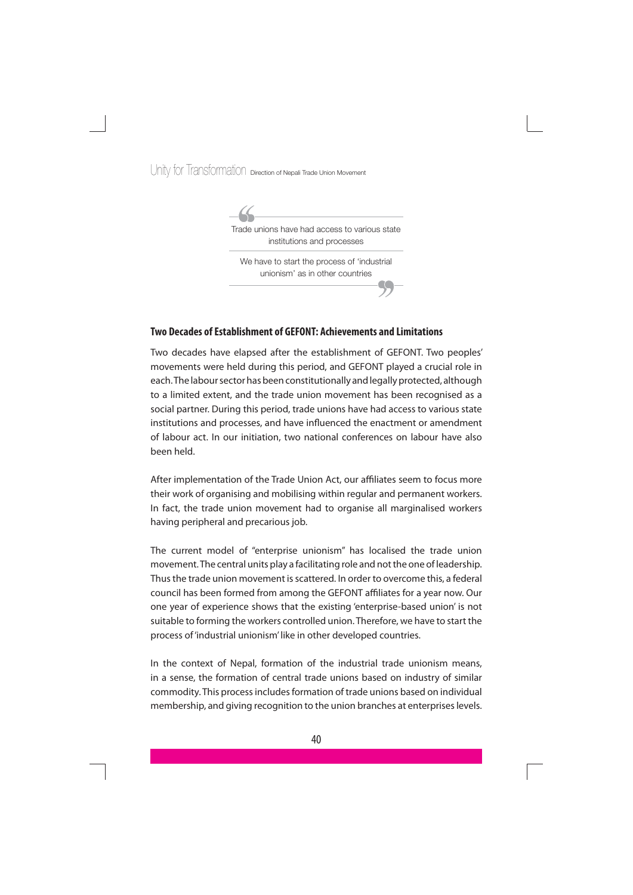> Trade unions have had access to various state institutions and processes
>
> We have to start the process of 'industrial unionism' as in other countries

## Two Decades of Establishment of GEFONT: Achievements and Limitations

Two decades have elapsed after the establishment of GEFONT. Two peoples' movements were held during this period, and GEFONT played a crucial role in each. The labour sector has been constitutionally and legally protected, although to a limited extent, and the trade union movement has been recognised as a social partner. During this period, trade unions have had access to various state institutions and processes, and have influenced the enactment or amendment of labour act. In our initiation, two national conferences on labour have also been held.

After implementation of the Trade Union Act, our affiliates seem to focus more their work of organising and mobilising within regular and permanent workers. In fact, the trade union movement had to organise all marginalised workers having peripheral and precarious job.

The current model of "enterprise unionism" has localised the trade union movement. The central units play a facilitating role and not the one of leadership. Thus the trade union movement is scattered. In order to overcome this, a federal council has been formed from among the GEFONT affiliates for a year now. Our one year of experience shows that the existing 'enterprise-based union' is not suitable to forming the workers controlled union. Therefore, we have to start the process of 'industrial unionism' like in other developed countries.

In the context of Nepal, formation of the industrial trade unionism means, in a sense, the formation of central trade unions based on industry of similar commodity. This process includes formation of trade unions based on individual membership, and giving recognition to the union branches at enterprises levels.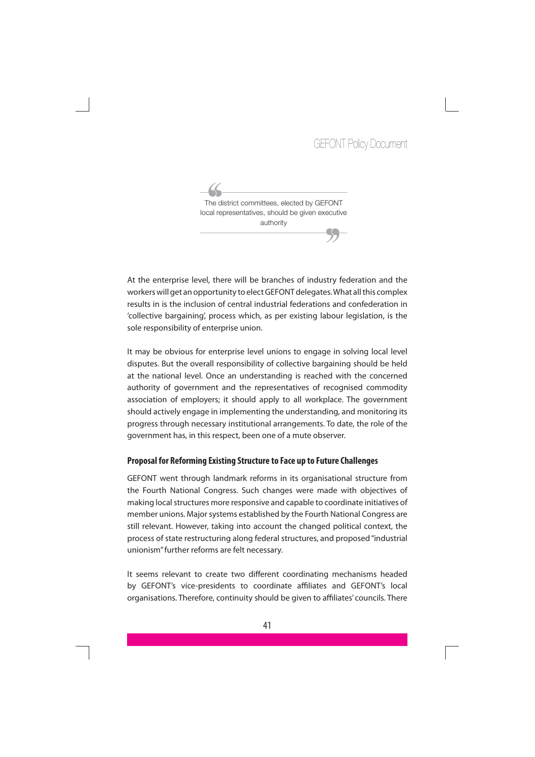> The district committees, elected by GEFONT local representatives, should be given executive authority

At the enterprise level, there will be branches of industry federation and the workers will get an opportunity to elect GEFONT delegates. What all this complex results in is the inclusion of central industrial federations and confederation in 'collective bargaining', process which, as per existing labour legislation, is the sole responsibility of enterprise union.

It may be obvious for enterprise level unions to engage in solving local level disputes. But the overall responsibility of collective bargaining should be held at the national level. Once an understanding is reached with the concerned authority of government and the representatives of recognised commodity association of employers; it should apply to all workplace. The government should actively engage in implementing the understanding, and monitoring its progress through necessary institutional arrangements. To date, the role of the government has, in this respect, been one of a mute observer.

### Proposal for Reforming Existing Structure to Face up to Future Challenges

GEFONT went through landmark reforms in its organisational structure from the Fourth National Congress. Such changes were made with objectives of making local structures more responsive and capable to coordinate initiatives of member unions. Major systems established by the Fourth National Congress are still relevant. However, taking into account the changed political context, the process of state restructuring along federal structures, and proposed "industrial unionism" further reforms are felt necessary.

It seems relevant to create two different coordinating mechanisms headed by GEFONT's vice-presidents to coordinate affiliates and GEFONT's local organisations. Therefore, continuity should be given to affiliates' councils. There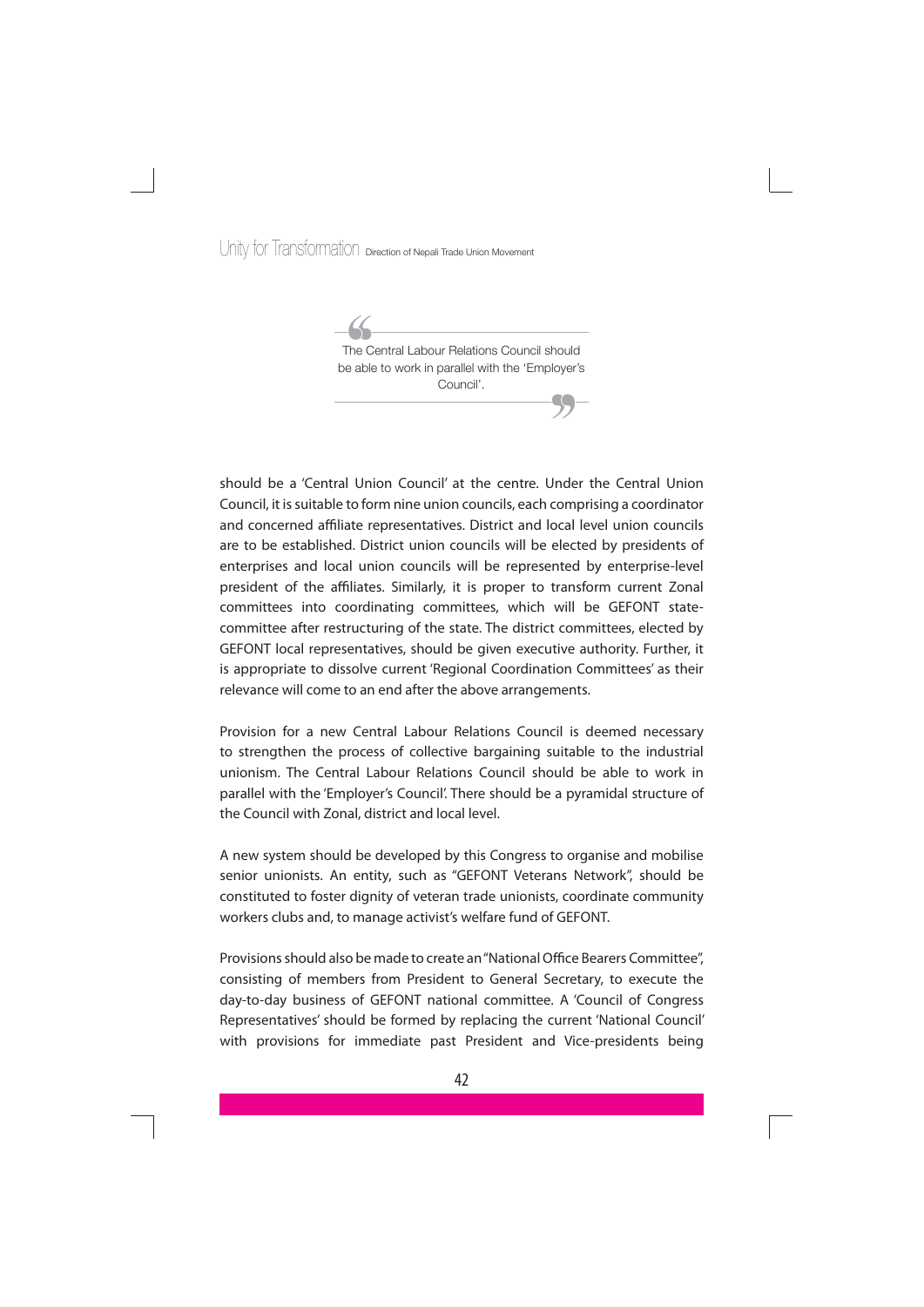> The Central Labour Relations Council should be able to work in parallel with the 'Employer's Council'.

should be a 'Central Union Council' at the centre. Under the Central Union Council, it is suitable to form nine union councils, each comprising a coordinator and concerned affiliate representatives. District and local level union councils are to be established. District union councils will be elected by presidents of enterprises and local union councils will be represented by enterprise-level president of the affiliates. Similarly, it is proper to transform current Zonal committees into coordinating committees, which will be GEFONT state-committee after restructuring of the state. The district committees, elected by GEFONT local representatives, should be given executive authority. Further, it is appropriate to dissolve current 'Regional Coordination Committees' as their relevance will come to an end after the above arrangements.

Provision for a new Central Labour Relations Council is deemed necessary to strengthen the process of collective bargaining suitable to the industrial unionism. The Central Labour Relations Council should be able to work in parallel with the 'Employer's Council'. There should be a pyramidal structure of the Council with Zonal, district and local level.

A new system should be developed by this Congress to organise and mobilise senior unionists. An entity, such as "GEFONT Veterans Network", should be constituted to foster dignity of veteran trade unionists, coordinate community workers clubs and, to manage activist's welfare fund of GEFONT.

Provisions should also be made to create an "National Office Bearers Committee", consisting of members from President to General Secretary, to execute the day-to-day business of GEFONT national committee. A 'Council of Congress Representatives' should be formed by replacing the current 'National Council' with provisions for immediate past President and Vice-presidents being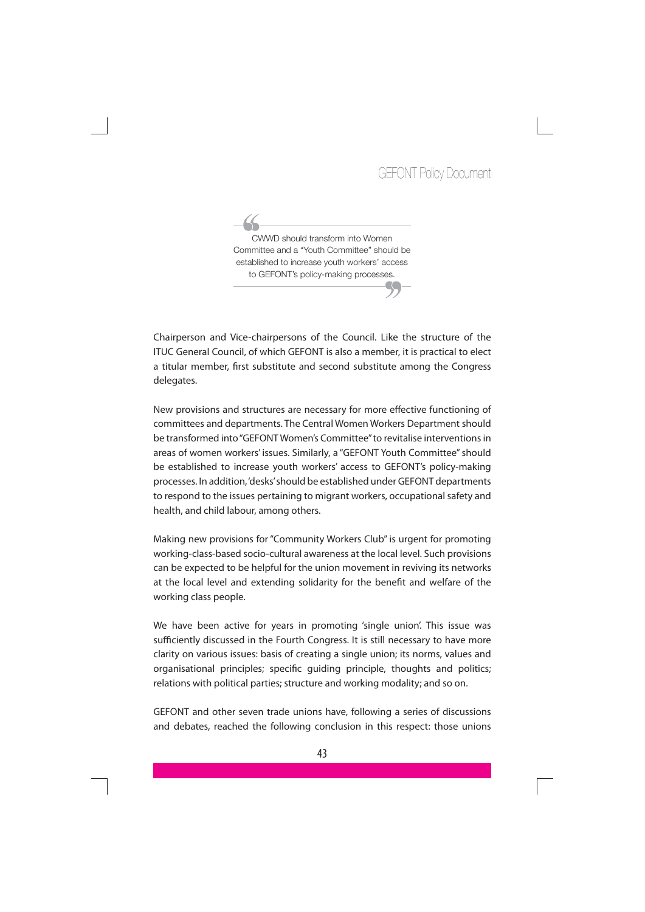> CWWD should transform into Women Committee and a "Youth Committee" should be established to increase youth workers' access to GEFONT's policy-making processes.

Chairperson and Vice-chairpersons of the Council. Like the structure of the ITUC General Council, of which GEFONT is also a member, it is practical to elect a titular member, first substitute and second substitute among the Congress delegates.

New provisions and structures are necessary for more effective functioning of committees and departments. The Central Women Workers Department should be transformed into "GEFONT Women's Committee" to revitalise interventions in areas of women workers' issues. Similarly, a "GEFONT Youth Committee" should be established to increase youth workers' access to GEFONT's policy-making processes. In addition, 'desks' should be established under GEFONT departments to respond to the issues pertaining to migrant workers, occupational safety and health, and child labour, among others.

Making new provisions for "Community Workers Club" is urgent for promoting working-class-based socio-cultural awareness at the local level. Such provisions can be expected to be helpful for the union movement in reviving its networks at the local level and extending solidarity for the benefit and welfare of the working class people.

We have been active for years in promoting 'single union'. This issue was sufficiently discussed in the Fourth Congress. It is still necessary to have more clarity on various issues: basis of creating a single union; its norms, values and organisational principles; specific guiding principle, thoughts and politics; relations with political parties; structure and working modality; and so on.

GEFONT and other seven trade unions have, following a series of discussions and debates, reached the following conclusion in this respect: those unions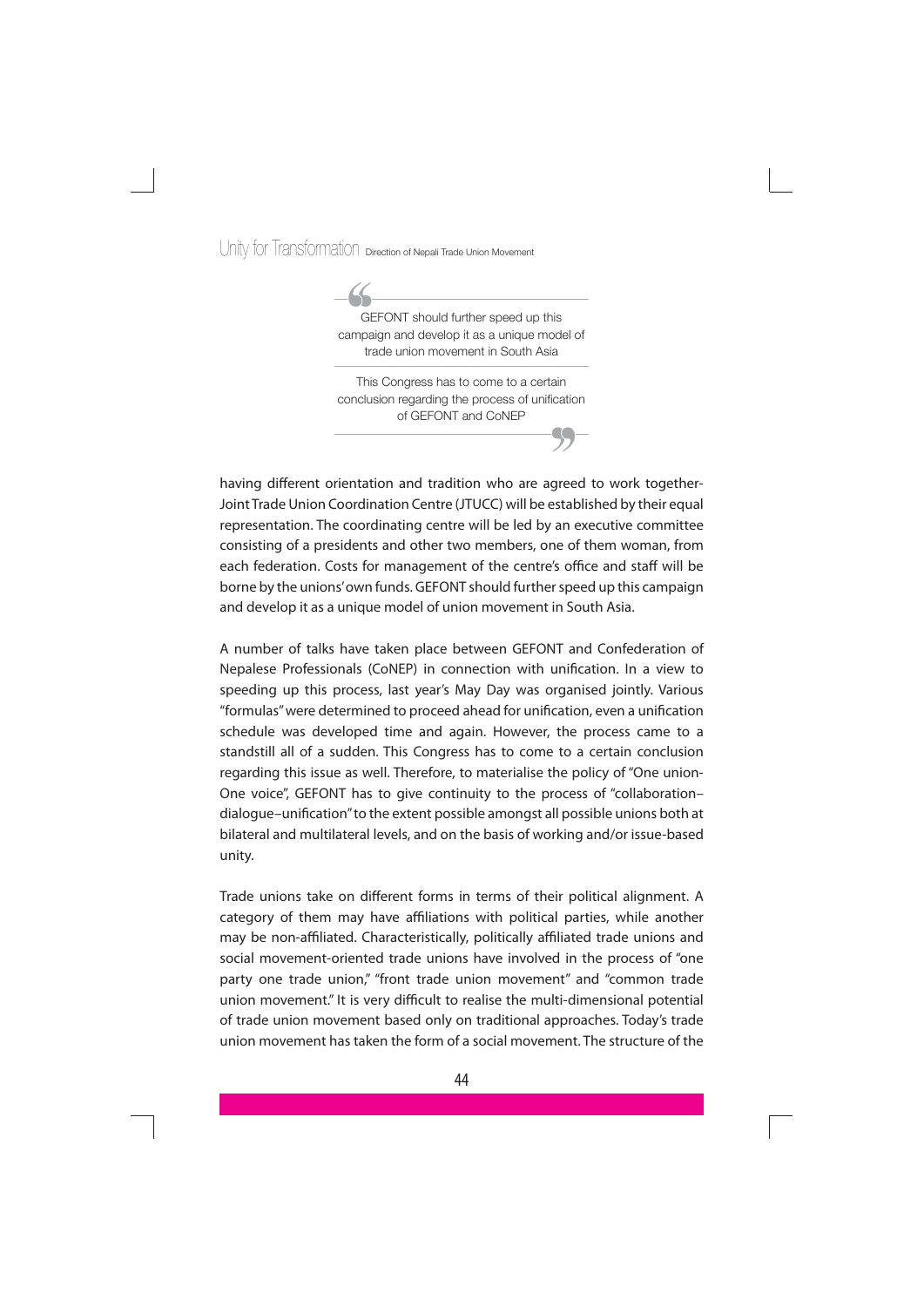> GEFONT should further speed up this campaign and develop it as a unique model of trade union movement in South Asia
>
> This Congress has to come to a certain conclusion regarding the process of unification of GEFONT and CoNEP

having different orientation and tradition who are agreed to work together- Joint Trade Union Coordination Centre (JTUCC) will be established by their equal representation. The coordinating centre will be led by an executive committee consisting of a presidents and other two members, one of them woman, from each federation. Costs for management of the centre's office and staff will be borne by the unions' own funds. GEFONT should further speed up this campaign and develop it as a unique model of union movement in South Asia.

A number of talks have taken place between GEFONT and Confederation of Nepalese Professionals (CoNEP) in connection with unification. In a view to speeding up this process, last year's May Day was organised jointly. Various "formulas" were determined to proceed ahead for unification, even a unification schedule was developed time and again. However, the process came to a standstill all of a sudden. This Congress has to come to a certain conclusion regarding this issue as well. Therefore, to materialise the policy of "One union-One voice", GEFONT has to give continuity to the process of "collaboration–dialogue–unification" to the extent possible amongst all possible unions both at bilateral and multilateral levels, and on the basis of working and/or issue-based unity.

Trade unions take on different forms in terms of their political alignment. A category of them may have affiliations with political parties, while another may be non-affiliated. Characteristically, politically affiliated trade unions and social movement-oriented trade unions have involved in the process of "one party one trade union," "front trade union movement" and "common trade union movement." It is very difficult to realise the multi-dimensional potential of trade union movement based only on traditional approaches. Today's trade union movement has taken the form of a social movement. The structure of the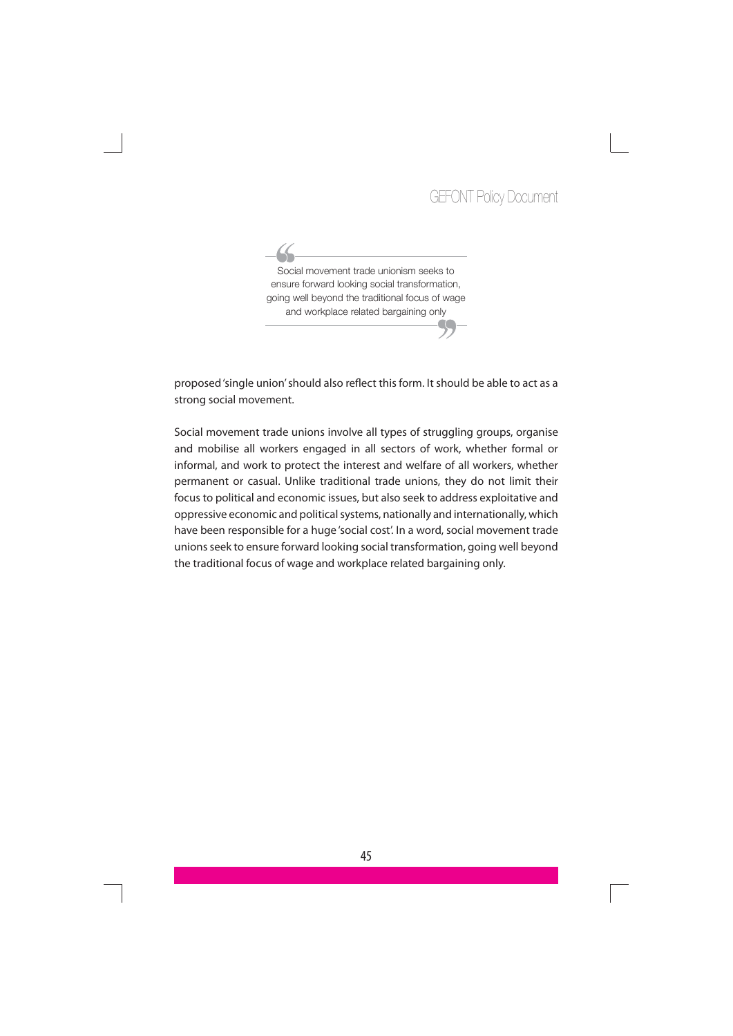> Social movement trade unionism seeks to ensure forward looking social transformation, going well beyond the traditional focus of wage and workplace related bargaining only

proposed 'single union' should also reflect this form. It should be able to act as a strong social movement.

Social movement trade unions involve all types of struggling groups, organise and mobilise all workers engaged in all sectors of work, whether formal or informal, and work to protect the interest and welfare of all workers, whether permanent or casual. Unlike traditional trade unions, they do not limit their focus to political and economic issues, but also seek to address exploitative and oppressive economic and political systems, nationally and internationally, which have been responsible for a huge 'social cost'. In a word, social movement trade unions seek to ensure forward looking social transformation, going well beyond the traditional focus of wage and workplace related bargaining only.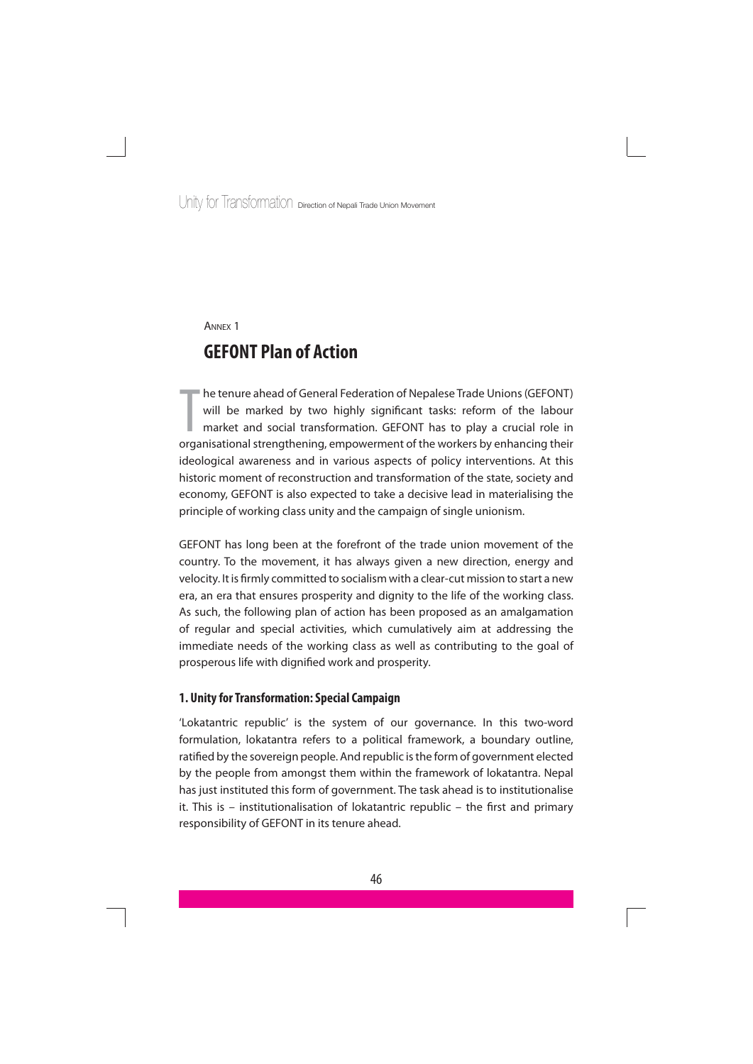Annex 1

# GEFONT Plan of Action

The tenure ahead of General Federation of Nepalese Trade Unions (GEFONT) will be marked by two highly significant tasks: reform of the labour market and social transformation. GEFONT has to play a crucial role in organisational strengthening, empowerment of the workers by enhancing their ideological awareness and in various aspects of policy interventions. At this historic moment of reconstruction and transformation of the state, society and economy, GEFONT is also expected to take a decisive lead in materialising the principle of working class unity and the campaign of single unionism.

GEFONT has long been at the forefront of the trade union movement of the country. To the movement, it has always given a new direction, energy and velocity. It is firmly committed to socialism with a clear-cut mission to start a new era, an era that ensures prosperity and dignity to the life of the working class. As such, the following plan of action has been proposed as an amalgamation of regular and special activities, which cumulatively aim at addressing the immediate needs of the working class as well as contributing to the goal of prosperous life with dignified work and prosperity.

## 1. Unity for Transformation: Special Campaign

'Lokatantric republic' is the system of our governance. In this two-word formulation, lokatantra refers to a political framework, a boundary outline, ratified by the sovereign people. And republic is the form of government elected by the people from amongst them within the framework of lokatantra. Nepal has just instituted this form of government. The task ahead is to institutionalise it. This is – institutionalisation of lokatantric republic – the first and primary responsibility of GEFONT in its tenure ahead.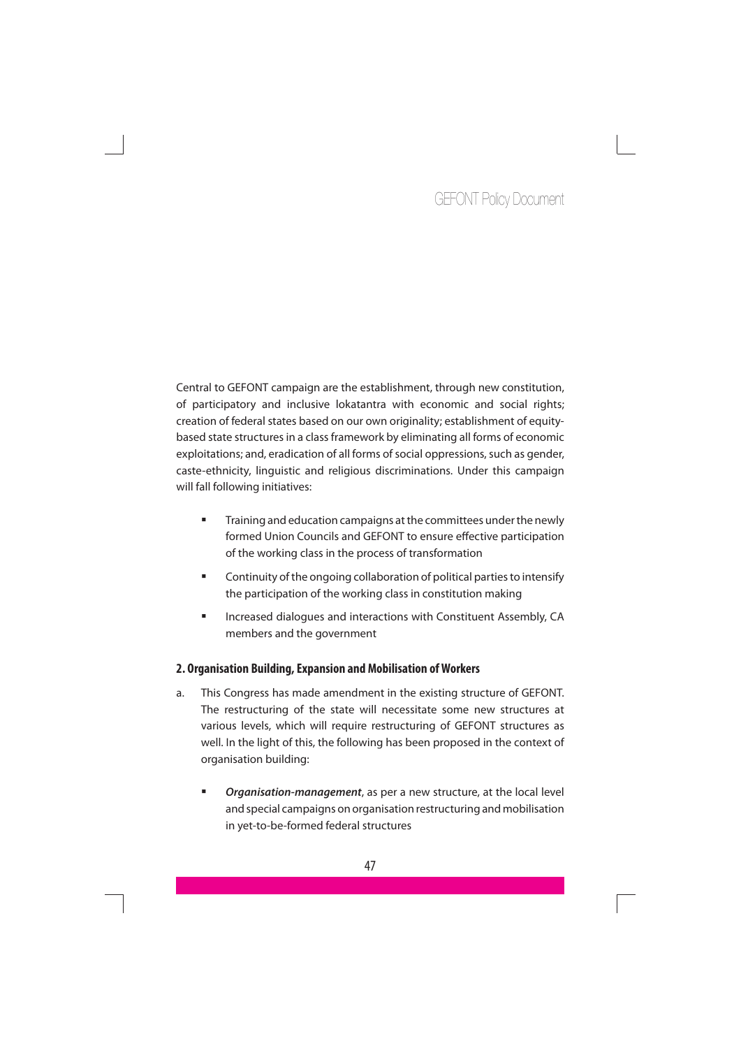Central to GEFONT campaign are the establishment, through new constitution, of participatory and inclusive lokatantra with economic and social rights; creation of federal states based on our own originality; establishment of equity-based state structures in a class framework by eliminating all forms of economic exploitations; and, eradication of all forms of social oppressions, such as gender, caste-ethnicity, linguistic and religious discriminations. Under this campaign will fall following initiatives:

- Training and education campaigns at the committees under the newly formed Union Councils and GEFONT to ensure effective participation of the working class in the process of transformation
- Continuity of the ongoing collaboration of political parties to intensify the participation of the working class in constitution making
- Increased dialogues and interactions with Constituent Assembly, CA members and the government

### 2. Organisation Building, Expansion and Mobilisation of Workers

a. This Congress has made amendment in the existing structure of GEFONT. The restructuring of the state will necessitate some new structures at various levels, which will require restructuring of GEFONT structures as well. In the light of this, the following has been proposed in the context of organisation building:

   - ***Organisation-management***, as per a new structure, at the local level and special campaigns on organisation restructuring and mobilisation in yet-to-be-formed federal structures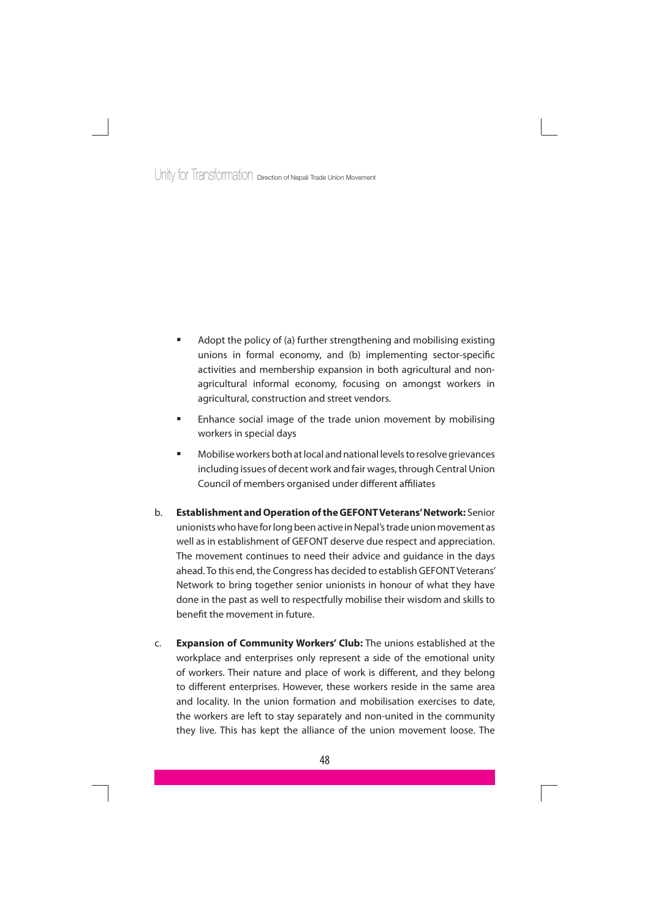- Adopt the policy of (a) further strengthening and mobilising existing unions in formal economy, and (b) implementing sector-specific activities and membership expansion in both agricultural and non-agricultural informal economy, focusing on amongst workers in agricultural, construction and street vendors.
- Enhance social image of the trade union movement by mobilising workers in special days
- Mobilise workers both at local and national levels to resolve grievances including issues of decent work and fair wages, through Central Union Council of members organised under different affiliates

b. **Establishment and Operation of the GEFONT Veterans' Network:** Senior unionists who have for long been active in Nepal's trade union movement as well as in establishment of GEFONT deserve due respect and appreciation. The movement continues to need their advice and guidance in the days ahead. To this end, the Congress has decided to establish GEFONT Veterans' Network to bring together senior unionists in honour of what they have done in the past as well to respectfully mobilise their wisdom and skills to benefit the movement in future.

c. **Expansion of Community Workers' Club:** The unions established at the workplace and enterprises only represent a side of the emotional unity of workers. Their nature and place of work is different, and they belong to different enterprises. However, these workers reside in the same area and locality. In the union formation and mobilisation exercises to date, the workers are left to stay separately and non-united in the community they live. This has kept the alliance of the union movement loose. The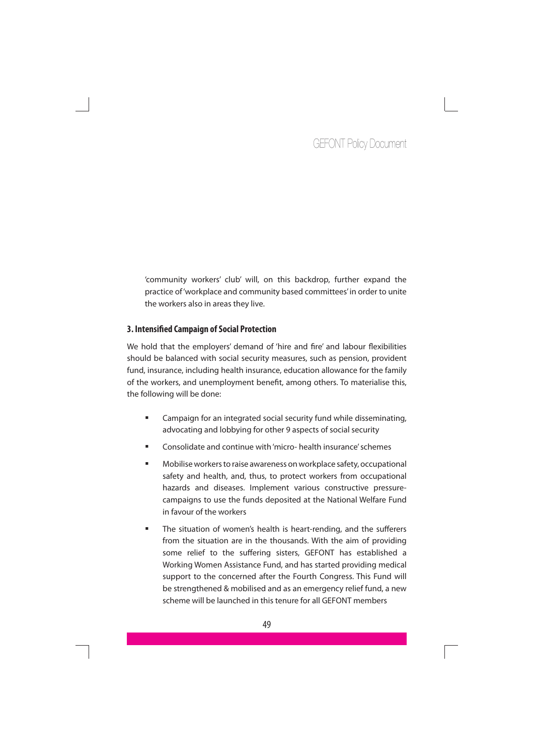'community workers' club' will, on this backdrop, further expand the practice of 'workplace and community based committees' in order to unite the workers also in areas they live.

### 3. Intensified Campaign of Social Protection

We hold that the employers' demand of 'hire and fire' and labour flexibilities should be balanced with social security measures, such as pension, provident fund, insurance, including health insurance, education allowance for the family of the workers, and unemployment benefit, among others. To materialise this, the following will be done:

- Campaign for an integrated social security fund while disseminating, advocating and lobbying for other 9 aspects of social security
- Consolidate and continue with 'micro- health insurance' schemes
- Mobilise workers to raise awareness on workplace safety, occupational safety and health, and, thus, to protect workers from occupational hazards and diseases. Implement various constructive pressure-campaigns to use the funds deposited at the National Welfare Fund in favour of the workers
- The situation of women's health is heart-rending, and the sufferers from the situation are in the thousands. With the aim of providing some relief to the suffering sisters, GEFONT has established a Working Women Assistance Fund, and has started providing medical support to the concerned after the Fourth Congress. This Fund will be strengthened & mobilised and as an emergency relief fund, a new scheme will be launched in this tenure for all GEFONT members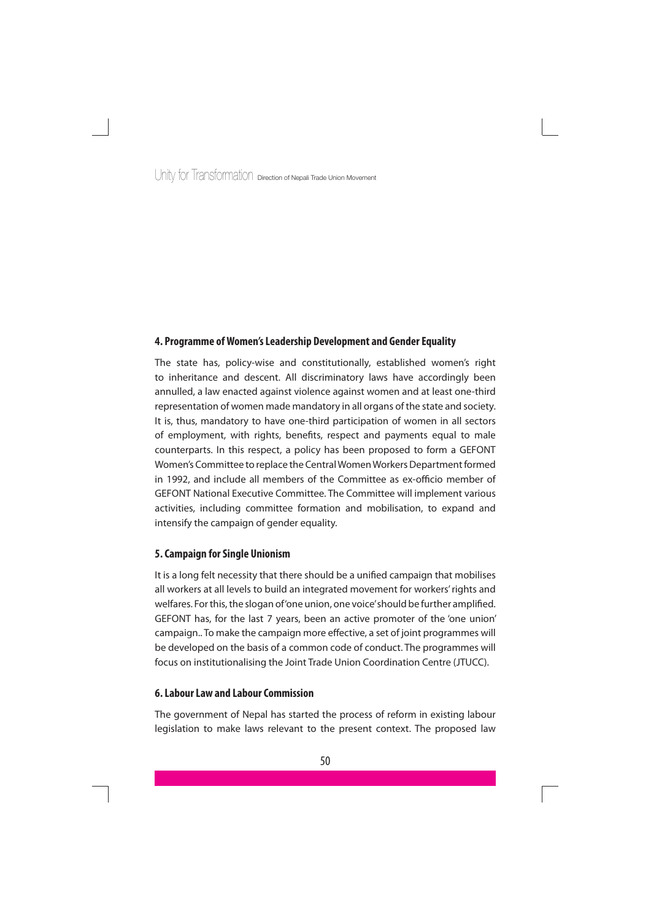## 4. Programme of Women's Leadership Development and Gender Equality

The state has, policy-wise and constitutionally, established women's right to inheritance and descent. All discriminatory laws have accordingly been annulled, a law enacted against violence against women and at least one-third representation of women made mandatory in all organs of the state and society. It is, thus, mandatory to have one-third participation of women in all sectors of employment, with rights, benefits, respect and payments equal to male counterparts. In this respect, a policy has been proposed to form a GEFONT Women's Committee to replace the Central Women Workers Department formed in 1992, and include all members of the Committee as ex-officio member of GEFONT National Executive Committee. The Committee will implement various activities, including committee formation and mobilisation, to expand and intensify the campaign of gender equality.

## 5. Campaign for Single Unionism

It is a long felt necessity that there should be a unified campaign that mobilises all workers at all levels to build an integrated movement for workers' rights and welfares. For this, the slogan of 'one union, one voice' should be further amplified. GEFONT has, for the last 7 years, been an active promoter of the 'one union' campaign.. To make the campaign more effective, a set of joint programmes will be developed on the basis of a common code of conduct. The programmes will focus on institutionalising the Joint Trade Union Coordination Centre (JTUCC).

## 6. Labour Law and Labour Commission

The government of Nepal has started the process of reform in existing labour legislation to make laws relevant to the present context. The proposed law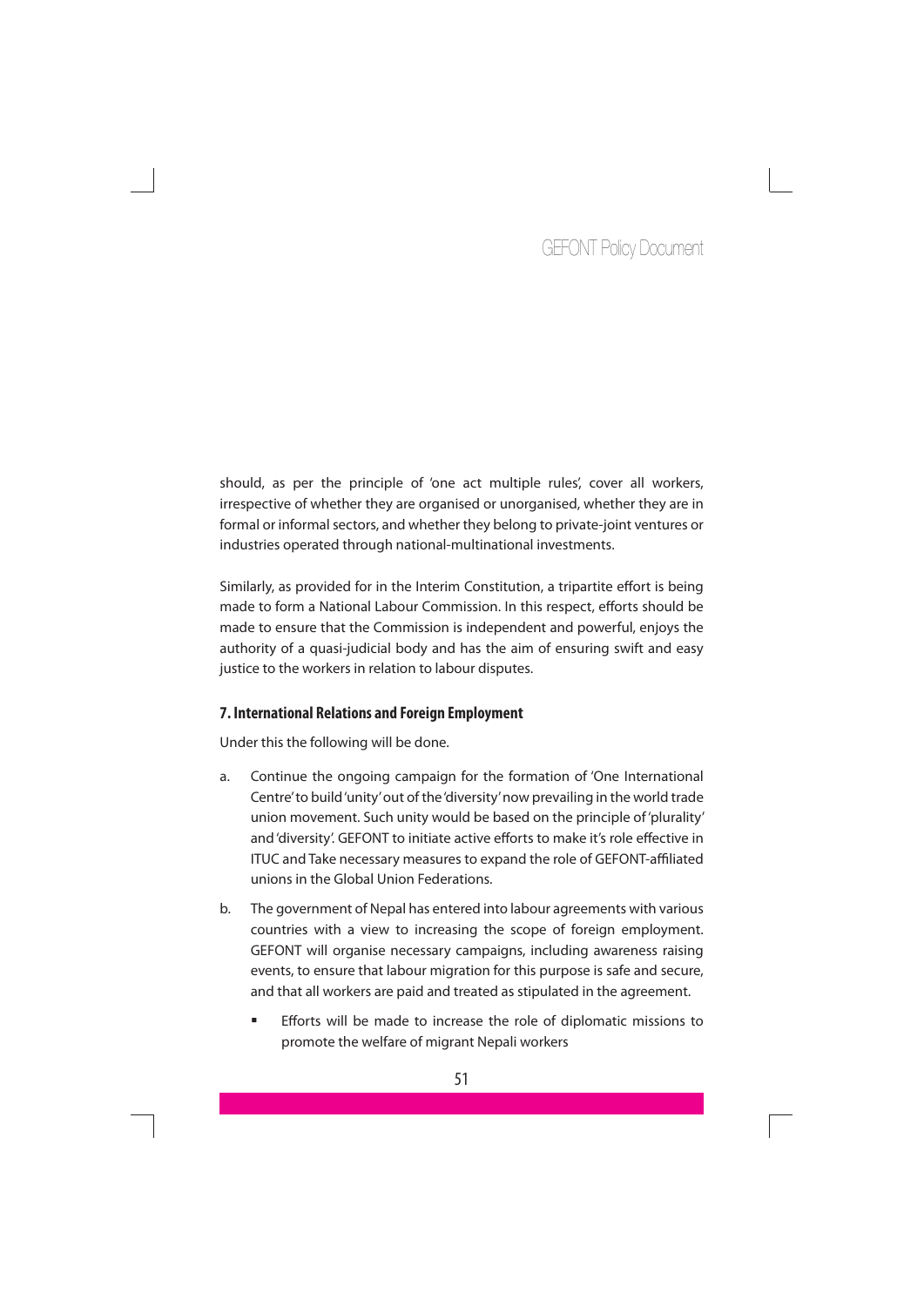should, as per the principle of 'one act multiple rules', cover all workers, irrespective of whether they are organised or unorganised, whether they are in formal or informal sectors, and whether they belong to private-joint ventures or industries operated through national-multinational investments.

Similarly, as provided for in the Interim Constitution, a tripartite effort is being made to form a National Labour Commission. In this respect, efforts should be made to ensure that the Commission is independent and powerful, enjoys the authority of a quasi-judicial body and has the aim of ensuring swift and easy justice to the workers in relation to labour disputes.

### 7. International Relations and Foreign Employment

Under this the following will be done.

a. Continue the ongoing campaign for the formation of 'One International Centre' to build 'unity' out of the 'diversity' now prevailing in the world trade union movement. Such unity would be based on the principle of 'plurality' and 'diversity'. GEFONT to initiate active efforts to make it's role effective in ITUC and Take necessary measures to expand the role of GEFONT-affiliated unions in the Global Union Federations.

b. The government of Nepal has entered into labour agreements with various countries with a view to increasing the scope of foreign employment. GEFONT will organise necessary campaigns, including awareness raising events, to ensure that labour migration for this purpose is safe and secure, and that all workers are paid and treated as stipulated in the agreement.

   - Efforts will be made to increase the role of diplomatic missions to promote the welfare of migrant Nepali workers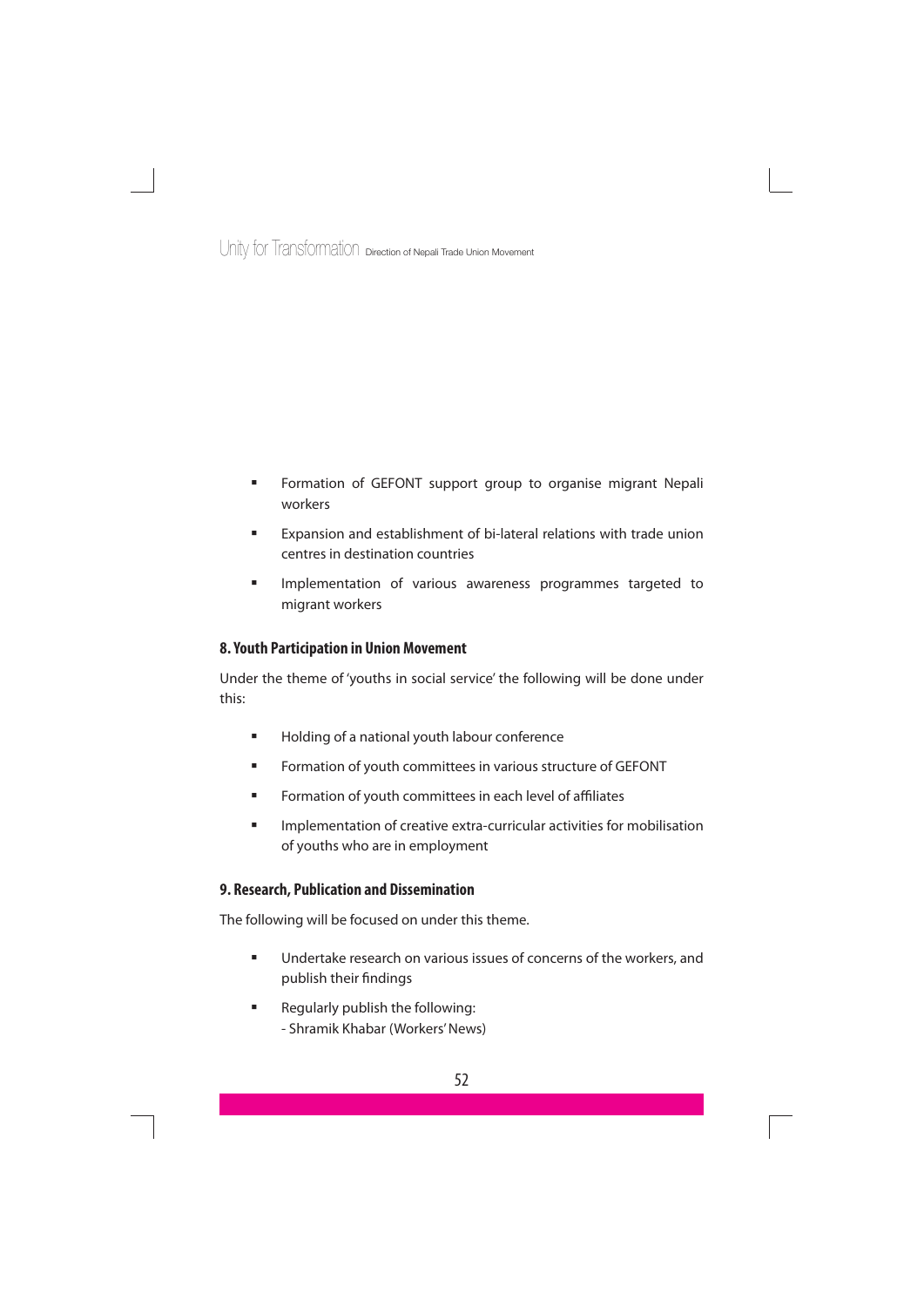- Formation of GEFONT support group to organise migrant Nepali workers
- Expansion and establishment of bi-lateral relations with trade union centres in destination countries
- Implementation of various awareness programmes targeted to migrant workers

## 8. Youth Participation in Union Movement

Under the theme of 'youths in social service' the following will be done under this:

- Holding of a national youth labour conference
- Formation of youth committees in various structure of GEFONT
- Formation of youth committees in each level of affiliates
- Implementation of creative extra-curricular activities for mobilisation of youths who are in employment

## 9. Research, Publication and Dissemination

The following will be focused on under this theme.

- Undertake research on various issues of concerns of the workers, and publish their findings
- Regularly publish the following:
  - Shramik Khabar (Workers' News)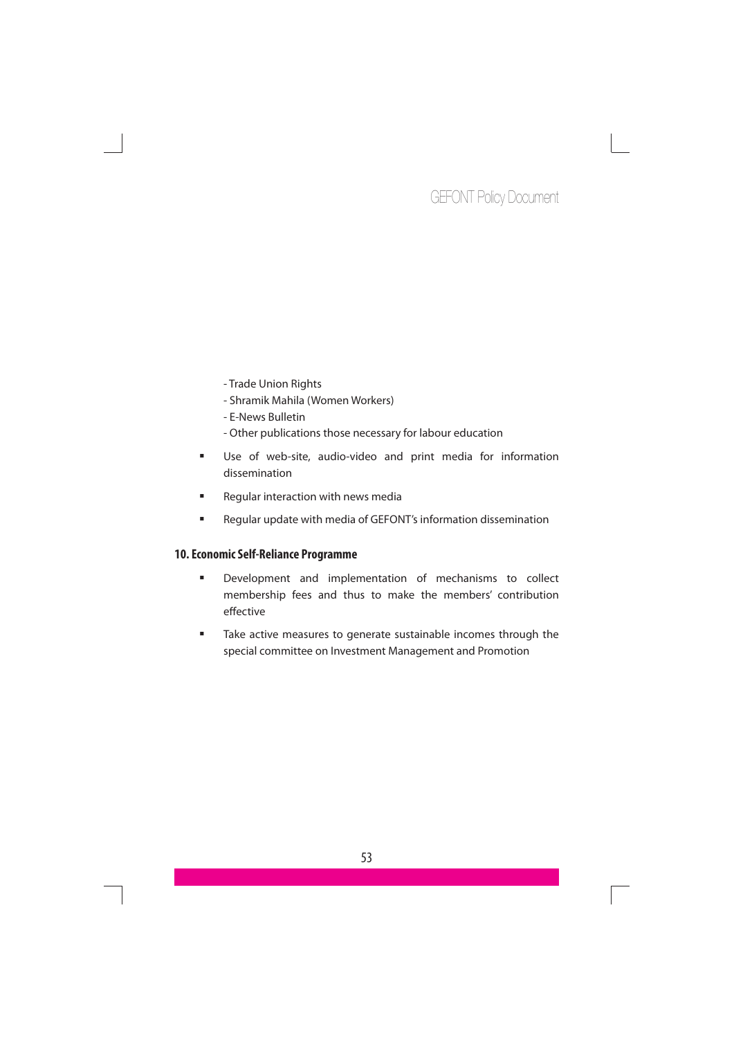- Trade Union Rights
- Shramik Mahila (Women Workers)
- E-News Bulletin
- Other publications those necessary for labour education

- Use of web-site, audio-video and print media for information dissemination
- Regular interaction with news media
- Regular update with media of GEFONT's information dissemination

### 10. Economic Self-Reliance Programme

- Development and implementation of mechanisms to collect membership fees and thus to make the members' contribution effective
- Take active measures to generate sustainable incomes through the special committee on Investment Management and Promotion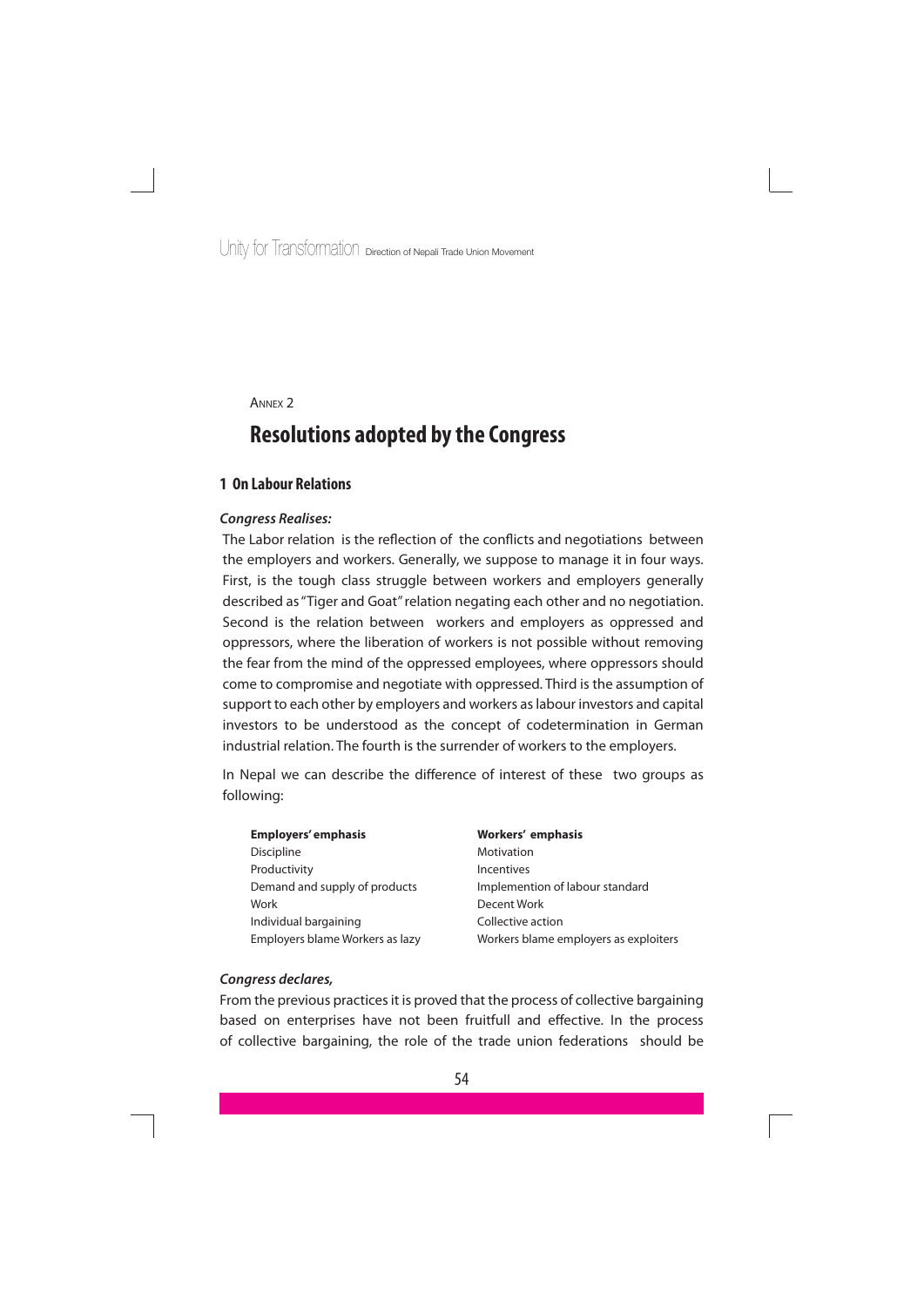Annex 2

# Resolutions adopted by the Congress

## 1 On Labour Relations

***Congress Realises:***

The Labor relation is the reflection of the conflicts and negotiations between the employers and workers. Generally, we suppose to manage it in four ways. First, is the tough class struggle between workers and employers generally described as "Tiger and Goat" relation negating each other and no negotiation. Second is the relation between workers and employers as oppressed and oppressors, where the liberation of workers is not possible without removing the fear from the mind of the oppressed employees, where oppressors should come to compromise and negotiate with oppressed. Third is the assumption of support to each other by employers and workers as labour investors and capital investors to be understood as the concept of codetermination in German industrial relation. The fourth is the surrender of workers to the employers.

In Nepal we can describe the difference of interest of these two groups as following:

| **Employers' emphasis** | **Workers' emphasis** |
|---|---|
| Discipline | Motivation |
| Productivity | Incentives |
| Demand and supply of products | Implemention of labour standard |
| Work | Decent Work |
| Individual bargaining | Collective action |
| Employers blame Workers as lazy | Workers blame employers as exploiters |

***Congress declares,***

From the previous practices it is proved that the process of collective bargaining based on enterprises have not been fruitfull and effective. In the process of collective bargaining, the role of the trade union federations should be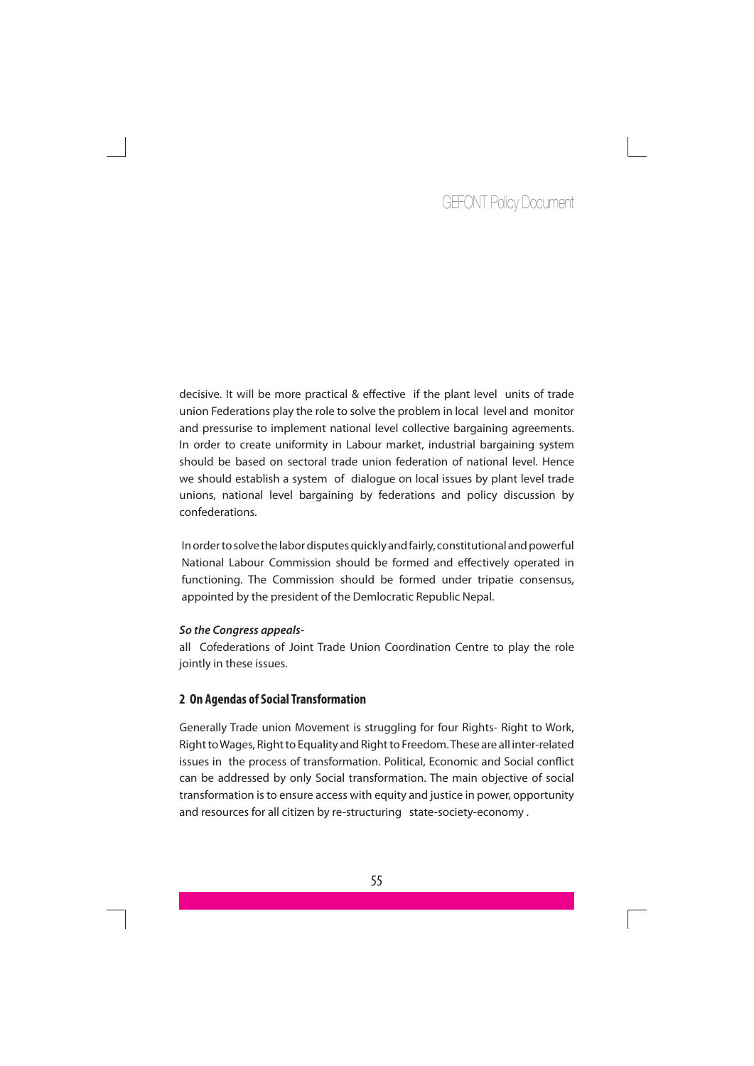decisive. It will be more practical & effective if the plant level units of trade union Federations play the role to solve the problem in local level and monitor and pressurise to implement national level collective bargaining agreements. In order to create uniformity in Labour market, industrial bargaining system should be based on sectoral trade union federation of national level. Hence we should establish a system of dialogue on local issues by plant level trade unions, national level bargaining by federations and policy discussion by confederations.

In order to solve the labor disputes quickly and fairly, constitutional and powerful National Labour Commission should be formed and effectively operated in functioning. The Commission should be formed under tripatie consensus, appointed by the president of the Demlocratic Republic Nepal.

***So the Congress appeals-***

all Cofederations of Joint Trade Union Coordination Centre to play the role jointly in these issues.

## 2 On Agendas of Social Transformation

Generally Trade union Movement is struggling for four Rights- Right to Work, Right to Wages, Right to Equality and Right to Freedom. These are all inter-related issues in the process of transformation. Political, Economic and Social conflict can be addressed by only Social transformation. The main objective of social transformation is to ensure access with equity and justice in power, opportunity and resources for all citizen by re-structuring state-society-economy .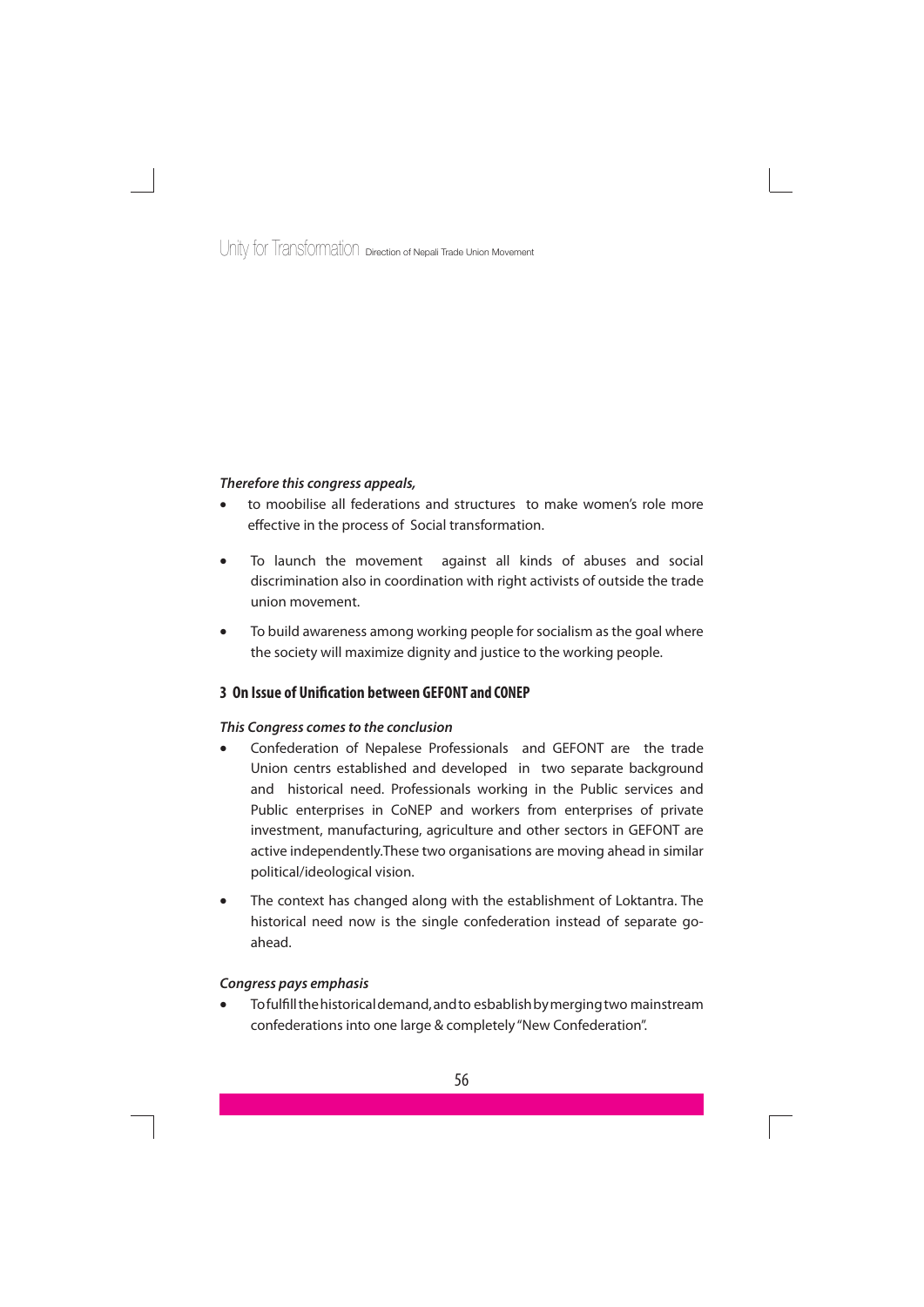***Therefore this congress appeals,***

- to moobilise all federations and structures to make women's role more effective in the process of Social transformation.
- To launch the movement against all kinds of abuses and social discrimination also in coordination with right activists of outside the trade union movement.
- To build awareness among working people for socialism as the goal where the society will maximize dignity and justice to the working people.

## 3 On Issue of Unification between GEFONT and CONEP

***This Congress comes to the conclusion***

- Confederation of Nepalese Professionals and GEFONT are the trade Union centrs established and developed in two separate background and historical need. Professionals working in the Public services and Public enterprises in CoNEP and workers from enterprises of private investment, manufacturing, agriculture and other sectors in GEFONT are active independently.These two organisations are moving ahead in similar political/ideological vision.
- The context has changed along with the establishment of Loktantra. The historical need now is the single confederation instead of separate go-ahead.

***Congress pays emphasis***

- To fulfill the historical demand, and to esbablish by merging two mainstream confederations into one large & completely "New Confederation".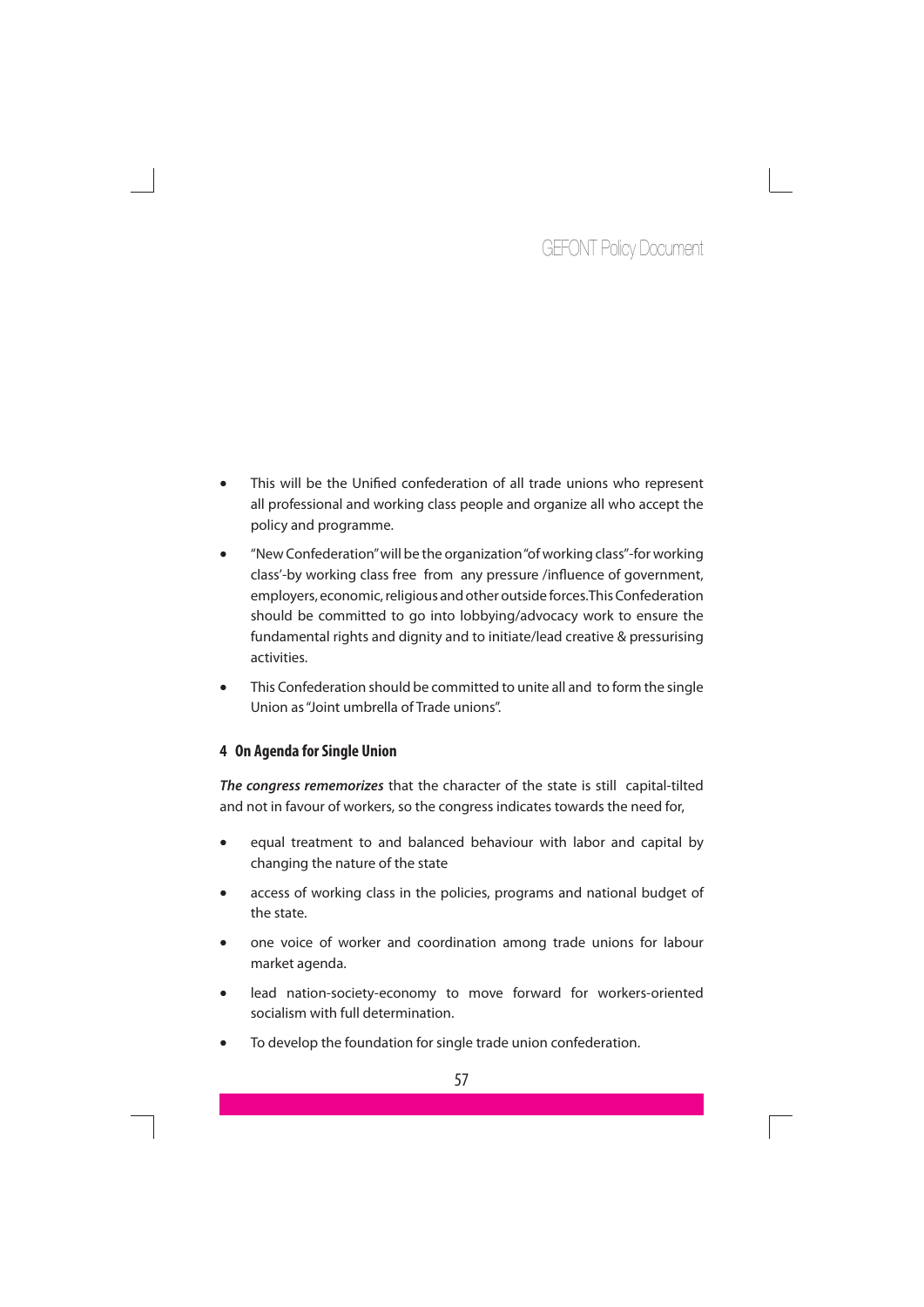- This will be the Unified confederation of all trade unions who represent all professional and working class people and organize all who accept the policy and programme.
- "New Confederation" will be the organization "of working class"-for working class'-by working class free from any pressure /influence of government, employers, economic, religious and other outside forces.This Confederation should be committed to go into lobbying/advocacy work to ensure the fundamental rights and dignity and to initiate/lead creative & pressurising activities.
- This Confederation should be committed to unite all and to form the single Union as "Joint umbrella of Trade unions".

## 4 On Agenda for Single Union

***The congress rememorizes*** that the character of the state is still capital-tilted and not in favour of workers, so the congress indicates towards the need for,

- equal treatment to and balanced behaviour with labor and capital by changing the nature of the state
- access of working class in the policies, programs and national budget of the state.
- one voice of worker and coordination among trade unions for labour market agenda.
- lead nation-society-economy to move forward for workers-oriented socialism with full determination.
- To develop the foundation for single trade union confederation.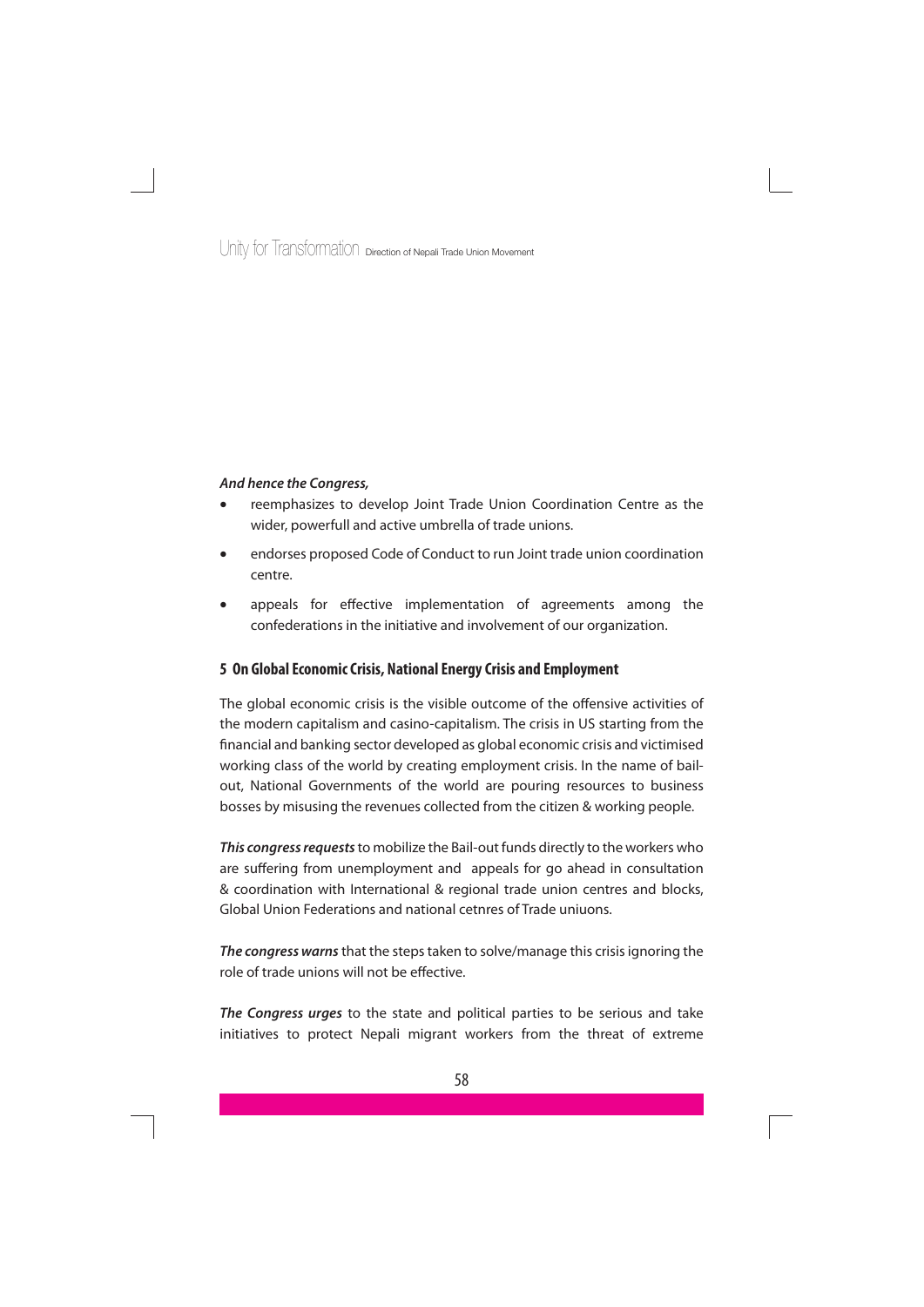***And hence the Congress,***

- reemphasizes to develop Joint Trade Union Coordination Centre as the wider, powerfull and active umbrella of trade unions.
- endorses proposed Code of Conduct to run Joint trade union coordination centre.
- appeals for effective implementation of agreements among the confederations in the initiative and involvement of our organization.

## 5 On Global Economic Crisis, National Energy Crisis and Employment

The global economic crisis is the visible outcome of the offensive activities of the modern capitalism and casino-capitalism. The crisis in US starting from the financial and banking sector developed as global economic crisis and victimised working class of the world by creating employment crisis. In the name of bail-out, National Governments of the world are pouring resources to business bosses by misusing the revenues collected from the citizen & working people.

***This congress requests*** to mobilize the Bail-out funds directly to the workers who are suffering from unemployment and appeals for go ahead in consultation & coordination with International & regional trade union centres and blocks, Global Union Federations and national cetnres of Trade uniuons.

***The congress warns*** that the steps taken to solve/manage this crisis ignoring the role of trade unions will not be effective.

***The Congress urges*** to the state and political parties to be serious and take initiatives to protect Nepali migrant workers from the threat of extreme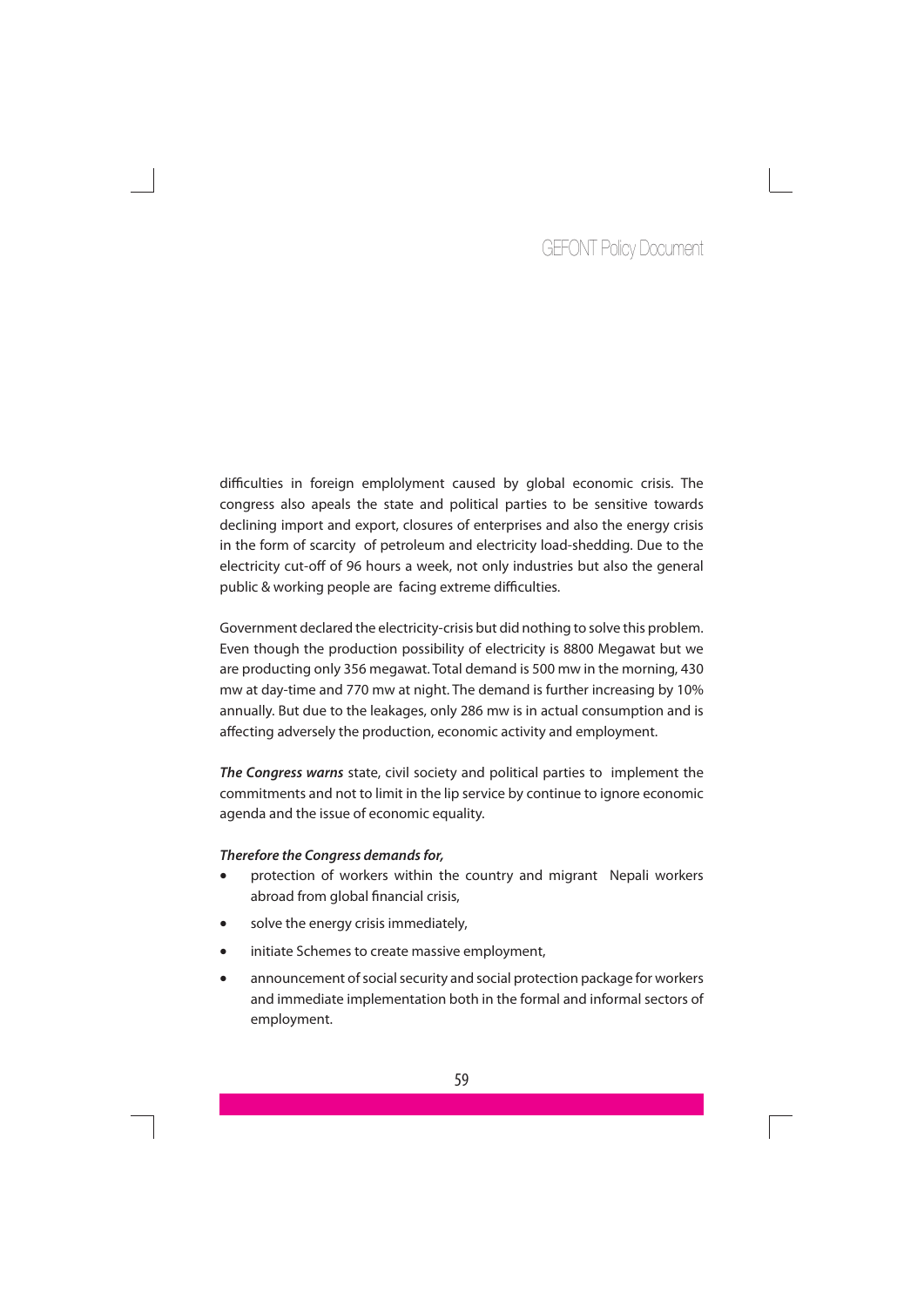difficulties in foreign emplolyment caused by global economic crisis. The congress also apeals the state and political parties to be sensitive towards declining import and export, closures of enterprises and also the energy crisis in the form of scarcity of petroleum and electricity load-shedding. Due to the electricity cut-off of 96 hours a week, not only industries but also the general public & working people are facing extreme difficulties.

Government declared the electricity-crisis but did nothing to solve this problem. Even though the production possibility of electricity is 8800 Megawat but we are producting only 356 megawat. Total demand is 500 mw in the morning, 430 mw at day-time and 770 mw at night. The demand is further increasing by 10% annually. But due to the leakages, only 286 mw is in actual consumption and is affecting adversely the production, economic activity and employment.

***The Congress warns*** state, civil society and political parties to implement the commitments and not to limit in the lip service by continue to ignore economic agenda and the issue of economic equality.

***Therefore the Congress demands for,***

- protection of workers within the country and migrant Nepali workers abroad from global financial crisis,
- solve the energy crisis immediately,
- initiate Schemes to create massive employment,
- announcement of social security and social protection package for workers and immediate implementation both in the formal and informal sectors of employment.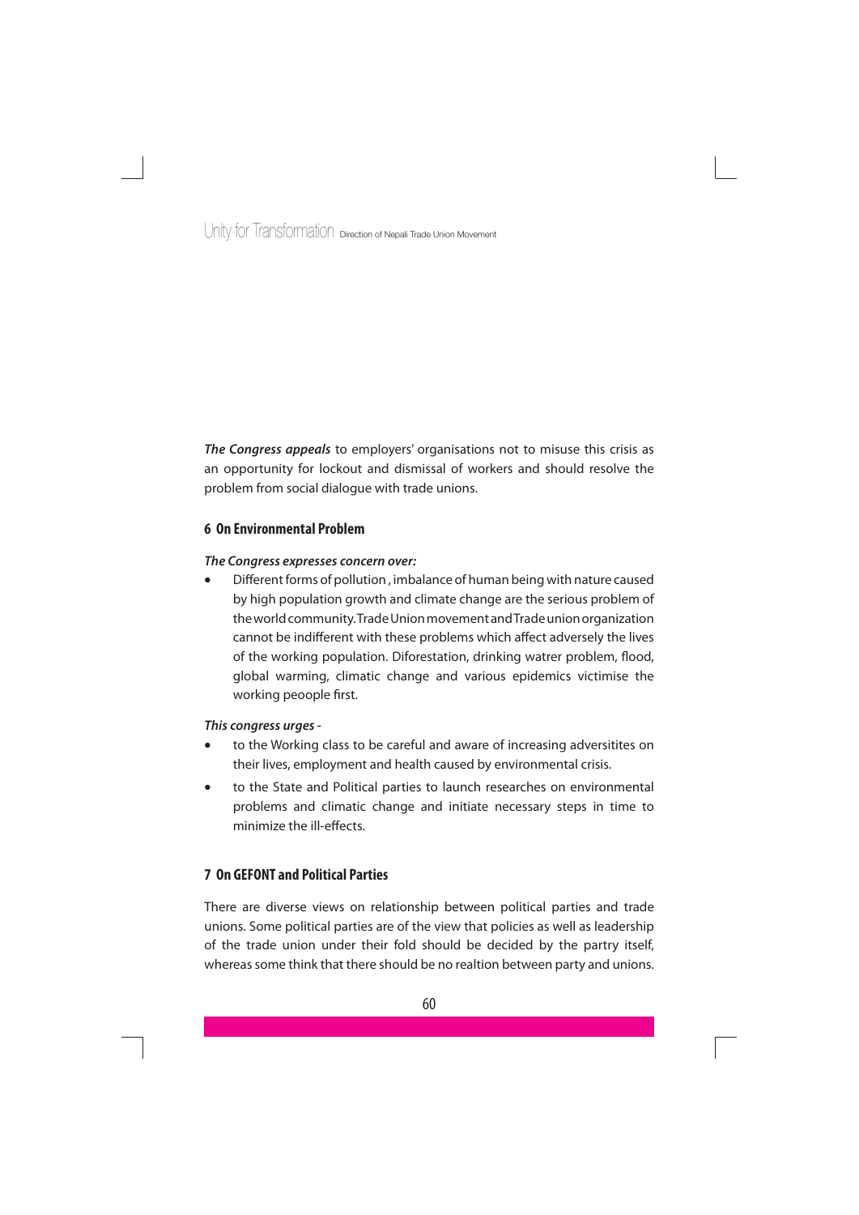***The Congress appeals*** to employers' organisations not to misuse this crisis as an opportunity for lockout and dismissal of workers and should resolve the problem from social dialogue with trade unions.

## 6 On Environmental Problem

***The Congress expresses concern over:***

- Different forms of pollution , imbalance of human being with nature caused by high population growth and climate change are the serious problem of the world community. Trade Union movement and Trade union organization cannot be indifferent with these problems which affect adversely the lives of the working population. Diforestation, drinking watrer problem, flood, global warming, climatic change and various epidemics victimise the working peoople first.

***This congress urges -***

- to the Working class to be careful and aware of increasing adversitites on their lives, employment and health caused by environmental crisis.
- to the State and Political parties to launch researches on environmental problems and climatic change and initiate necessary steps in time to minimize the ill-effects.

## 7 On GEFONT and Political Parties

There are diverse views on relationship between political parties and trade unions. Some political parties are of the view that policies as well as leadership of the trade union under their fold should be decided by the partry itself, whereas some think that there should be no realtion between party and unions.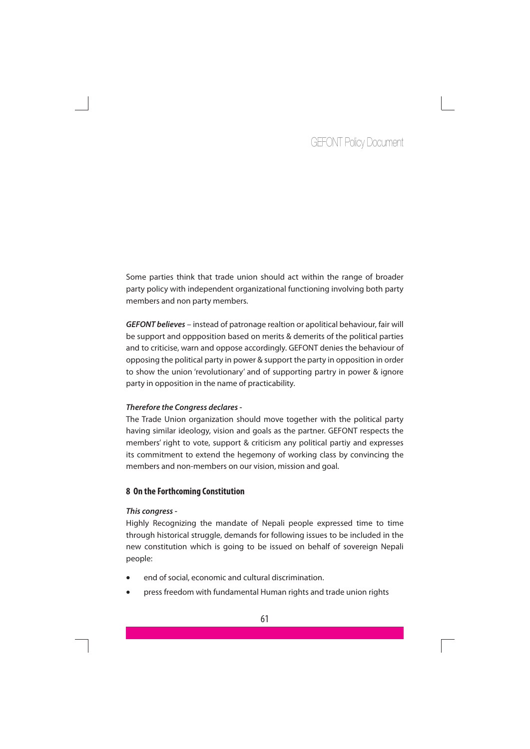Some parties think that trade union should act within the range of broader party policy with independent organizational functioning involving both party members and non party members.

***GEFONT believes*** – instead of patronage realtion or apolitical behaviour, fair will be support and oppposition based on merits & demerits of the political parties and to criticise, warn and oppose accordingly. GEFONT denies the behaviour of opposing the political party in power & support the party in opposition in order to show the union 'revolutionary' and of supporting partry in power & ignore party in opposition in the name of practicability.

***Therefore the Congress declares -***

The Trade Union organization should move together with the political party having similar ideology, vision and goals as the partner. GEFONT respects the members' right to vote, support & criticism any political partiy and expresses its commitment to extend the hegemony of working class by convincing the members and non-members on our vision, mission and goal.

## 8 On the Forthcoming Constitution

***This congress -***

Highly Recognizing the mandate of Nepali people expressed time to time through historical struggle, demands for following issues to be included in the new constitution which is going to be issued on behalf of sovereign Nepali people:

- end of social, economic and cultural discrimination.
- press freedom with fundamental Human rights and trade union rights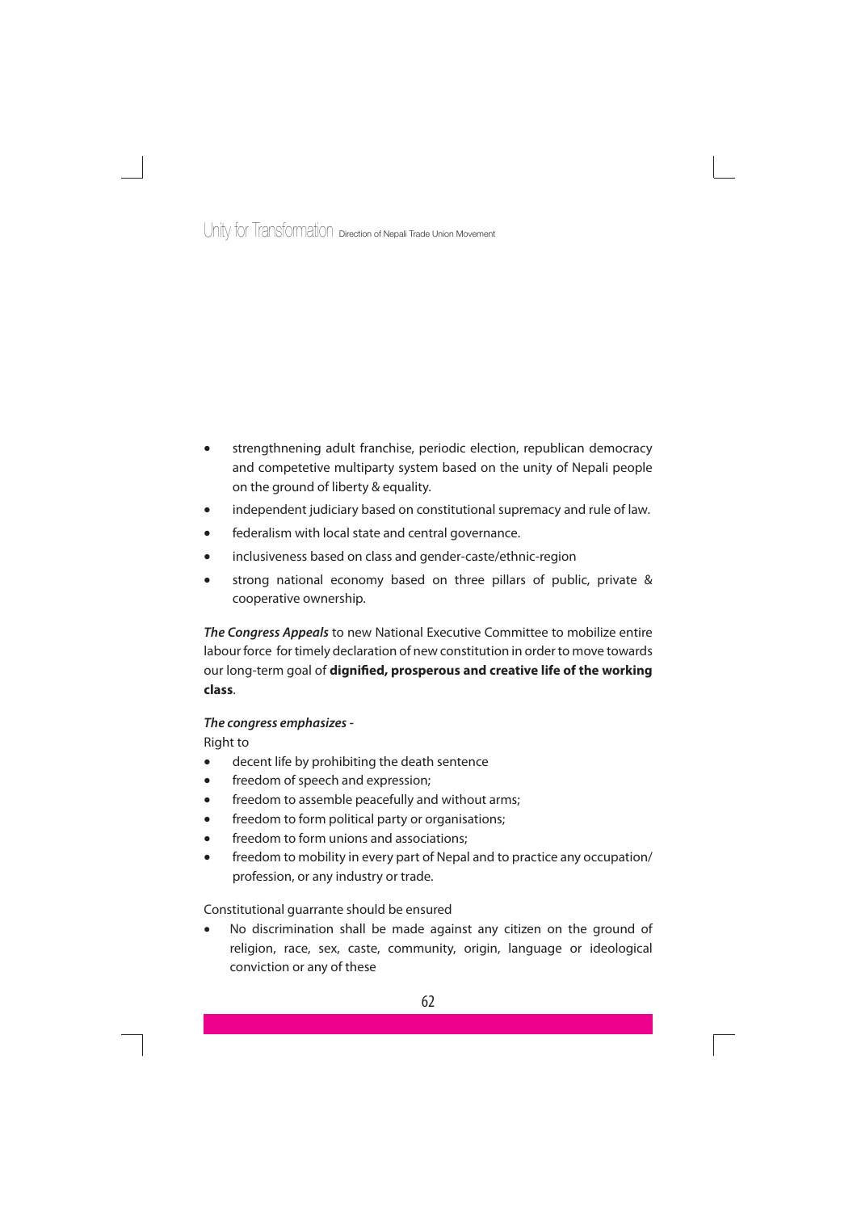- strengthnening adult franchise, periodic election, republican democracy and competetive multiparty system based on the unity of Nepali people on the ground of liberty & equality.
- independent judiciary based on constitutional supremacy and rule of law.
- federalism with local state and central governance.
- inclusiveness based on class and gender-caste/ethnic-region
- strong national economy based on three pillars of public, private & cooperative ownership.

***The Congress Appeals*** to new National Executive Committee to mobilize entire labour force for timely declaration of new constitution in order to move towards our long-term goal of **dignified, prosperous and creative life of the working class**.

***The congress emphasizes -***

Right to

- decent life by prohibiting the death sentence
- freedom of speech and expression;
- freedom to assemble peacefully and without arms;
- freedom to form political party or organisations;
- freedom to form unions and associations;
- freedom to mobility in every part of Nepal and to practice any occupation/ profession, or any industry or trade.

Constitutional guarrante should be ensured

- No discrimination shall be made against any citizen on the ground of religion, race, sex, caste, community, origin, language or ideological conviction or any of these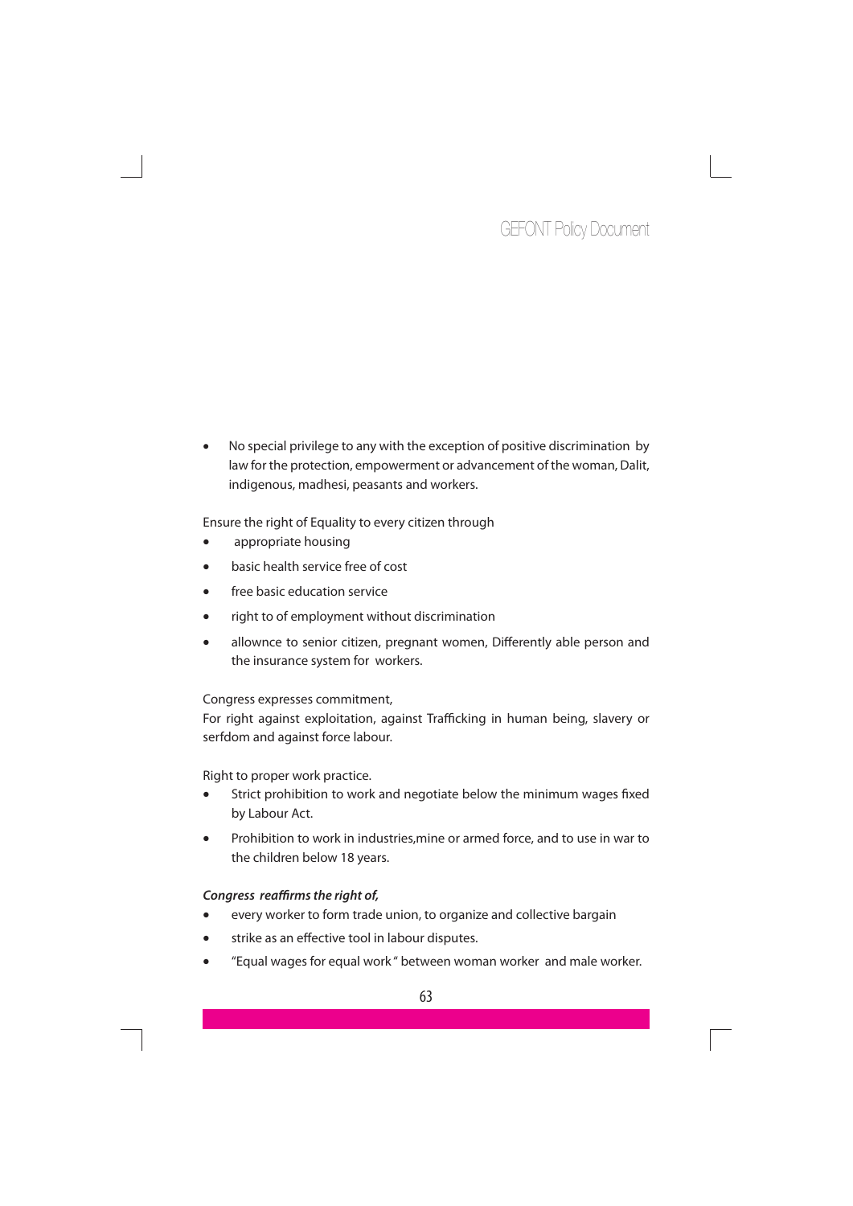- No special privilege to any with the exception of positive discrimination by law for the protection, empowerment or advancement of the woman, Dalit, indigenous, madhesi, peasants and workers.

Ensure the right of Equality to every citizen through

- appropriate housing
- basic health service free of cost
- free basic education service
- right to of employment without discrimination
- allownce to senior citizen, pregnant women, Differently able person and the insurance system for workers.

Congress expresses commitment,
For right against exploitation, against Trafficking in human being, slavery or serfdom and against force labour.

Right to proper work practice.

- Strict prohibition to work and negotiate below the minimum wages fixed by Labour Act.
- Prohibition to work in industries,mine or armed force, and to use in war to the children below 18 years.

***Congress reaffirms the right of,***

- every worker to form trade union, to organize and collective bargain
- strike as an effective tool in labour disputes.
- "Equal wages for equal work " between woman worker and male worker.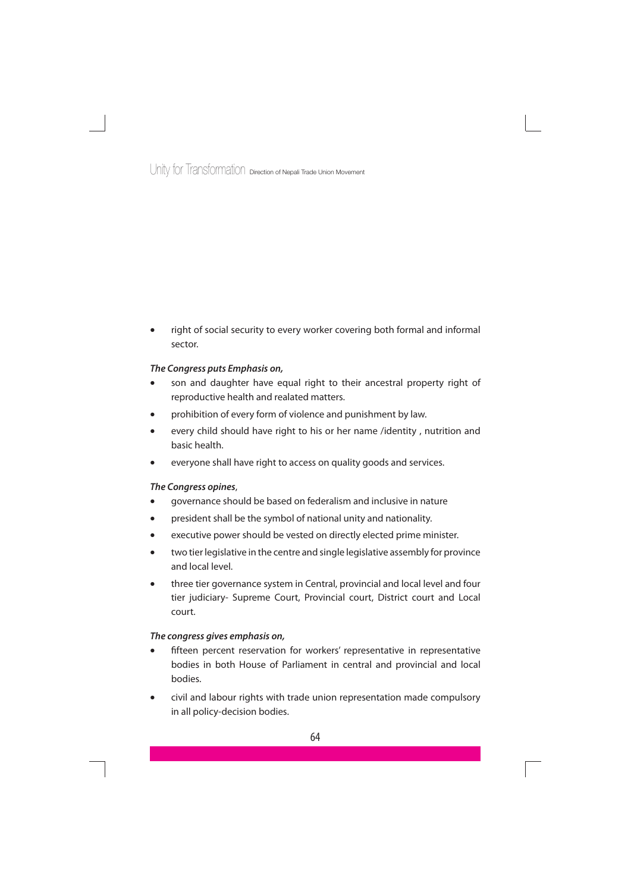- right of social security to every worker covering both formal and informal sector.

***The Congress puts Emphasis on,***

- son and daughter have equal right to their ancestral property right of reproductive health and realated matters.
- prohibition of every form of violence and punishment by law.
- every child should have right to his or her name /identity , nutrition and basic health.
- everyone shall have right to access on quality goods and services.

***The Congress opines*,**

- governance should be based on federalism and inclusive in nature
- president shall be the symbol of national unity and nationality.
- executive power should be vested on directly elected prime minister.
- two tier legislative in the centre and single legislative assembly for province and local level.
- three tier governance system in Central, provincial and local level and four tier judiciary- Supreme Court, Provincial court, District court and Local court.

***The congress gives emphasis on,***

- fifteen percent reservation for workers' representative in representative bodies in both House of Parliament in central and provincial and local bodies.
- civil and labour rights with trade union representation made compulsory in all policy-decision bodies.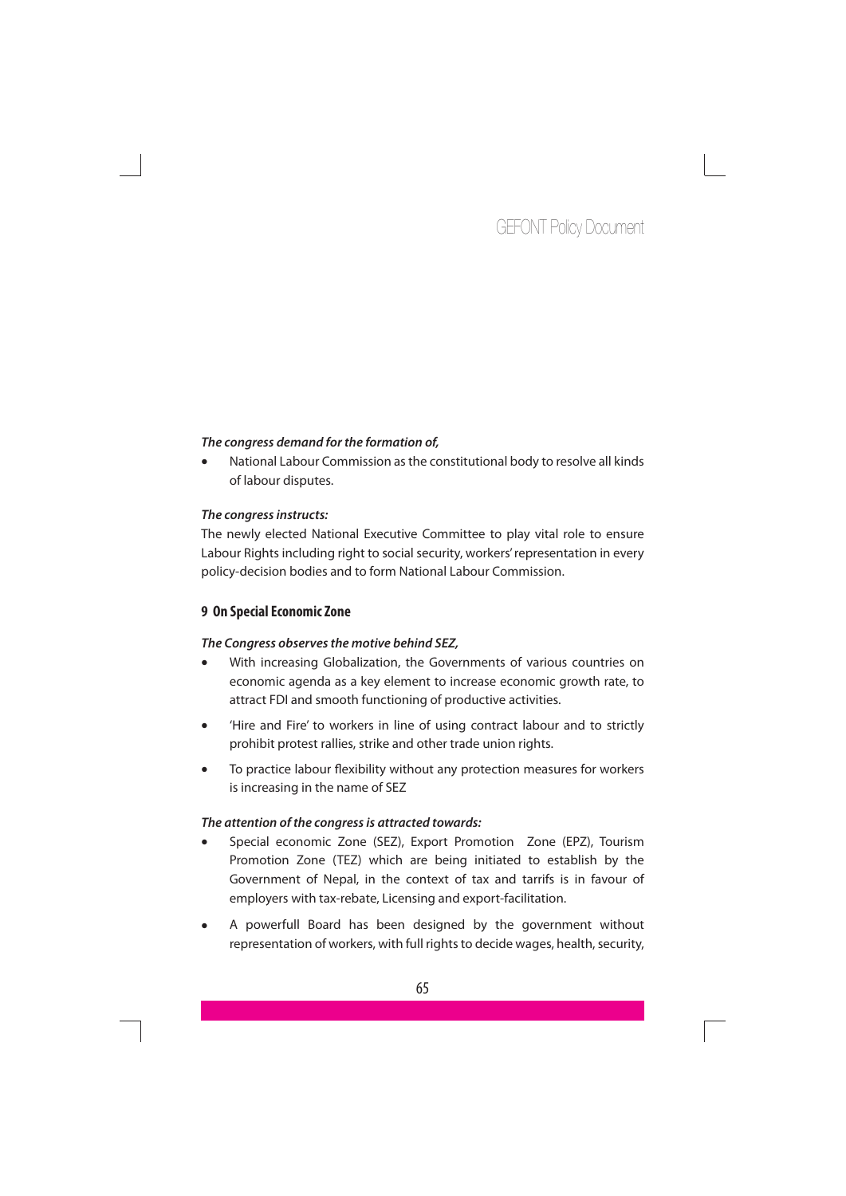***The congress demand for the formation of,***

- National Labour Commission as the constitutional body to resolve all kinds of labour disputes.

***The congress instructs:***

The newly elected National Executive Committee to play vital role to ensure Labour Rights including right to social security, workers' representation in every policy-decision bodies and to form National Labour Commission.

## 9 On Special Economic Zone

***The Congress observes the motive behind SEZ,***

- With increasing Globalization, the Governments of various countries on economic agenda as a key element to increase economic growth rate, to attract FDI and smooth functioning of productive activities.
- 'Hire and Fire' to workers in line of using contract labour and to strictly prohibit protest rallies, strike and other trade union rights.
- To practice labour flexibility without any protection measures for workers is increasing in the name of SEZ

***The attention of the congress is attracted towards:***

- Special economic Zone (SEZ), Export Promotion Zone (EPZ), Tourism Promotion Zone (TEZ) which are being initiated to establish by the Government of Nepal, in the context of tax and tarrifs is in favour of employers with tax-rebate, Licensing and export-facilitation.
- A powerfull Board has been designed by the government without representation of workers, with full rights to decide wages, health, security,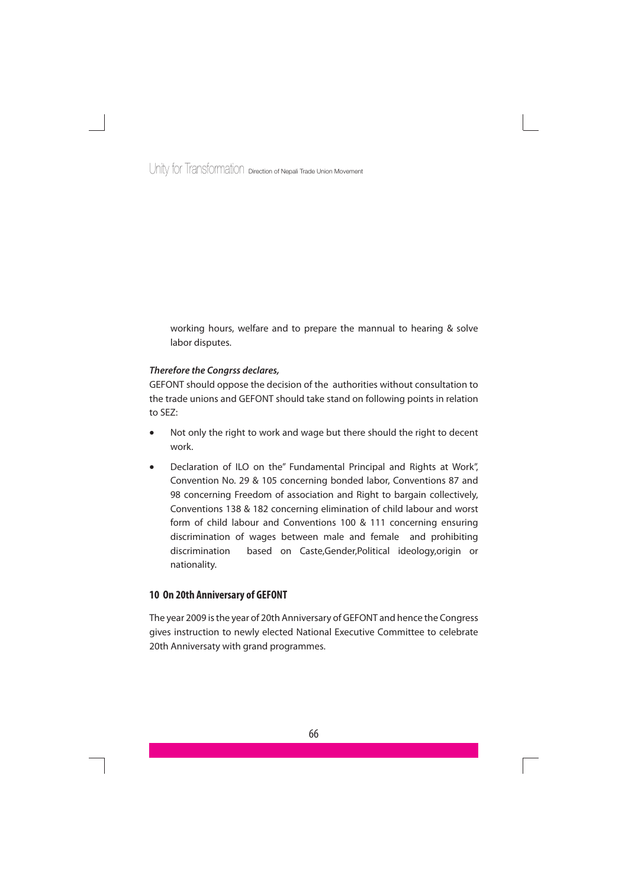working hours, welfare and to prepare the mannual to hearing & solve labor disputes.

***Therefore the Congrss declares,***

GEFONT should oppose the decision of the authorities without consultation to the trade unions and GEFONT should take stand on following points in relation to SEZ:

- Not only the right to work and wage but there should the right to decent work.
- Declaration of ILO on the" Fundamental Principal and Rights at Work", Convention No. 29 & 105 concerning bonded labor, Conventions 87 and 98 concerning Freedom of association and Right to bargain collectively, Conventions 138 & 182 concerning elimination of child labour and worst form of child labour and Conventions 100 & 111 concerning ensuring discrimination of wages between male and female and prohibiting discrimination based on Caste,Gender,Political ideology,origin or nationality.

## 10 On 20th Anniversary of GEFONT

The year 2009 is the year of 20th Anniversary of GEFONT and hence the Congress gives instruction to newly elected National Executive Committee to celebrate 20th Anniversaty with grand programmes.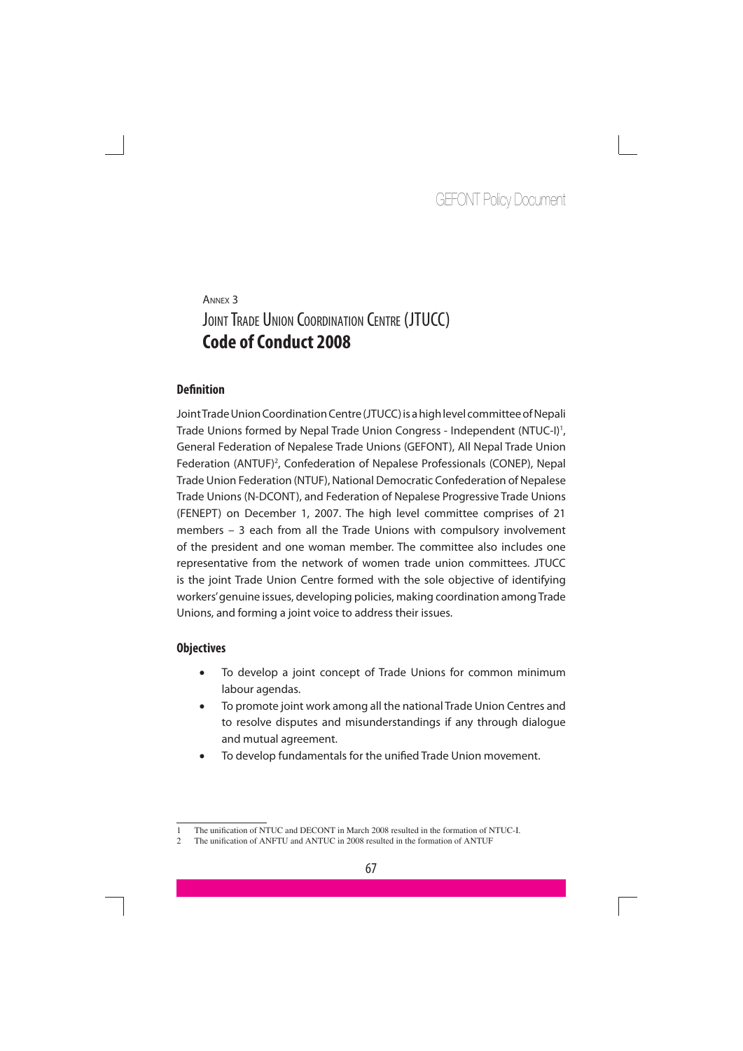Annex 3

# Joint Trade Union Coordination Centre (JTUCC) Code of Conduct 2008

## Definition

Joint Trade Union Coordination Centre (JTUCC) is a high level committee of Nepali Trade Unions formed by Nepal Trade Union Congress - Independent (NTUC-I)[1], General Federation of Nepalese Trade Unions (GEFONT), All Nepal Trade Union Federation (ANTUF)[2], Confederation of Nepalese Professionals (CONEP), Nepal Trade Union Federation (NTUF), National Democratic Confederation of Nepalese Trade Unions (N-DCONT), and Federation of Nepalese Progressive Trade Unions (FENEPT) on December 1, 2007. The high level committee comprises of 21 members – 3 each from all the Trade Unions with compulsory involvement of the president and one woman member. The committee also includes one representative from the network of women trade union committees. JTUCC is the joint Trade Union Centre formed with the sole objective of identifying workers' genuine issues, developing policies, making coordination among Trade Unions, and forming a joint voice to address their issues.

## Objectives

- To develop a joint concept of Trade Unions for common minimum labour agendas.
- To promote joint work among all the national Trade Union Centres and to resolve disputes and misunderstandings if any through dialogue and mutual agreement.
- To develop fundamentals for the unified Trade Union movement.

---

1 The unification of NTUC and DECONT in March 2008 resulted in the formation of NTUC-I.

2 The unification of ANFTU and ANTUC in 2008 resulted in the formation of ANTUF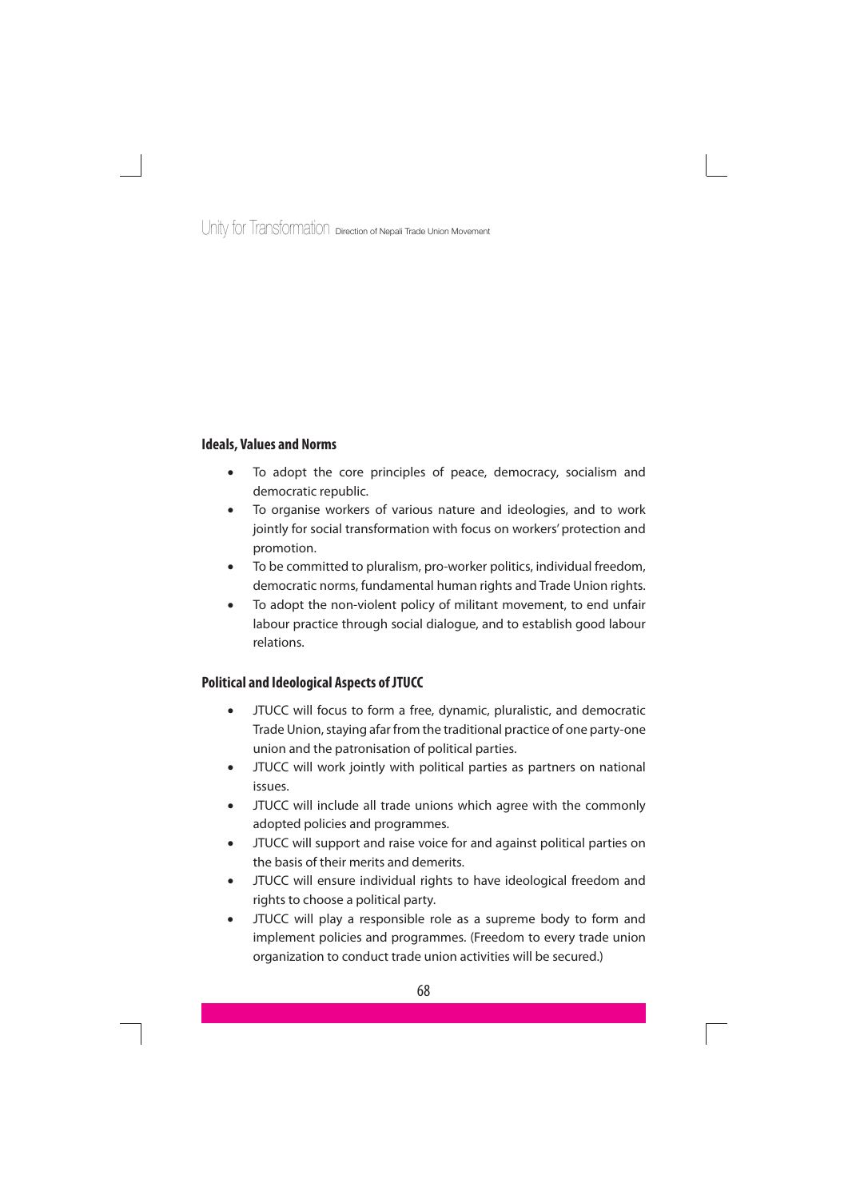### Ideals, Values and Norms

- To adopt the core principles of peace, democracy, socialism and democratic republic.
- To organise workers of various nature and ideologies, and to work jointly for social transformation with focus on workers' protection and promotion.
- To be committed to pluralism, pro-worker politics, individual freedom, democratic norms, fundamental human rights and Trade Union rights.
- To adopt the non-violent policy of militant movement, to end unfair labour practice through social dialogue, and to establish good labour relations.

### Political and Ideological Aspects of JTUCC

- JTUCC will focus to form a free, dynamic, pluralistic, and democratic Trade Union, staying afar from the traditional practice of one party-one union and the patronisation of political parties.
- JTUCC will work jointly with political parties as partners on national issues.
- JTUCC will include all trade unions which agree with the commonly adopted policies and programmes.
- JTUCC will support and raise voice for and against political parties on the basis of their merits and demerits.
- JTUCC will ensure individual rights to have ideological freedom and rights to choose a political party.
- JTUCC will play a responsible role as a supreme body to form and implement policies and programmes. (Freedom to every trade union organization to conduct trade union activities will be secured.)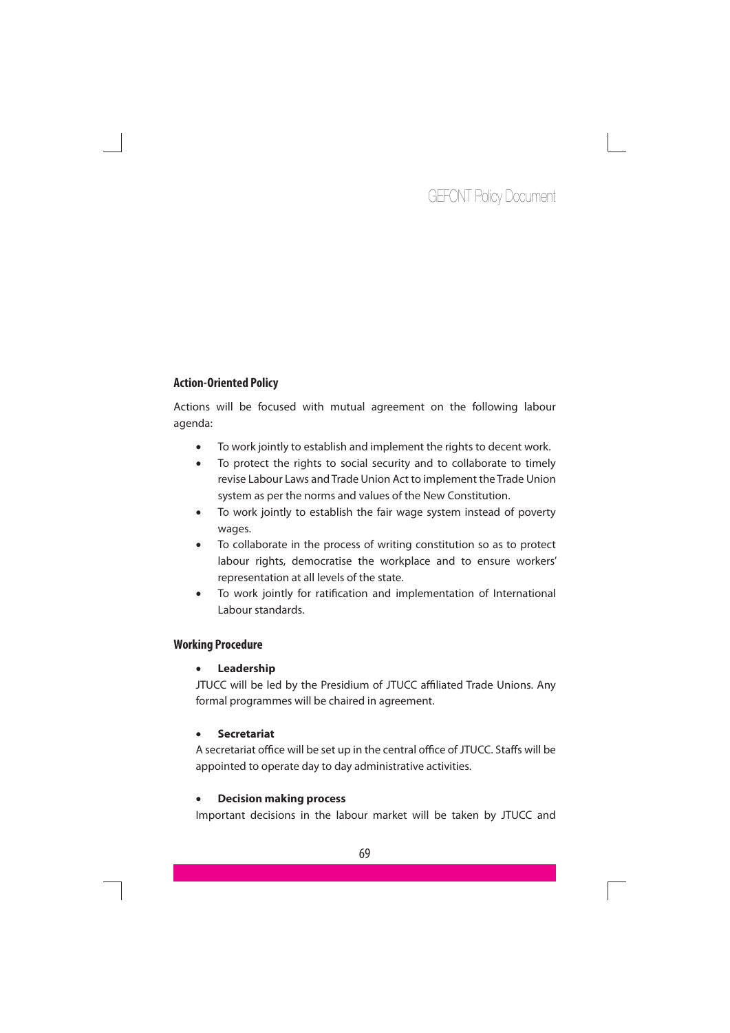### Action-Oriented Policy

Actions will be focused with mutual agreement on the following labour agenda:

- To work jointly to establish and implement the rights to decent work.
- To protect the rights to social security and to collaborate to timely revise Labour Laws and Trade Union Act to implement the Trade Union system as per the norms and values of the New Constitution.
- To work jointly to establish the fair wage system instead of poverty wages.
- To collaborate in the process of writing constitution so as to protect labour rights, democratise the workplace and to ensure workers' representation at all levels of the state.
- To work jointly for ratification and implementation of International Labour standards.

### Working Procedure

- **Leadership**

JTUCC will be led by the Presidium of JTUCC affiliated Trade Unions. Any formal programmes will be chaired in agreement.

- **Secretariat**

A secretariat office will be set up in the central office of JTUCC. Staffs will be appointed to operate day to day administrative activities.

- **Decision making process**

Important decisions in the labour market will be taken by JTUCC and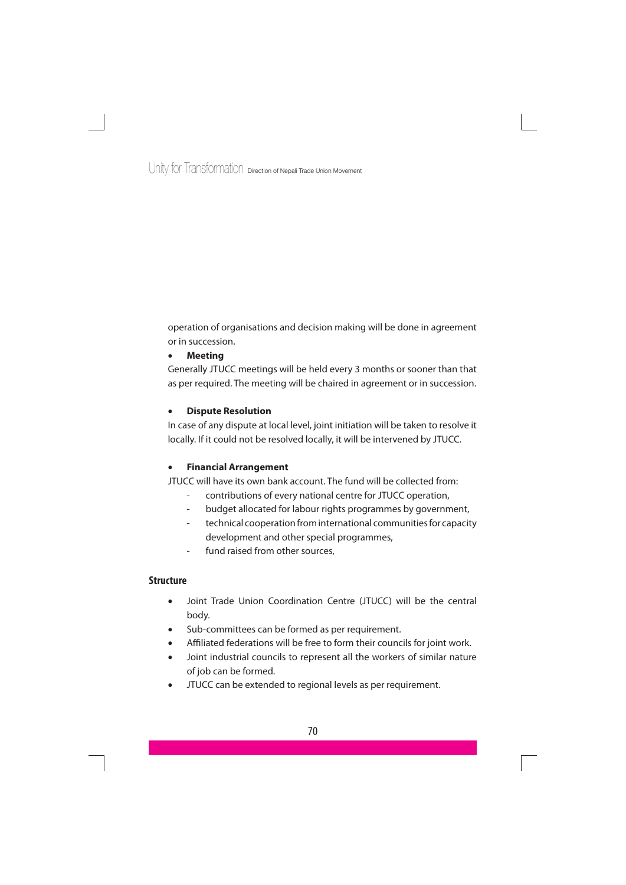operation of organisations and decision making will be done in agreement or in succession.

- **Meeting**

Generally JTUCC meetings will be held every 3 months or sooner than that as per required. The meeting will be chaired in agreement or in succession.

- **Dispute Resolution**

In case of any dispute at local level, joint initiation will be taken to resolve it locally. If it could not be resolved locally, it will be intervened by JTUCC.

- **Financial Arrangement**

JTUCC will have its own bank account. The fund will be collected from:

  - contributions of every national centre for JTUCC operation,
  - budget allocated for labour rights programmes by government,
  - technical cooperation from international communities for capacity development and other special programmes,
  - fund raised from other sources,

## Structure

- Joint Trade Union Coordination Centre (JTUCC) will be the central body.
- Sub-committees can be formed as per requirement.
- Affiliated federations will be free to form their councils for joint work.
- Joint industrial councils to represent all the workers of similar nature of job can be formed.
- JTUCC can be extended to regional levels as per requirement.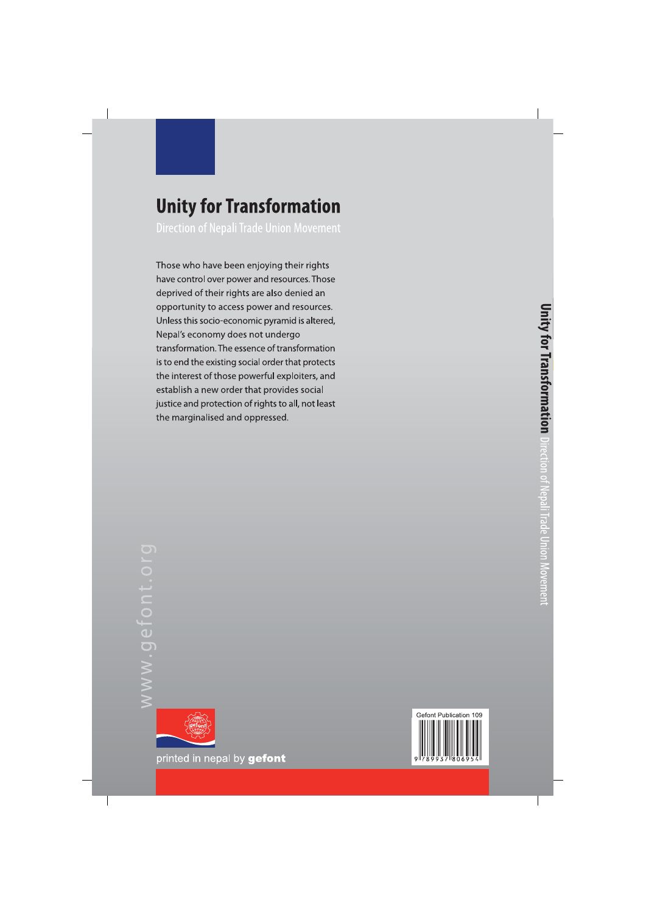# Unity for Transformation

## Direction of Nepali Trade Union Movement

Those who have been enjoying their rights have control over power and resources. Those deprived of their rights are also denied an opportunity to access power and resources. Unless this socio-economic pyramid is altered, Nepal's economy does not undergo transformation. The essence of transformation is to end the existing social order that protects the interest of those powerful exploiters, and establish a new order that provides social justice and protection of rights to all, not least the marginalised and oppressed.

www.gefont.org

printed in nepal by **gefont**

Gefont Publication 109

9 789937 806954

**Unity for Transformation** Direction of Nepali Trade Union Movement